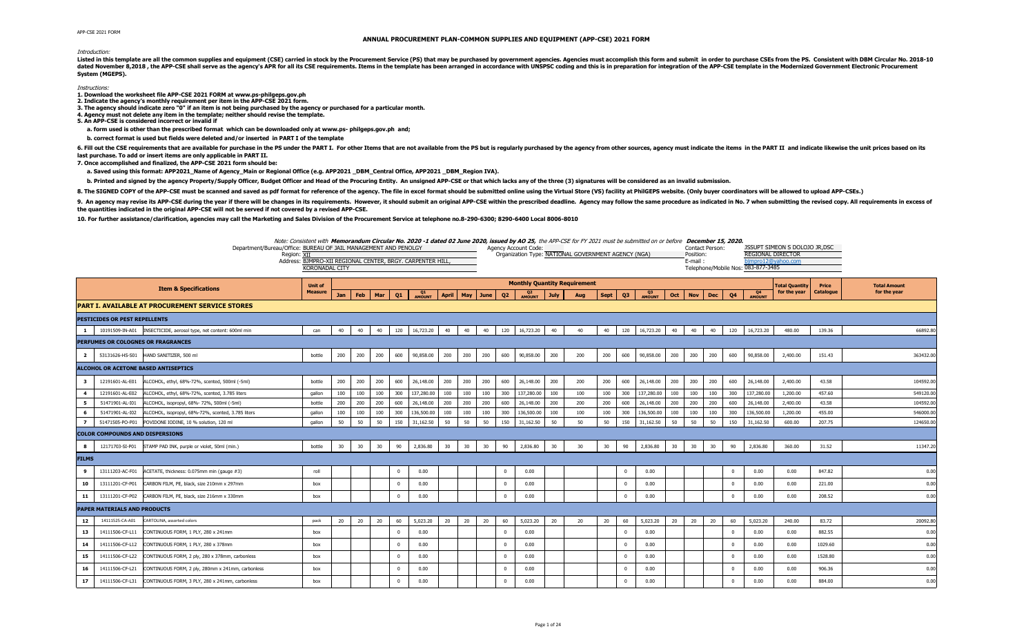APP-CSE 2021 FORM

# ANNUAL PROCUREMENT PLAN-COMMON SUPPLIES AND EQUIPMENT (APP-CSE) 2021 FORM

*Introduction:*

Listed in this template are all the common supplies and equipment (CSE) carried in stock by the Procurement Service (PS) that may be purchased by government agencies. Agencies must accomplish this form and submit in order to purchase CSEs from the PS. Consistent with DBM Circular No. 2018-10 dated November 8,2018 , the APP-CSE shall serve as the agency's APR for all its CSE requirements. Items in the template has been arranged in accordance with UNSPSC coding and this is in preparation for integration of the APP-CSE template in the Modernized Government Electronic Procurement System (MGEPS).

*Instructions:*

**1. Download the worksheet file APP-CSE 2021 FORM at www.ps-philgeps.gov.ph**
**2. Indicate the agency's monthly requirement per item in the APP-CSE 2021 form.**
**3. The agency should indicate zero "0" if an item is not being purchased by the agency or purchased for a particular month.**
**4. Agency must not delete any item in the template; neither should revise the template.**
**5. An APP-CSE is considered incorrect or invalid if**

**a. form used is other than the prescribed format which can be downloaded only at www.ps- philgeps.gov.ph and;**

**b. correct format is used but fields were deleted and/or inserted in PART I of the template**

**6. Fill out the CSE requirements that are available for purchase in the PS under the PART I. For other Items that are not available from the PS but is regularly purchased by the agency from other sources, agency must indicate the items in the PART II and indicate likewise the unit prices based on its last purchase. To add or insert items are only applicable in PART II.**

**7. Once accomplished and finalized, the APP-CSE 2021 form should be:**

**a. Saved using this format: APP2021_Name of Agency_Main or Regional Office (e.g. APP2021 _DBM_Central Office, APP2021 _DBM_Region IVA).**

**b. Printed and signed by the agency Property/Supply Officer, Budget Officer and Head of the Procuring Entity. An unsigned APP-CSE or that which lacks any of the three (3) signatures will be considered as an invalid submission.**

**8. The SIGNED COPY of the APP-CSE must be scanned and saved as pdf format for reference of the agency. The file in excel format should be submitted online using the Virtual Store (VS) facility at PhilGEPS website. (Only buyer coordinators will be allowed to upload APP-CSEs.)**

**9. An agency may revise its APP-CSE during the year if there will be changes in its requirements. However, it should submit an original APP-CSE within the prescribed deadline. Agency may follow the same procedure as indicated in No. 7 when submitting the revised copy. All requirements in excess of the quantities indicated in the original APP-CSE will not be served if not covered by a revised APP-CSE.**

**10. For further assistance/clarification, agencies may call the Marketing and Sales Division of the Procurement Service at telephone no.8-290-6300; 8290-6400 Local 8006-8010**

*Note: Consistent with **Memorandum Circular No. 2020 -1 dated 02 June 2020, issued by AO 25**, the APP-CSE for FY 2021 must be submitted on or before **December 15, 2020.***

Department/Bureau/Office: BUREAU OF JAIL MANAGEMENT AND PENOLOGY
Region: XII
Address: BJMPRO-XII REGIONAL CENTER, BRGY. CARPENTER HILL, KORONADAL CITY

Agency Account Code:
Organization Type: NATIONAL GOVERNMENT AGENCY (NGA)

Contact Person: JSSUPT SIMEON S DOLOJO JR,DSC
Position: REGIONAL DIRECTOR
E-mail : bjmpro12@yahoo.com
Telephone/Mobile Nos: 083-877-3485

| | | Item & Specifications | Unit of Measure | Jan | Feb | Mar | Q1 | Q1 AMOUNT | April | May | June | Q2 | Q2 AMOUNT | July | Aug | Sept | Q3 | Q3 AMOUNT | Oct | Nov | Dec | Q4 | Q4 AMOUNT | Total Quantity for the year | Price Catalogue | Total Amount for the year |
|---|---|---|---|---|---|---|---|---|---|---|---|---|---|---|---|---|---|---|---|---|---|---|---|---|---|---|
| **PART I. AVAILABLE AT PROCUREMENT SERVICE STORES** | | | | | | | | | | | | | | | | | | | | | | | | | | |
| **PESTICIDES OR PEST REPELLENTS** | | | | | | | | | | | | | | | | | | | | | | | | | | |
| 1 | 10191509-IN-A01 | INSECTICIDE, aerosol type, net content: 600ml min | can | 40 | 40 | 40 | 120 | 16,723.20 | 40 | 40 | 40 | 120 | 16,723.20 | 40 | 40 | 40 | 120 | 16,723.20 | 40 | 40 | 40 | 120 | 16,723.20 | 480.00 | 139.36 | 66892.80 |
| **PERFUMES OR COLOGNES OR FRAGRANCES** | | | | | | | | | | | | | | | | | | | | | | | | | | |
| 2 | 53131626-HS-S01 | HAND SANITIZER, 500 ml | bottle | 200 | 200 | 200 | 600 | 90,858.00 | 200 | 200 | 200 | 600 | 90,858.00 | 200 | 200 | 200 | 600 | 90,858.00 | 200 | 200 | 200 | 600 | 90,858.00 | 2,400.00 | 151.43 | 363432.00 |
| **ALCOHOL OR ACETONE BASED ANTISEPTICS** | | | | | | | | | | | | | | | | | | | | | | | | | | |
| 3 | 12191601-AL-E01 | ALCOHOL, ethyl, 68%-72%, scented, 500ml (-5ml) | bottle | 200 | 200 | 200 | 600 | 26,148.00 | 200 | 200 | 200 | 600 | 26,148.00 | 200 | 200 | 200 | 600 | 26,148.00 | 200 | 200 | 200 | 600 | 26,148.00 | 2,400.00 | 43.58 | 104592.00 |
| 4 | 12191601-AL-E02 | ALCOHOL, ethyl, 68%-72%, scented, 3.785 liters | gallon | 100 | 100 | 100 | 300 | 137,280.00 | 100 | 100 | 100 | 300 | 137,280.00 | 100 | 100 | 100 | 300 | 137,280.00 | 100 | 100 | 100 | 300 | 137,280.00 | 1,200.00 | 457.60 | 549120.00 |
| 5 | 51471901-AL-I01 | ALCOHOL, isopropyl, 68%- 72%, 500ml (-5ml) | bottle | 200 | 200 | 200 | 600 | 26,148.00 | 200 | 200 | 200 | 600 | 26,148.00 | 200 | 200 | 200 | 600 | 26,148.00 | 200 | 200 | 200 | 600 | 26,148.00 | 2,400.00 | 43.58 | 104592.00 |
| 6 | 51471901-AL-I02 | ALCOHOL, isopropyl, 68%-72%, scented, 3.785 liters | gallon | 100 | 100 | 100 | 300 | 136,500.00 | 100 | 100 | 100 | 300 | 136,500.00 | 100 | 100 | 100 | 300 | 136,500.00 | 100 | 100 | 100 | 300 | 136,500.00 | 1,200.00 | 455.00 | 546000.00 |
| 7 | 51471505-PO-P01 | POVIDONE IODINE, 10 % solution, 120 ml | gallon | 50 | 50 | 50 | 150 | 31,162.50 | 50 | 50 | 50 | 150 | 31,162.50 | 50 | 50 | 50 | 150 | 31,162.50 | 50 | 50 | 50 | 150 | 31,162.50 | 600.00 | 207.75 | 124650.00 |
| **COLOR COMPOUNDS AND DISPERSIONS** | | | | | | | | | | | | | | | | | | | | | | | | | | |
| 8 | 12171703-SI-P01 | STAMP PAD INK, purple or violet, 50ml (min.) | bottle | 30 | 30 | 30 | 90 | 2,836.80 | 30 | 30 | 30 | 90 | 2,836.80 | 30 | 30 | 30 | 90 | 2,836.80 | 30 | 30 | 30 | 90 | 2,836.80 | 360.00 | 31.52 | 11347.20 |
| **FILMS** | | | | | | | | | | | | | | | | | | | | | | | | | | |
| 9 | 13111203-AC-F01 | ACETATE, thickness: 0.075mm min (gauge #3) | roll | | | | 0 | 0.00 | | | | 0 | 0.00 | | | | 0 | 0.00 | | | | 0 | 0.00 | 0.00 | 847.82 | 0.00 |
| 10 | 13111201-CF-P01 | CARBON FILM, PE, black, size 210mm x 297mm | box | | | | 0 | 0.00 | | | | 0 | 0.00 | | | | 0 | 0.00 | | | | 0 | 0.00 | 0.00 | 221.00 | 0.00 |
| 11 | 13111201-CF-P02 | CARBON FILM, PE, black, size 216mm x 330mm | box | | | | 0 | 0.00 | | | | 0 | 0.00 | | | | 0 | 0.00 | | | | 0 | 0.00 | 0.00 | 208.52 | 0.00 |
| **PAPER MATERIALS AND PRODUCTS** | | | | | | | | | | | | | | | | | | | | | | | | | | |
| 12 | 14111525-CA-A01 | CARTOLINA, assorted colors | pack | 20 | 20 | 20 | 60 | 5,023.20 | 20 | 20 | 20 | 60 | 5,023.20 | 20 | 20 | 20 | 60 | 5,023.20 | 20 | 20 | 20 | 60 | 5,023.20 | 240.00 | 83.72 | 20092.80 |
| 13 | 14111506-CF-L11 | CONTINUOUS FORM, 1 PLY, 280 x 241mm | box | | | | 0 | 0.00 | | | | 0 | 0.00 | | | | 0 | 0.00 | | | | 0 | 0.00 | 0.00 | 882.55 | 0.00 |
| 14 | 14111506-CF-L12 | CONTINUOUS FORM, 1 PLY, 280 x 378mm | box | | | | 0 | 0.00 | | | | 0 | 0.00 | | | | 0 | 0.00 | | | | 0 | 0.00 | 0.00 | 1029.60 | 0.00 |
| 15 | 14111506-CF-L22 | CONTINUOUS FORM, 2 ply, 280 x 378mm, carbonless | box | | | | 0 | 0.00 | | | | 0 | 0.00 | | | | 0 | 0.00 | | | | 0 | 0.00 | 0.00 | 1528.80 | 0.00 |
| 16 | 14111506-CF-L21 | CONTINUOUS FORM, 2 ply, 280mm x 241mm, carbonless | box | | | | 0 | 0.00 | | | | 0 | 0.00 | | | | 0 | 0.00 | | | | 0 | 0.00 | 0.00 | 906.36 | 0.00 |
| 17 | 14111506-CF-L31 | CONTINUOUS FORM, 3 PLY, 280 x 241mm, carbonless | box | | | | 0 | 0.00 | | | | 0 | 0.00 | | | | 0 | 0.00 | | | | 0 | 0.00 | 0.00 | 884.00 | 0.00 |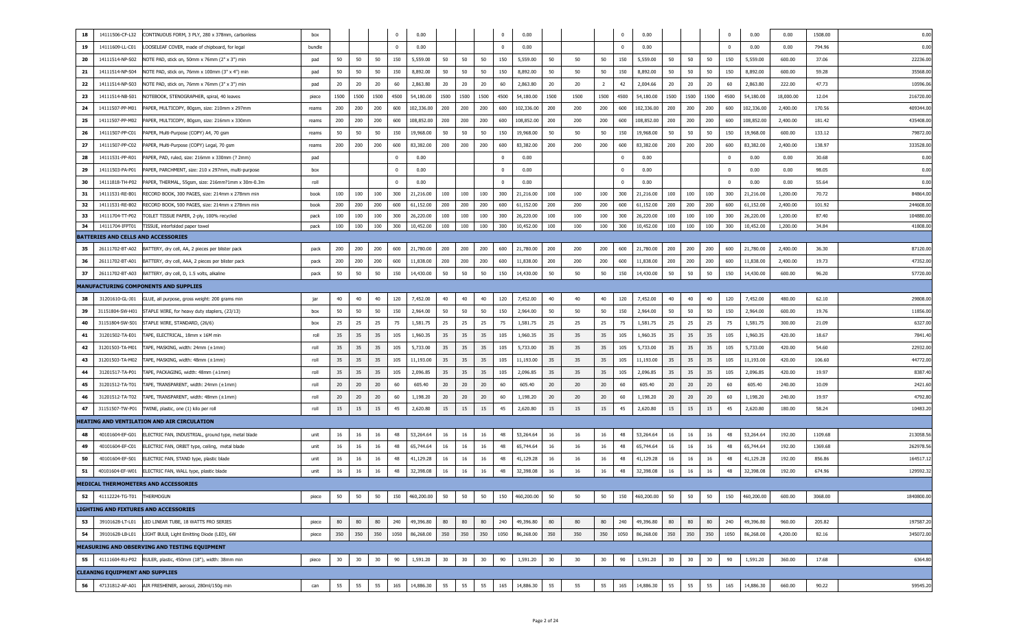| 18 | 14111506-CF-L32 | CONTINUOUS FORM, 3 PLY, 280 x 378mm, carbonless | box | | | | 0 | 0.00 | | | | 0 | 0.00 | | | | 0 | 0.00 | | | | 0 | 0.00 | 0.00 | 1508.00 | 0.00 |
|---|---|---|---|---|---|---|---|---|---|---|---|---|---|---|---|---|---|---|---|---|---|---|---|---|---|---|
| 19 | 14111609-LL-C01 | LOOSELEAF COVER, made of chipboard, for legal | bundle | | | | 0 | 0.00 | | | | 0 | 0.00 | | | | 0 | 0.00 | | | | 0 | 0.00 | 0.00 | 794.96 | 0.00 |
| 20 | 14111514-NP-S02 | NOTE PAD, stick on, 50mm x 76mm (2" x 3") min | pad | 50 | 50 | 50 | 150 | 5,559.00 | 50 | 50 | 50 | 150 | 5,559.00 | 50 | 50 | 50 | 150 | 5,559.00 | 50 | 50 | 50 | 150 | 5,559.00 | 600.00 | 37.06 | 22236.00 |
| 21 | 14111514-NP-S04 | NOTE PAD, stick on, 76mm x 100mm (3" x 4") min | pad | 50 | 50 | 50 | 150 | 8,892.00 | 50 | 50 | 50 | 150 | 8,892.00 | 50 | 50 | 50 | 150 | 8,892.00 | 50 | 50 | 50 | 150 | 8,892.00 | 600.00 | 59.28 | 35568.00 |
| 22 | 14111514-NP-S03 | NOTE PAD, stick on, 76mm x 76mm (3" x 3") min | pad | 20 | 20 | 20 | 60 | 2,863.80 | 20 | 20 | 20 | 60 | 2,863.80 | 20 | 20 | 2 | 42 | 2,004.66 | 20 | 20 | 20 | 60 | 2,863.80 | 222.00 | 47.73 | 10596.06 |
| 23 | 14111514-NB-S01 | NOTEBOOK, STENOGRAPHER, spiral, 40 leaves | piece | 1500 | 1500 | 1500 | 4500 | 54,180.00 | 1500 | 1500 | 1500 | 4500 | 54,180.00 | 1500 | 1500 | 1500 | 4500 | 54,180.00 | 1500 | 1500 | 1500 | 4500 | 54,180.00 | 18,000.00 | 12.04 | 216720.00 |
| 24 | 14111507-PP-M01 | PAPER, MULTICOPY, 80gsm, size: 210mm x 297mm | reams | 200 | 200 | 200 | 600 | 102,336.00 | 200 | 200 | 200 | 600 | 102,336.00 | 200 | 200 | 200 | 600 | 102,336.00 | 200 | 200 | 200 | 600 | 102,336.00 | 2,400.00 | 170.56 | 409344.00 |
| 25 | 14111507-PP-M02 | PAPER, MULTICOPY, 80gsm, size: 216mm x 330mm | reams | 200 | 200 | 200 | 600 | 108,852.00 | 200 | 200 | 200 | 600 | 108,852.00 | 200 | 200 | 200 | 600 | 108,852.00 | 200 | 200 | 200 | 600 | 108,852.00 | 2,400.00 | 181.42 | 435408.00 |
| 26 | 14111507-PP-C01 | PAPER, Multi-Purpose (COPY) A4, 70 gsm | reams | 50 | 50 | 50 | 150 | 19,968.00 | 50 | 50 | 50 | 150 | 19,968.00 | 50 | 50 | 50 | 150 | 19,968.00 | 50 | 50 | 50 | 150 | 19,968.00 | 600.00 | 133.12 | 79872.00 |
| 27 | 14111507-PP-C02 | PAPER, Multi-Purpose (COPY) Legal, 70 gsm | reams | 200 | 200 | 200 | 600 | 83,382.00 | 200 | 200 | 200 | 600 | 83,382.00 | 200 | 200 | 200 | 600 | 83,382.00 | 200 | 200 | 200 | 600 | 83,382.00 | 2,400.00 | 138.97 | 333528.00 |
| 28 | 14111531-PP-R01 | PAPER, PAD, ruled, size: 216mm x 330mm (? 2mm) | pad | | | | 0 | 0.00 | | | | 0 | 0.00 | | | | 0 | 0.00 | | | | 0 | 0.00 | 0.00 | 30.68 | 0.00 |
| 29 | 14111503-PA-P01 | PAPER, PARCHMENT, size: 210 x 297mm, multi-purpose | box | | | | 0 | 0.00 | | | | 0 | 0.00 | | | | 0 | 0.00 | | | | 0 | 0.00 | 0.00 | 98.05 | 0.00 |
| 30 | 14111818-TH-P02 | PAPER, THERMAL, 55gsm, size: 216mm?1mm x 30m-0.3m | roll | | | | 0 | 0.00 | | | | 0 | 0.00 | | | | 0 | 0.00 | | | | 0 | 0.00 | 0.00 | 55.64 | 0.00 |
| 31 | 14111531-RE-B01 | RECORD BOOK, 300 PAGES, size: 214mm x 278mm min | book | 100 | 100 | 100 | 300 | 21,216.00 | 100 | 100 | 100 | 300 | 21,216.00 | 100 | 100 | 100 | 300 | 21,216.00 | 100 | 100 | 100 | 300 | 21,216.00 | 1,200.00 | 70.72 | 84864.00 |
| 32 | 14111531-RE-B02 | RECORD BOOK, 500 PAGES, size: 214mm x 278mm min | book | 200 | 200 | 200 | 600 | 61,152.00 | 200 | 200 | 200 | 600 | 61,152.00 | 200 | 200 | 200 | 600 | 61,152.00 | 200 | 200 | 200 | 600 | 61,152.00 | 2,400.00 | 101.92 | 244608.00 |
| 33 | 14111704-TT-P02 | TOILET TISSUE PAPER, 2-ply, 100% recycled | pack | 100 | 100 | 100 | 300 | 26,220.00 | 100 | 100 | 100 | 300 | 26,220.00 | 100 | 100 | 100 | 300 | 26,220.00 | 100 | 100 | 100 | 300 | 26,220.00 | 1,200.00 | 87.40 | 104880.00 |
| 34 | 14111704-IFPT01 | TISSUE, interfolded paper towel | pack | 100 | 100 | 100 | 300 | 10,452.00 | 100 | 100 | 100 | 300 | 10,452.00 | 100 | 100 | 100 | 300 | 10,452.00 | 100 | 100 | 100 | 300 | 10,452.00 | 1,200.00 | 34.84 | 41808.00 |
| **BATTERIES AND CELLS AND ACCESSORIES** | | | | | | | | | | | | | | | | | | | | | | | | | | |
| 35 | 26111702-BT-A02 | BATTERY, dry cell, AA, 2 pieces per blister pack | pack | 200 | 200 | 200 | 600 | 21,780.00 | 200 | 200 | 200 | 600 | 21,780.00 | 200 | 200 | 200 | 600 | 21,780.00 | 200 | 200 | 200 | 600 | 21,780.00 | 2,400.00 | 36.30 | 87120.00 |
| 36 | 26111702-BT-A01 | BATTERY, dry cell, AAA, 2 pieces per blister pack | pack | 200 | 200 | 200 | 600 | 11,838.00 | 200 | 200 | 200 | 600 | 11,838.00 | 200 | 200 | 200 | 600 | 11,838.00 | 200 | 200 | 200 | 600 | 11,838.00 | 2,400.00 | 19.73 | 47352.00 |
| 37 | 26111702-BT-A03 | BATTERY, dry cell, D, 1.5 volts, alkaline | pack | 50 | 50 | 50 | 150 | 14,430.00 | 50 | 50 | 50 | 150 | 14,430.00 | 50 | 50 | 50 | 150 | 14,430.00 | 50 | 50 | 50 | 150 | 14,430.00 | 600.00 | 96.20 | 57720.00 |
| **MANUFACTURING COMPONENTS AND SUPPLIES** | | | | | | | | | | | | | | | | | | | | | | | | | | |
| 38 | 31201610-GL-J01 | GLUE, all purpose, gross weight: 200 grams min | jar | 40 | 40 | 40 | 120 | 7,452.00 | 40 | 40 | 40 | 120 | 7,452.00 | 40 | 40 | 40 | 120 | 7,452.00 | 40 | 40 | 40 | 120 | 7,452.00 | 480.00 | 62.10 | 29808.00 |
| 39 | 31151804-SW-H01 | STAPLE WIRE, for heavy duty staplers, (23/13) | box | 50 | 50 | 50 | 150 | 2,964.00 | 50 | 50 | 50 | 150 | 2,964.00 | 50 | 50 | 50 | 150 | 2,964.00 | 50 | 50 | 50 | 150 | 2,964.00 | 600.00 | 19.76 | 11856.00 |
| 40 | 31151804-SW-S01 | STAPLE WIRE, STANDARD, (26/6) | box | 25 | 25 | 25 | 75 | 1,581.75 | 25 | 25 | 25 | 75 | 1,581.75 | 25 | 25 | 25 | 75 | 1,581.75 | 25 | 25 | 25 | 75 | 1,581.75 | 300.00 | 21.09 | 6327.00 |
| 41 | 31201502-TA-E01 | TAPE, ELECTRICAL, 18mm x 16M min | roll | 35 | 35 | 35 | 105 | 1,960.35 | 35 | 35 | 35 | 105 | 1,960.35 | 35 | 35 | 35 | 105 | 1,960.35 | 35 | 35 | 35 | 105 | 1,960.35 | 420.00 | 18.67 | 7841.40 |
| 42 | 31201503-TA-M01 | TAPE, MASKING, width: 24mm (±1mm) | roll | 35 | 35 | 35 | 105 | 5,733.00 | 35 | 35 | 35 | 105 | 5,733.00 | 35 | 35 | 35 | 105 | 5,733.00 | 35 | 35 | 35 | 105 | 5,733.00 | 420.00 | 54.60 | 22932.00 |
| 43 | 31201503-TA-M02 | TAPE, MASKING, width: 48mm (±1mm) | roll | 35 | 35 | 35 | 105 | 11,193.00 | 35 | 35 | 35 | 105 | 11,193.00 | 35 | 35 | 35 | 105 | 11,193.00 | 35 | 35 | 35 | 105 | 11,193.00 | 420.00 | 106.60 | 44772.00 |
| 44 | 31201517-TA-P01 | TAPE, PACKAGING, width: 48mm (±1mm) | roll | 35 | 35 | 35 | 105 | 2,096.85 | 35 | 35 | 35 | 105 | 2,096.85 | 35 | 35 | 35 | 105 | 2,096.85 | 35 | 35 | 35 | 105 | 2,096.85 | 420.00 | 19.97 | 8387.40 |
| 45 | 31201512-TA-T01 | TAPE, TRANSPARENT, width: 24mm (±1mm) | roll | 20 | 20 | 20 | 60 | 605.40 | 20 | 20 | 20 | 60 | 605.40 | 20 | 20 | 20 | 60 | 605.40 | 20 | 20 | 20 | 60 | 605.40 | 240.00 | 10.09 | 2421.60 |
| 46 | 31201512-TA-T02 | TAPE, TRANSPARENT, width: 48mm (±1mm) | roll | 20 | 20 | 20 | 60 | 1,198.20 | 20 | 20 | 20 | 60 | 1,198.20 | 20 | 20 | 20 | 60 | 1,198.20 | 20 | 20 | 20 | 60 | 1,198.20 | 240.00 | 19.97 | 4792.80 |
| 47 | 31151507-TW-P01 | TWINE, plastic, one (1) kilo per roll | roll | 15 | 15 | 15 | 45 | 2,620.80 | 15 | 15 | 15 | 45 | 2,620.80 | 15 | 15 | 15 | 45 | 2,620.80 | 15 | 15 | 15 | 45 | 2,620.80 | 180.00 | 58.24 | 10483.20 |
| **HEATING AND VENTILATION AND AIR CIRCULATION** | | | | | | | | | | | | | | | | | | | | | | | | | | |
| 48 | 40101604-EF-G01 | ELECTRIC FAN, INDUSTRIAL, ground type, metal blade | unit | 16 | 16 | 16 | 48 | 53,264.64 | 16 | 16 | 16 | 48 | 53,264.64 | 16 | 16 | 16 | 48 | 53,264.64 | 16 | 16 | 16 | 48 | 53,264.64 | 192.00 | 1109.68 | 213058.56 |
| 49 | 40101604-EF-C01 | ELECTRIC FAN, ORBIT type, ceiling, metal blade | unit | 16 | 16 | 16 | 48 | 65,744.64 | 16 | 16 | 16 | 48 | 65,744.64 | 16 | 16 | 16 | 48 | 65,744.64 | 16 | 16 | 16 | 48 | 65,744.64 | 192.00 | 1369.68 | 262978.56 |
| 50 | 40101604-EF-S01 | ELECTRIC FAN, STAND type, plastic blade | unit | 16 | 16 | 16 | 48 | 41,129.28 | 16 | 16 | 16 | 48 | 41,129.28 | 16 | 16 | 16 | 48 | 41,129.28 | 16 | 16 | 16 | 48 | 41,129.28 | 192.00 | 856.86 | 164517.12 |
| 51 | 40101604-EF-W01 | ELECTRIC FAN, WALL type, plastic blade | unit | 16 | 16 | 16 | 48 | 32,398.08 | 16 | 16 | 16 | 48 | 32,398.08 | 16 | 16 | 16 | 48 | 32,398.08 | 16 | 16 | 16 | 48 | 32,398.08 | 192.00 | 674.96 | 129592.32 |
| **MEDICAL THERMOMETERS AND ACCESSORIES** | | | | | | | | | | | | | | | | | | | | | | | | | | |
| 52 | 41112224-TG-T01 | THERMOGUN | piece | 50 | 50 | 50 | 150 | 460,200.00 | 50 | 50 | 50 | 150 | 460,200.00 | 50 | 50 | 50 | 150 | 460,200.00 | 50 | 50 | 50 | 150 | 460,200.00 | 600.00 | 3068.00 | 1840800.00 |
| **LIGHTING AND FIXTURES AND ACCESSORIES** | | | | | | | | | | | | | | | | | | | | | | | | | | |
| 53 | 39101628-LT-L01 | LED LINEAR TUBE, 18 WATTS FRO SERIES | piece | 80 | 80 | 80 | 240 | 49,396.80 | 80 | 80 | 80 | 240 | 49,396.80 | 80 | 80 | 80 | 240 | 49,396.80 | 80 | 80 | 80 | 240 | 49,396.80 | 960.00 | 205.82 | 197587.20 |
| 54 | 39101628-LB-L01 | LIGHT BULB, Light Emitting Diode (LED), 6W | piece | 350 | 350 | 350 | 1050 | 86,268.00 | 350 | 350 | 350 | 1050 | 86,268.00 | 350 | 350 | 350 | 1050 | 86,268.00 | 350 | 350 | 350 | 1050 | 86,268.00 | 4,200.00 | 82.16 | 345072.00 |
| **MEASURING AND OBSERVING AND TESTING EQUIPMENT** | | | | | | | | | | | | | | | | | | | | | | | | | | |
| 55 | 41111604-RU-P02 | RULER, plastic, 450mm (18"), width: 38mm min | piece | 30 | 30 | 30 | 90 | 1,591.20 | 30 | 30 | 30 | 90 | 1,591.20 | 30 | 30 | 30 | 90 | 1,591.20 | 30 | 30 | 30 | 90 | 1,591.20 | 360.00 | 17.68 | 6364.80 |
| **CLEANING EQUIPMENT AND SUPPLIES** | | | | | | | | | | | | | | | | | | | | | | | | | | |
| 56 | 47131812-AF-A01 | AIR FRESHENER, aerosol, 280ml/150g min | can | 55 | 55 | 55 | 165 | 14,886.30 | 55 | 55 | 55 | 165 | 14,886.30 | 55 | 55 | 55 | 165 | 14,886.30 | 55 | 55 | 55 | 165 | 14,886.30 | 660.00 | 90.22 | 59545.20 |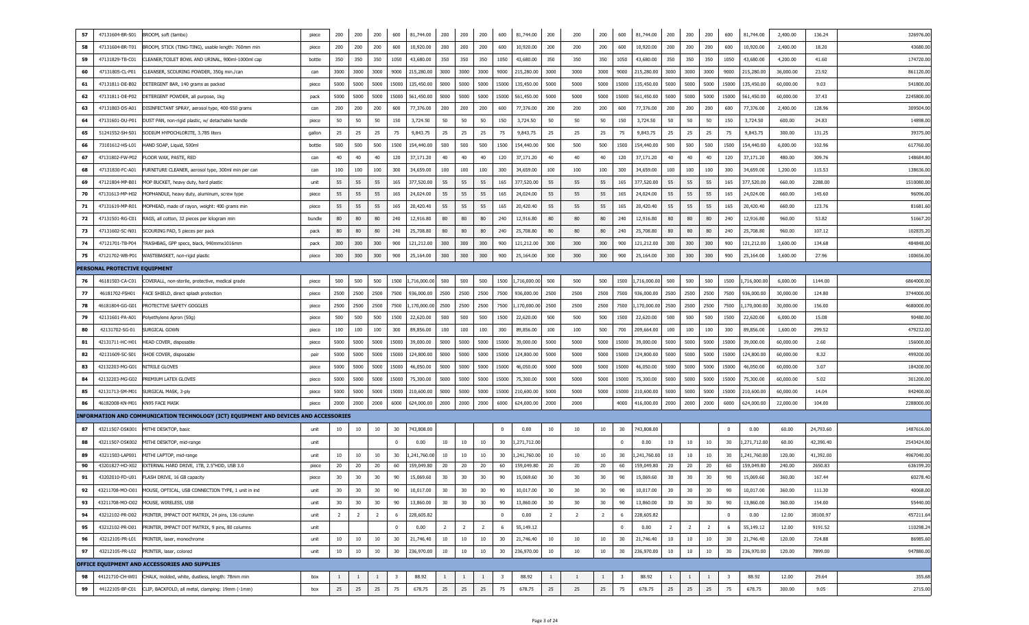| | | | | | | | | | | | | | | | | | | | | | | | | | | |
|---|---|---|---|---|---|---|---|---|---|---|---|---|---|---|---|---|---|---|---|---|---|---|---|---|---|---|
| 57 | 47131604-BR-S01 | BROOM, soft (tambo) | piece | 200 | 200 | 200 | 600 | 81,744.00 | 200 | 200 | 200 | 600 | 81,744.00 | 200 | 200 | 200 | 600 | 81,744.00 | 200 | 200 | 200 | 600 | 81,744.00 | 2,400.00 | 136.24 | 326976.00 |
| 58 | 47131604-BR-T01 | BROOM, STICK (TING-TING), usable length: 760mm min | piece | 200 | 200 | 200 | 600 | 10,920.00 | 200 | 200 | 200 | 600 | 10,920.00 | 200 | 200 | 200 | 600 | 10,920.00 | 200 | 200 | 200 | 600 | 10,920.00 | 2,400.00 | 18.20 | 43680.00 |
| 59 | 47131829-TB-C01 | CLEANER,TOILET BOWL AND URINAL, 900ml-1000ml cap | bottle | 350 | 350 | 350 | 1050 | 43,680.00 | 350 | 350 | 350 | 1050 | 43,680.00 | 350 | 350 | 350 | 1050 | 43,680.00 | 350 | 350 | 350 | 1050 | 43,680.00 | 4,200.00 | 41.60 | 174720.00 |
| 60 | 47131805-CL-P01 | CLEANSER, SCOURING POWDER, 350g min./can | can | 3000 | 3000 | 3000 | 9000 | 215,280.00 | 3000 | 3000 | 3000 | 9000 | 215,280.00 | 3000 | 3000 | 3000 | 9000 | 215,280.00 | 3000 | 3000 | 3000 | 9000 | 215,280.00 | 36,000.00 | 23.92 | 861120.00 |
| 61 | 47131811-DE-B02 | DETERGENT BAR, 140 grams as packed | piece | 5000 | 5000 | 5000 | 15000 | 135,450.00 | 5000 | 5000 | 5000 | 15000 | 135,450.00 | 5000 | 5000 | 5000 | 15000 | 135,450.00 | 5000 | 5000 | 5000 | 15000 | 135,450.00 | 60,000.00 | 9.03 | 541800.00 |
| 62 | 47131811-DE-P02 | DETERGENT POWDER, all purpose, 1kg | pack | 5000 | 5000 | 5000 | 15000 | 561,450.00 | 5000 | 5000 | 5000 | 15000 | 561,450.00 | 5000 | 5000 | 5000 | 15000 | 561,450.00 | 5000 | 5000 | 5000 | 15000 | 561,450.00 | 60,000.00 | 37.43 | 2245800.00 |
| 63 | 47131803-DS-A01 | DISINFECTANT SPRAY, aerosol type, 400-550 grams | can | 200 | 200 | 200 | 600 | 77,376.00 | 200 | 200 | 200 | 600 | 77,376.00 | 200 | 200 | 200 | 600 | 77,376.00 | 200 | 200 | 200 | 600 | 77,376.00 | 2,400.00 | 128.96 | 309504.00 |
| 64 | 47131601-DU-P01 | DUST PAN, non-rigid plastic, w/ detachable handle | piece | 50 | 50 | 50 | 150 | 3,724.50 | 50 | 50 | 50 | 150 | 3,724.50 | 50 | 50 | 50 | 150 | 3,724.50 | 50 | 50 | 50 | 150 | 3,724.50 | 600.00 | 24.83 | 14898.00 |
| 65 | 51241552-SH-S01 | SODIUM HYPOCHLORITE, 3.785 liters | gallon | 25 | 25 | 25 | 75 | 9,843.75 | 25 | 25 | 25 | 75 | 9,843.75 | 25 | 25 | 25 | 75 | 9,843.75 | 25 | 25 | 25 | 75 | 9,843.75 | 300.00 | 131.25 | 39375.00 |
| 66 | 73101612-HS-L01 | HAND SOAP, Liquid, 500ml | bottle | 500 | 500 | 500 | 1500 | 154,440.00 | 500 | 500 | 500 | 1500 | 154,440.00 | 500 | 500 | 500 | 1500 | 154,440.00 | 500 | 500 | 500 | 1500 | 154,440.00 | 6,000.00 | 102.96 | 617760.00 |
| 67 | 47131802-FW-P02 | FLOOR WAX, PASTE, RED | can | 40 | 40 | 40 | 120 | 37,171.20 | 40 | 40 | 40 | 120 | 37,171.20 | 40 | 40 | 40 | 120 | 37,171.20 | 40 | 40 | 40 | 120 | 37,171.20 | 480.00 | 309.76 | 148684.80 |
| 68 | 47131830-FC-A01 | FURNITURE CLEANER, aerosol type, 300ml min per can | can | 100 | 100 | 100 | 300 | 34,659.00 | 100 | 100 | 100 | 300 | 34,659.00 | 100 | 100 | 100 | 300 | 34,659.00 | 100 | 100 | 100 | 300 | 34,659.00 | 1,200.00 | 115.53 | 138636.00 |
| 69 | 47121804-MP-B01 | MOP BUCKET, heavy duty, hard plastic | unit | 55 | 55 | 55 | 165 | 377,520.00 | 55 | 55 | 55 | 165 | 377,520.00 | 55 | 55 | 55 | 165 | 377,520.00 | 55 | 55 | 55 | 165 | 377,520.00 | 660.00 | 2288.00 | 1510080.00 |
| 70 | 47131613-MP-H02 | MOPHANDLE, heavy duty, aluminum, screw type | piece | 55 | 55 | 55 | 165 | 24,024.00 | 55 | 55 | 55 | 165 | 24,024.00 | 55 | 55 | 55 | 165 | 24,024.00 | 55 | 55 | 55 | 165 | 24,024.00 | 660.00 | 145.60 | 96096.00 |
| 71 | 47131619-MP-R01 | MOPHEAD, made of rayon, weight: 400 grams min | piece | 55 | 55 | 55 | 165 | 20,420.40 | 55 | 55 | 55 | 165 | 20,420.40 | 55 | 55 | 55 | 165 | 20,420.40 | 55 | 55 | 55 | 165 | 20,420.40 | 660.00 | 123.76 | 81681.60 |
| 72 | 47131501-RG-C01 | RAGS, all cotton, 32 pieces per kilogram min | bundle | 80 | 80 | 80 | 240 | 12,916.80 | 80 | 80 | 80 | 240 | 12,916.80 | 80 | 80 | 80 | 240 | 12,916.80 | 80 | 80 | 80 | 240 | 12,916.80 | 960.00 | 53.82 | 51667.20 |
| 73 | 47131602-SC-N01 | SCOURING PAD, 5 pieces per pack | pack | 80 | 80 | 80 | 240 | 25,708.80 | 80 | 80 | 80 | 240 | 25,708.80 | 80 | 80 | 80 | 240 | 25,708.80 | 80 | 80 | 80 | 240 | 25,708.80 | 960.00 | 107.12 | 102835.20 |
| 74 | 47121701-TB-P04 | TRASHBAG, GPP specs, black, 940mmx1016mm | pack | 300 | 300 | 300 | 900 | 121,212.00 | 300 | 300 | 300 | 900 | 121,212.00 | 300 | 300 | 300 | 900 | 121,212.00 | 300 | 300 | 300 | 900 | 121,212.00 | 3,600.00 | 134.68 | 484848.00 |
| 75 | 47121702-WB-P01 | WASTEBASKET, non-rigid plastic | piece | 300 | 300 | 300 | 900 | 25,164.00 | 300 | 300 | 300 | 900 | 25,164.00 | 300 | 300 | 300 | 900 | 25,164.00 | 300 | 300 | 300 | 900 | 25,164.00 | 3,600.00 | 27.96 | 100656.00 |
| **PERSONAL PROTECTIVE EQUIPMENT** | | | | | | | | | | | | | | | | | | | | | | | | | | |
| 76 | 46181503-CA-C01 | COVERALL, non-sterile, protective, medical grade | piece | 500 | 500 | 500 | 1500 | 1,716,000.00 | 500 | 500 | 500 | 1500 | 1,716,000.00 | 500 | 500 | 500 | 1500 | 1,716,000.00 | 500 | 500 | 500 | 1500 | 1,716,000.00 | 6,000.00 | 1144.00 | 6864000.00 |
| 77 | 46181702-FSH01 | FACE SHIELD, direct splash protection | piece | 2500 | 2500 | 2500 | 7500 | 936,000.00 | 2500 | 2500 | 2500 | 7500 | 936,000.00 | 2500 | 2500 | 2500 | 7500 | 936,000.00 | 2500 | 2500 | 2500 | 7500 | 936,000.00 | 30,000.00 | 124.80 | 3744000.00 |
| 78 | 46181804-GG-G01 | PROTECTIVE SAFETY GOGGLES | piece | 2500 | 2500 | 2500 | 7500 | 1,170,000.00 | 2500 | 2500 | 2500 | 7500 | 1,170,000.00 | 2500 | 2500 | 2500 | 7500 | 1,170,000.00 | 2500 | 2500 | 2500 | 7500 | 1,170,000.00 | 30,000.00 | 156.00 | 4680000.00 |
| 79 | 42131601-PA-A01 | Polyethylene Apron (50g) | piece | 500 | 500 | 500 | 1500 | 22,620.00 | 500 | 500 | 500 | 1500 | 22,620.00 | 500 | 500 | 500 | 1500 | 22,620.00 | 500 | 500 | 500 | 1500 | 22,620.00 | 6,000.00 | 15.08 | 90480.00 |
| 80 | 42131702-SG-01 | SURGICAL GOWN | piece | 100 | 100 | 100 | 300 | 89,856.00 | 100 | 100 | 100 | 300 | 89,856.00 | 100 | 100 | 500 | 700 | 209,664.00 | 100 | 100 | 100 | 300 | 89,856.00 | 1,600.00 | 299.52 | 479232.00 |
| 81 | 42131711-HC-H01 | HEAD COVER, disposable | piece | 5000 | 5000 | 5000 | 15000 | 39,000.00 | 5000 | 5000 | 5000 | 15000 | 39,000.00 | 5000 | 5000 | 5000 | 15000 | 39,000.00 | 5000 | 5000 | 5000 | 15000 | 39,000.00 | 60,000.00 | 2.60 | 156000.00 |
| 82 | 42131609-SC-S01 | SHOE COVER, disposable | pair | 5000 | 5000 | 5000 | 15000 | 124,800.00 | 5000 | 5000 | 5000 | 15000 | 124,800.00 | 5000 | 5000 | 5000 | 15000 | 124,800.00 | 5000 | 5000 | 5000 | 15000 | 124,800.00 | 60,000.00 | 8.32 | 499200.00 |
| 83 | 42132203-MG-G01 | NITRILE GLOVES | piece | 5000 | 5000 | 5000 | 15000 | 46,050.00 | 5000 | 5000 | 5000 | 15000 | 46,050.00 | 5000 | 5000 | 5000 | 15000 | 46,050.00 | 5000 | 5000 | 5000 | 15000 | 46,050.00 | 60,000.00 | 3.07 | 184200.00 |
| 84 | 42132203-MG-G02 | PREMIUM LATEX GLOVES | piece | 5000 | 5000 | 5000 | 15000 | 75,300.00 | 5000 | 5000 | 5000 | 15000 | 75,300.00 | 5000 | 5000 | 5000 | 15000 | 75,300.00 | 5000 | 5000 | 5000 | 15000 | 75,300.00 | 60,000.00 | 5.02 | 301200.00 |
| 85 | 42131713-SM-M01 | SURGICAL MASK, 3-ply | piece | 5000 | 5000 | 5000 | 15000 | 210,600.00 | 5000 | 5000 | 5000 | 15000 | 210,600.00 | 5000 | 5000 | 5000 | 15000 | 210,600.00 | 5000 | 5000 | 5000 | 15000 | 210,600.00 | 60,000.00 | 14.04 | 842400.00 |
| 86 | 46182008-KN-M01 | KN95 FACE MASK | piece | 2000 | 2000 | 2000 | 6000 | 624,000.00 | 2000 | 2000 | 2000 | 6000 | 624,000.00 | 2000 | 2000 | | 4000 | 416,000.00 | 2000 | 2000 | 2000 | 6000 | 624,000.00 | 22,000.00 | 104.00 | 2288000.00 |
| **INFORMATION AND COMMUNICATION TECHNOLOGY (ICT) EQUIPMENT AND DEVICES AND ACCESSORIES** | | | | | | | | | | | | | | | | | | | | | | | | | | |
| 87 | 43211507-DSK001 | MITHI DESKTOP, basic | unit | 10 | 10 | 10 | 30 | 743,808.00 | | | | 0 | 0.00 | 10 | 10 | 10 | 30 | 743,808.00 | | | | 0 | 0.00 | 60.00 | 24,793.60 | 1487616.00 |
| 88 | 43211507-DSK002 | MITHI DESKTOP, mid-range | unit | | | | 0 | 0.00 | 10 | 10 | 10 | 30 | 1,271,712.00 | | | | 0 | 0.00 | 10 | 10 | 10 | 30 | 1,271,712.00 | 60.00 | 42,390.40 | 2543424.00 |
| 89 | 43211503-LAP001 | MITHI LAPTOP, mid-range | unit | 10 | 10 | 10 | 30 | 1,241,760.00 | 10 | 10 | 10 | 30 | 1,241,760.00 | 10 | 10 | 10 | 30 | 1,241,760.00 | 10 | 10 | 10 | 30 | 1,241,760.00 | 120.00 | 41,392.00 | 4967040.00 |
| 90 | 43201827-HD-X02 | EXTERNAL HARD DRIVE, 1TB, 2.5"HDD, USB 3.0 | piece | 20 | 20 | 20 | 60 | 159,049.80 | 20 | 20 | 20 | 60 | 159,049.80 | 20 | 20 | 20 | 60 | 159,049.80 | 20 | 20 | 20 | 60 | 159,049.80 | 240.00 | 2650.83 | 636199.20 |
| 91 | 43202010-FD-U01 | FLASH DRIVE, 16 GB capacity | piece | 30 | 30 | 30 | 90 | 15,069.60 | 30 | 30 | 30 | 90 | 15,069.60 | 30 | 30 | 30 | 90 | 15,069.60 | 30 | 30 | 30 | 90 | 15,069.60 | 360.00 | 167.44 | 60278.40 |
| 92 | 43211708-MO-O01 | MOUSE, OPTICAL, USB CONNECTION TYPE, 1 unit in ind | unit | 30 | 30 | 30 | 90 | 10,017.00 | 30 | 30 | 30 | 90 | 10,017.00 | 30 | 30 | 30 | 90 | 10,017.00 | 30 | 30 | 30 | 90 | 10,017.00 | 360.00 | 111.30 | 40068.00 |
| 93 | 43211708-MO-O02 | MOUSE, WIRELESS, USB | unit | 30 | 30 | 30 | 90 | 13,860.00 | 30 | 30 | 30 | 90 | 13,860.00 | 30 | 30 | 30 | 90 | 13,860.00 | 30 | 30 | 30 | 90 | 13,860.00 | 360.00 | 154.00 | 55440.00 |
| 94 | 43212102-PR-D02 | PRINTER, IMPACT DOT MATRIX, 24 pins, 136 column | unit | 2 | 2 | 2 | 6 | 228,605.82 | | | | 0 | 0.00 | 2 | 2 | 2 | 6 | 228,605.82 | | | | 0 | 0.00 | 12.00 | 38100.97 | 457211.64 |
| 95 | 43212102-PR-D01 | PRINTER, IMPACT DOT MATRIX, 9 pins, 80 columns | unit | | | | 0 | 0.00 | 2 | 2 | 2 | 6 | 55,149.12 | | | | 0 | 0.00 | 2 | 2 | 2 | 6 | 55,149.12 | 12.00 | 9191.52 | 110298.24 |
| 96 | 43212105-PR-L01 | PRINTER, laser, monochrome | unit | 10 | 10 | 10 | 30 | 21,746.40 | 10 | 10 | 10 | 30 | 21,746.40 | 10 | 10 | 10 | 30 | 21,746.40 | 10 | 10 | 10 | 30 | 21,746.40 | 120.00 | 724.88 | 86985.60 |
| 97 | 43212105-PR-L02 | PRINTER, laser, colored | unit | 10 | 10 | 10 | 30 | 236,970.00 | 10 | 10 | 10 | 30 | 236,970.00 | 10 | 10 | 10 | 30 | 236,970.00 | 10 | 10 | 10 | 30 | 236,970.00 | 120.00 | 7899.00 | 947880.00 |
| **OFFICE EQUIPMENT AND ACCESSORIES AND SUPPLIES** | | | | | | | | | | | | | | | | | | | | | | | | | | |
| 98 | 44121710-CH-W01 | CHALK, molded, white, dustless, length: 78mm min | box | 1 | 1 | 1 | 3 | 88.92 | 1 | 1 | 1 | 3 | 88.92 | 1 | 1 | 1 | 3 | 88.92 | 1 | 1 | 1 | 3 | 88.92 | 12.00 | 29.64 | 355.68 |
| 99 | 44122105-BF-C01 | CLIP, BACKFOLD, all metal, clamping: 19mm (-1mm) | box | 25 | 25 | 25 | 75 | 678.75 | 25 | 25 | 25 | 75 | 678.75 | 25 | 25 | 25 | 75 | 678.75 | 25 | 25 | 25 | 75 | 678.75 | 300.00 | 9.05 | 2715.00 |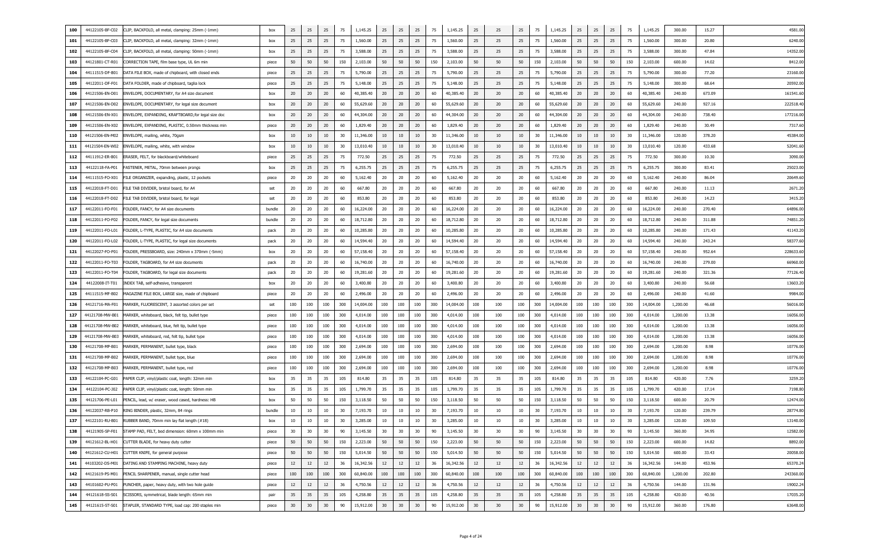| 100 | 44122105-BF-C02 | CLIP, BACKFOLD, all metal, clamping: 25mm (-1mm) | box | 25 | 25 | 25 | 75 | 1,145.25 | 25 | 25 | 25 | 75 | 1,145.25 | 25 | 25 | 25 | 75 | 1,145.25 | 25 | 25 | 25 | 75 | 1,145.25 | 300.00 | 15.27 | 4581.00 |
|---|---|---|---|---|---|---|---|---|---|---|---|---|---|---|---|---|---|---|---|---|---|---|---|---|---|---|
| 101 | 44122105-BF-C03 | CLIP, BACKFOLD, all metal, clamping: 32mm (-1mm) | box | 25 | 25 | 25 | 75 | 1,560.00 | 25 | 25 | 25 | 75 | 1,560.00 | 25 | 25 | 25 | 75 | 1,560.00 | 25 | 25 | 25 | 75 | 1,560.00 | 300.00 | 20.80 | 6240.00 |
| 102 | 44122105-BF-C04 | CLIP, BACKFOLD, all metal, clamping: 50mm (-1mm) | box | 25 | 25 | 25 | 75 | 3,588.00 | 25 | 25 | 25 | 75 | 3,588.00 | 25 | 25 | 25 | 75 | 3,588.00 | 25 | 25 | 25 | 75 | 3,588.00 | 300.00 | 47.84 | 14352.00 |
| 103 | 44121801-CT-R01 | CORRECTION TAPE, film base type, UL 6m min | piece | 50 | 50 | 50 | 150 | 2,103.00 | 50 | 50 | 50 | 150 | 2,103.00 | 50 | 50 | 50 | 150 | 2,103.00 | 50 | 50 | 50 | 150 | 2,103.00 | 600.00 | 14.02 | 8412.00 |
| 104 | 44111515-DF-B01 | DATA FILE BOX, made of chipboard, with closed ends | piece | 25 | 25 | 25 | 75 | 5,790.00 | 25 | 25 | 25 | 75 | 5,790.00 | 25 | 25 | 25 | 75 | 5,790.00 | 25 | 25 | 25 | 75 | 5,790.00 | 300.00 | 77.20 | 23160.00 |
| 105 | 44122011-DF-F01 | DATA FOLDER, made of chipboard, taglia lock | piece | 25 | 25 | 25 | 75 | 5,148.00 | 25 | 25 | 25 | 75 | 5,148.00 | 25 | 25 | 25 | 75 | 5,148.00 | 25 | 25 | 25 | 75 | 5,148.00 | 300.00 | 68.64 | 20592.00 |
| 106 | 44121506-EN-D01 | ENVELOPE, DOCUMENTARY, for A4 size document | box | 20 | 20 | 20 | 60 | 40,385.40 | 20 | 20 | 20 | 60 | 40,385.40 | 20 | 20 | 20 | 60 | 40,385.40 | 20 | 20 | 20 | 60 | 40,385.40 | 240.00 | 673.09 | 161541.60 |
| 107 | 44121506-EN-D02 | ENVELOPE, DOCUMENTARY, for legal size document | box | 20 | 20 | 20 | 60 | 55,629.60 | 20 | 20 | 20 | 60 | 55,629.60 | 20 | 20 | 20 | 60 | 55,629.60 | 20 | 20 | 20 | 60 | 55,629.60 | 240.00 | 927.16 | 222518.40 |
| 108 | 44121506-EN-X01 | ENVELOPE, EXPANDING, KRAFTBOARD,for legal size doc | box | 20 | 20 | 20 | 60 | 44,304.00 | 20 | 20 | 20 | 60 | 44,304.00 | 20 | 20 | 20 | 60 | 44,304.00 | 20 | 20 | 20 | 60 | 44,304.00 | 240.00 | 738.40 | 177216.00 |
| 109 | 44121506-EN-X02 | ENVELOPE, EXPANDING, PLASTIC, 0.50mm thickness min | piece | 20 | 20 | 20 | 60 | 1,829.40 | 20 | 20 | 20 | 60 | 1,829.40 | 20 | 20 | 20 | 60 | 1,829.40 | 20 | 20 | 20 | 60 | 1,829.40 | 240.00 | 30.49 | 7317.60 |
| 110 | 44121506-EN-M02 | ENVELOPE, mailing, white, 70gsm | box | 10 | 10 | 10 | 30 | 11,346.00 | 10 | 10 | 10 | 30 | 11,346.00 | 10 | 10 | 10 | 30 | 11,346.00 | 10 | 10 | 10 | 30 | 11,346.00 | 120.00 | 378.20 | 45384.00 |
| 111 | 44121504-EN-W02 | ENVELOPE, mailing, white, with window | box | 10 | 10 | 10 | 30 | 13,010.40 | 10 | 10 | 10 | 30 | 13,010.40 | 10 | 10 | 10 | 30 | 13,010.40 | 10 | 10 | 10 | 30 | 13,010.40 | 120.00 | 433.68 | 52041.60 |
| 112 | 44111912-ER-B01 | ERASER, FELT, for blackboard/whiteboard | piece | 25 | 25 | 25 | 75 | 772.50 | 25 | 25 | 25 | 75 | 772.50 | 25 | 25 | 25 | 75 | 772.50 | 25 | 25 | 25 | 75 | 772.50 | 300.00 | 10.30 | 3090.00 |
| 113 | 44122118-FA-P01 | FASTENER, METAL, 70mm between prongs | box | 25 | 25 | 25 | 75 | 6,255.75 | 25 | 25 | 25 | 75 | 6,255.75 | 25 | 25 | 25 | 75 | 6,255.75 | 25 | 25 | 25 | 75 | 6,255.75 | 300.00 | 83.41 | 25023.00 |
| 114 | 44111515-FO-X01 | FILE ORGANIZER, expanding, plastic, 12 pockets | piece | 20 | 20 | 20 | 60 | 5,162.40 | 20 | 20 | 20 | 60 | 5,162.40 | 20 | 20 | 20 | 60 | 5,162.40 | 20 | 20 | 20 | 60 | 5,162.40 | 240.00 | 86.04 | 20649.60 |
| 115 | 44122018-FT-D01 | FILE TAB DIVIDER, bristol board, for A4 | set | 20 | 20 | 20 | 60 | 667.80 | 20 | 20 | 20 | 60 | 667.80 | 20 | 20 | 20 | 60 | 667.80 | 20 | 20 | 20 | 60 | 667.80 | 240.00 | 11.13 | 2671.20 |
| 116 | 44122018-FT-D02 | FILE TAB DIVIDER, bristol board, for legal | set | 20 | 20 | 20 | 60 | 853.80 | 20 | 20 | 20 | 60 | 853.80 | 20 | 20 | 20 | 60 | 853.80 | 20 | 20 | 20 | 60 | 853.80 | 240.00 | 14.23 | 3415.20 |
| 117 | 44122011-FO-F01 | FOLDER, FANCY, for A4 size documents | bundle | 20 | 20 | 20 | 60 | 16,224.00 | 20 | 20 | 20 | 60 | 16,224.00 | 20 | 20 | 20 | 60 | 16,224.00 | 20 | 20 | 20 | 60 | 16,224.00 | 240.00 | 270.40 | 64896.00 |
| 118 | 44122011-FO-F02 | FOLDER, FANCY, for legal size documents | bundle | 20 | 20 | 20 | 60 | 18,712.80 | 20 | 20 | 20 | 60 | 18,712.80 | 20 | 20 | 20 | 60 | 18,712.80 | 20 | 20 | 20 | 60 | 18,712.80 | 240.00 | 311.88 | 74851.20 |
| 119 | 44122011-FO-L01 | FOLDER, L-TYPE, PLASTIC, for A4 size documents | pack | 20 | 20 | 20 | 60 | 10,285.80 | 20 | 20 | 20 | 60 | 10,285.80 | 20 | 20 | 20 | 60 | 10,285.80 | 20 | 20 | 20 | 60 | 10,285.80 | 240.00 | 171.43 | 41143.20 |
| 120 | 44122011-FO-L02 | FOLDER, L-TYPE, PLASTIC, for legal size documents | pack | 20 | 20 | 20 | 60 | 14,594.40 | 20 | 20 | 20 | 60 | 14,594.40 | 20 | 20 | 20 | 60 | 14,594.40 | 20 | 20 | 20 | 60 | 14,594.40 | 240.00 | 243.24 | 58377.60 |
| 121 | 44122027-FO-P01 | FOLDER, PRESSBOARD, size: 240mm x 370mm (-5mm) | box | 20 | 20 | 20 | 60 | 57,158.40 | 20 | 20 | 20 | 60 | 57,158.40 | 20 | 20 | 20 | 60 | 57,158.40 | 20 | 20 | 20 | 60 | 57,158.40 | 240.00 | 952.64 | 228633.60 |
| 122 | 44122011-FO-T03 | FOLDER, TAGBOARD, for A4 size documents | pack | 20 | 20 | 20 | 60 | 16,740.00 | 20 | 20 | 20 | 60 | 16,740.00 | 20 | 20 | 20 | 60 | 16,740.00 | 20 | 20 | 20 | 60 | 16,740.00 | 240.00 | 279.00 | 66960.00 |
| 123 | 44122011-FO-T04 | FOLDER, TAGBOARD, for legal size documents | pack | 20 | 20 | 20 | 60 | 19,281.60 | 20 | 20 | 20 | 60 | 19,281.60 | 20 | 20 | 20 | 60 | 19,281.60 | 20 | 20 | 20 | 60 | 19,281.60 | 240.00 | 321.36 | 77126.40 |
| 124 | 44122008-IT-T01 | INDEX TAB, self-adhesive, transparent | box | 20 | 20 | 20 | 60 | 3,400.80 | 20 | 20 | 20 | 60 | 3,400.80 | 20 | 20 | 20 | 60 | 3,400.80 | 20 | 20 | 20 | 60 | 3,400.80 | 240.00 | 56.68 | 13603.20 |
| 125 | 44111515-MF-B02 | MAGAZINE FILE BOX, LARGE size, made of chipboard | piece | 20 | 20 | 20 | 60 | 2,496.00 | 20 | 20 | 20 | 60 | 2,496.00 | 20 | 20 | 20 | 60 | 2,496.00 | 20 | 20 | 20 | 60 | 2,496.00 | 240.00 | 41.60 | 9984.00 |
| 126 | 44121716-MA-F01 | MARKER, FLUORESCENT, 3 assorted colors per set | set | 100 | 100 | 100 | 300 | 14,004.00 | 100 | 100 | 100 | 300 | 14,004.00 | 100 | 100 | 100 | 300 | 14,004.00 | 100 | 100 | 100 | 300 | 14,004.00 | 1,200.00 | 46.68 | 56016.00 |
| 127 | 44121708-MW-B01 | MARKER, whiteboard, black, felt tip, bullet type | piece | 100 | 100 | 100 | 300 | 4,014.00 | 100 | 100 | 100 | 300 | 4,014.00 | 100 | 100 | 100 | 300 | 4,014.00 | 100 | 100 | 100 | 300 | 4,014.00 | 1,200.00 | 13.38 | 16056.00 |
| 128 | 44121708-MW-B02 | MARKER, whiteboard, blue, felt tip, bullet type | piece | 100 | 100 | 100 | 300 | 4,014.00 | 100 | 100 | 100 | 300 | 4,014.00 | 100 | 100 | 100 | 300 | 4,014.00 | 100 | 100 | 100 | 300 | 4,014.00 | 1,200.00 | 13.38 | 16056.00 |
| 129 | 44121708-MW-B03 | MARKER, whiteboard, red, felt tip, bullet type | piece | 100 | 100 | 100 | 300 | 4,014.00 | 100 | 100 | 100 | 300 | 4,014.00 | 100 | 100 | 100 | 300 | 4,014.00 | 100 | 100 | 100 | 300 | 4,014.00 | 1,200.00 | 13.38 | 16056.00 |
| 130 | 44121708-MP-B01 | MARKER, PERMANENT, bullet type, black | piece | 100 | 100 | 100 | 300 | 2,694.00 | 100 | 100 | 100 | 300 | 2,694.00 | 100 | 100 | 100 | 300 | 2,694.00 | 100 | 100 | 100 | 300 | 2,694.00 | 1,200.00 | 8.98 | 10776.00 |
| 131 | 44121708-MP-B02 | MARKER, PERMANENT, bullet type, blue | piece | 100 | 100 | 100 | 300 | 2,694.00 | 100 | 100 | 100 | 300 | 2,694.00 | 100 | 100 | 100 | 300 | 2,694.00 | 100 | 100 | 100 | 300 | 2,694.00 | 1,200.00 | 8.98 | 10776.00 |
| 132 | 44121708-MP-B03 | MARKER, PERMANENT, bullet type, red | piece | 100 | 100 | 100 | 300 | 2,694.00 | 100 | 100 | 100 | 300 | 2,694.00 | 100 | 100 | 100 | 300 | 2,694.00 | 100 | 100 | 100 | 300 | 2,694.00 | 1,200.00 | 8.98 | 10776.00 |
| 133 | 44122104-PC-G01 | PAPER CLIP, vinyl/plastic coat, length: 32mm min | box | 35 | 35 | 35 | 105 | 814.80 | 35 | 35 | 35 | 105 | 814.80 | 35 | 35 | 35 | 105 | 814.80 | 35 | 35 | 35 | 105 | 814.80 | 420.00 | 7.76 | 3259.20 |
| 134 | 44122104-PC-J02 | PAPER CLIP, vinyl/plastic coat, length: 50mm min | box | 35 | 35 | 35 | 105 | 1,799.70 | 35 | 35 | 35 | 105 | 1,799.70 | 35 | 35 | 35 | 105 | 1,799.70 | 35 | 35 | 35 | 105 | 1,799.70 | 420.00 | 17.14 | 7198.80 |
| 135 | 44121706-PE-L01 | PENCIL, lead, w/ eraser, wood cased, hardness: HB | box | 50 | 50 | 50 | 150 | 3,118.50 | 50 | 50 | 50 | 150 | 3,118.50 | 50 | 50 | 50 | 150 | 3,118.50 | 50 | 50 | 50 | 150 | 3,118.50 | 600.00 | 20.79 | 12474.00 |
| 136 | 44122037-RB-P10 | RING BINDER, plastic, 32mm, 84 rings | bundle | 10 | 10 | 10 | 30 | 7,193.70 | 10 | 10 | 10 | 30 | 7,193.70 | 10 | 10 | 10 | 30 | 7,193.70 | 10 | 10 | 10 | 30 | 7,193.70 | 120.00 | 239.79 | 28774.80 |
| 137 | 44122101-RU-B01 | RUBBER BAND, 70mm min lay flat length (#18) | box | 10 | 10 | 10 | 30 | 3,285.00 | 10 | 10 | 10 | 30 | 3,285.00 | 10 | 10 | 10 | 30 | 3,285.00 | 10 | 10 | 10 | 30 | 3,285.00 | 120.00 | 109.50 | 13140.00 |
| 138 | 44121905-SP-F01 | STAMP PAD, FELT, bed dimension: 60mm x 100mm min | piece | 30 | 30 | 30 | 90 | 3,145.50 | 30 | 30 | 30 | 90 | 3,145.50 | 30 | 30 | 30 | 90 | 3,145.50 | 30 | 30 | 30 | 90 | 3,145.50 | 360.00 | 34.95 | 12582.00 |
| 139 | 44121612-BL-H01 | CUTTER BLADE, for heavy duty cutter | piece | 50 | 50 | 50 | 150 | 2,223.00 | 50 | 50 | 50 | 150 | 2,223.00 | 50 | 50 | 50 | 150 | 2,223.00 | 50 | 50 | 50 | 150 | 2,223.00 | 600.00 | 14.82 | 8892.00 |
| 140 | 44121612-CU-H01 | CUTTER KNIFE, for general purpose | piece | 50 | 50 | 50 | 150 | 5,014.50 | 50 | 50 | 50 | 150 | 5,014.50 | 50 | 50 | 50 | 150 | 5,014.50 | 50 | 50 | 50 | 150 | 5,014.50 | 600.00 | 33.43 | 20058.00 |
| 141 | 44103202-DS-M01 | DATING AND STAMPING MACHINE, heavy duty | piece | 12 | 12 | 12 | 36 | 16,342.56 | 12 | 12 | 12 | 36 | 16,342.56 | 12 | 12 | 12 | 36 | 16,342.56 | 12 | 12 | 12 | 36 | 16,342.56 | 144.00 | 453.96 | 65370.24 |
| 142 | 44121619-PS-M01 | PENCIL SHARPENER, manual, single cutter head | piece | 100 | 100 | 100 | 300 | 60,840.00 | 100 | 100 | 100 | 300 | 60,840.00 | 100 | 100 | 100 | 300 | 60,840.00 | 100 | 100 | 100 | 300 | 60,840.00 | 1,200.00 | 202.80 | 243360.00 |
| 143 | 44101602-PU-P01 | PUNCHER, paper, heavy duty, with two hole guide | piece | 12 | 12 | 12 | 36 | 4,750.56 | 12 | 12 | 12 | 36 | 4,750.56 | 12 | 12 | 12 | 36 | 4,750.56 | 12 | 12 | 12 | 36 | 4,750.56 | 144.00 | 131.96 | 19002.24 |
| 144 | 44121618-SS-S01 | SCISSORS, symmetrical, blade length: 65mm min | pair | 35 | 35 | 35 | 105 | 4,258.80 | 35 | 35 | 35 | 105 | 4,258.80 | 35 | 35 | 35 | 105 | 4,258.80 | 35 | 35 | 35 | 105 | 4,258.80 | 420.00 | 40.56 | 17035.20 |
| 145 | 44121615-ST-S01 | STAPLER, STANDARD TYPE, load cap: 200 staples min | piece | 30 | 30 | 30 | 90 | 15,912.00 | 30 | 30 | 30 | 90 | 15,912.00 | 30 | 30 | 30 | 90 | 15,912.00 | 30 | 30 | 30 | 90 | 15,912.00 | 360.00 | 176.80 | 63648.00 |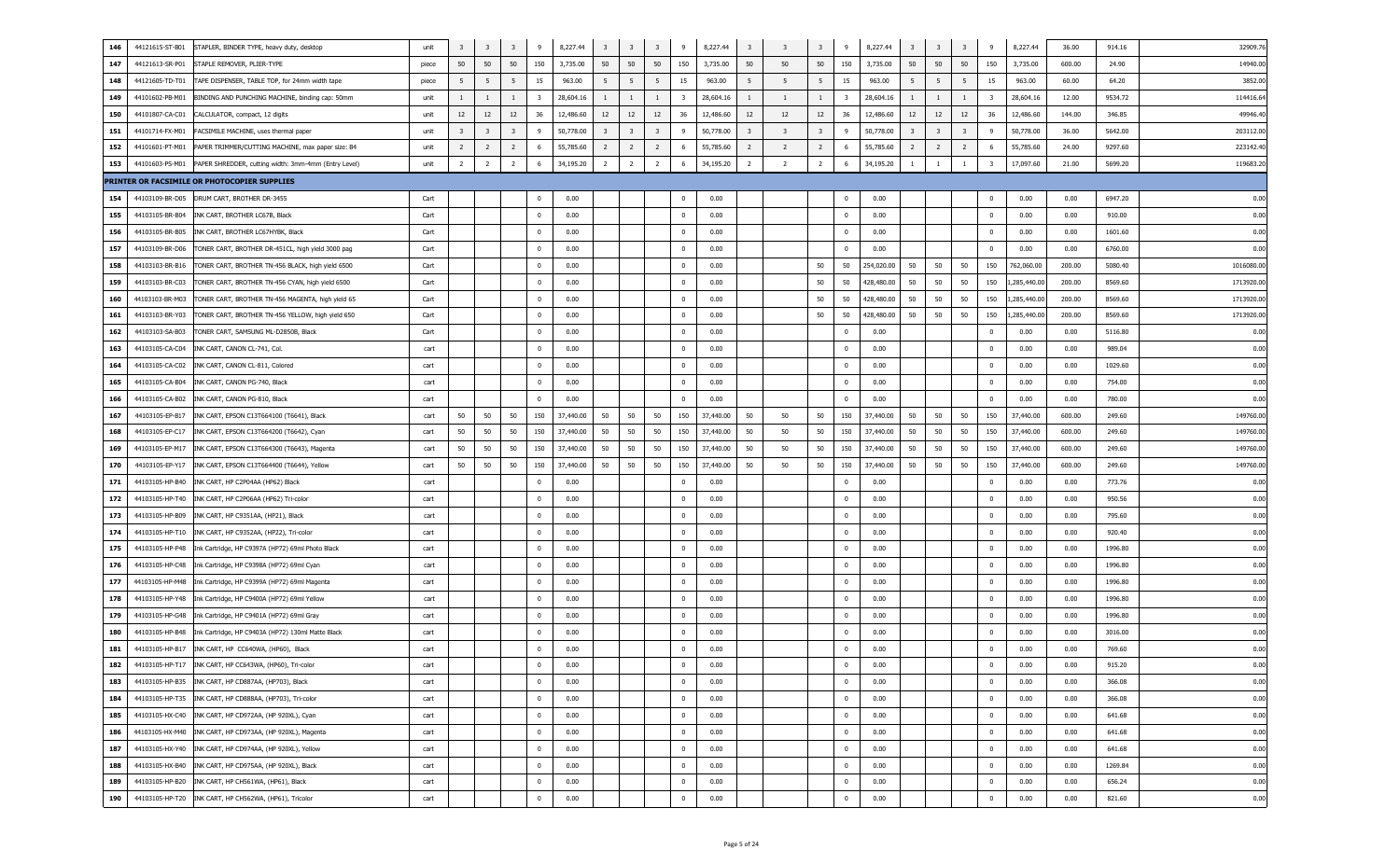| 146 | 44121615-ST-B01 | STAPLER, BINDER TYPE, heavy duty, desktop | unit | 3 | 3 | 3 | 9 | 8,227.44 | 3 | 3 | 3 | 9 | 8,227.44 | 3 | 3 | 3 | 9 | 8,227.44 | 3 | 3 | 3 | 9 | 8,227.44 | 36.00 | 914.16 | 32909.76 |
|---|---|---|---|---|---|---|---|---|---|---|---|---|---|---|---|---|---|---|---|---|---|---|---|---|---|---|
| 147 | 44121613-SR-P01 | STAPLE REMOVER, PLIER-TYPE | piece | 50 | 50 | 50 | 150 | 3,735.00 | 50 | 50 | 50 | 150 | 3,735.00 | 50 | 50 | 50 | 150 | 3,735.00 | 50 | 50 | 50 | 150 | 3,735.00 | 600.00 | 24.90 | 14940.00 |
| 148 | 44121605-TD-T01 | TAPE DISPENSER, TABLE TOP, for 24mm width tape | piece | 5 | 5 | 5 | 15 | 963.00 | 5 | 5 | 5 | 15 | 963.00 | 5 | 5 | 5 | 15 | 963.00 | 5 | 5 | 5 | 15 | 963.00 | 60.00 | 64.20 | 3852.00 |
| 149 | 44101602-PB-M01 | BINDING AND PUNCHING MACHINE, binding cap: 50mm | unit | 1 | 1 | 1 | 3 | 28,604.16 | 1 | 1 | 1 | 3 | 28,604.16 | 1 | 1 | 1 | 3 | 28,604.16 | 1 | 1 | 1 | 3 | 28,604.16 | 12.00 | 9534.72 | 114416.64 |
| 150 | 44101807-CA-C01 | CALCULATOR, compact, 12 digits | unit | 12 | 12 | 12 | 36 | 12,486.60 | 12 | 12 | 12 | 36 | 12,486.60 | 12 | 12 | 12 | 36 | 12,486.60 | 12 | 12 | 12 | 36 | 12,486.60 | 144.00 | 346.85 | 49946.40 |
| 151 | 44101714-FX-M01 | FACSIMILE MACHINE, uses thermal paper | unit | 3 | 3 | 3 | 9 | 50,778.00 | 3 | 3 | 3 | 9 | 50,778.00 | 3 | 3 | 3 | 9 | 50,778.00 | 3 | 3 | 3 | 9 | 50,778.00 | 36.00 | 5642.00 | 203112.00 |
| 152 | 44101601-PT-M01 | PAPER TRIMMER/CUTTING MACHINE, max paper size: B4 | unit | 2 | 2 | 2 | 6 | 55,785.60 | 2 | 2 | 2 | 6 | 55,785.60 | 2 | 2 | 2 | 6 | 55,785.60 | 2 | 2 | 2 | 6 | 55,785.60 | 24.00 | 9297.60 | 223142.40 |
| 153 | 44101603-PS-M01 | PAPER SHREDDER, cutting width: 3mm-4mm (Entry Level) | unit | 2 | 2 | 2 | 6 | 34,195.20 | 2 | 2 | 2 | 6 | 34,195.20 | 2 | 2 | 2 | 6 | 34,195.20 | 1 | 1 | 1 | 3 | 17,097.60 | 21.00 | 5699.20 | 119683.20 |
| | | **PRINTER OR FACSIMILE OR PHOTOCOPIER SUPPLIES** | | | | | | | | | | | | | | | | | | | | | | | | |
| 154 | 44103109-BR-D05 | DRUM CART, BROTHER DR-3455 | Cart | | | | 0 | 0.00 | | | | 0 | 0.00 | | | | 0 | 0.00 | | | | 0 | 0.00 | 0.00 | 6947.20 | 0.00 |
| 155 | 44103105-BR-B04 | INK CART, BROTHER LC67B, Black | Cart | | | | 0 | 0.00 | | | | 0 | 0.00 | | | | 0 | 0.00 | | | | 0 | 0.00 | 0.00 | 910.00 | 0.00 |
| 156 | 44103105-BR-B05 | INK CART, BROTHER LC67HYBK, Black | Cart | | | | 0 | 0.00 | | | | 0 | 0.00 | | | | 0 | 0.00 | | | | 0 | 0.00 | 0.00 | 1601.60 | 0.00 |
| 157 | 44103109-BR-D06 | TONER CART, BROTHER DR-451CL, high yield 3000 pag | Cart | | | | 0 | 0.00 | | | | 0 | 0.00 | | | | 0 | 0.00 | | | | 0 | 0.00 | 0.00 | 6760.00 | 0.00 |
| 158 | 44103103-BR-B16 | TONER CART, BROTHER TN-456 BLACK, high yield 6500 | Cart | | | | 0 | 0.00 | | | | 0 | 0.00 | 50 | | | 50 | 254,020.00 | 50 | 50 | 50 | 150 | 762,060.00 | 200.00 | 5080.40 | 1016080.00 |
| 159 | 44103103-BR-C03 | TONER CART, BROTHER TN-456 CYAN, high yield 6500 | Cart | | | | 0 | 0.00 | | | | 0 | 0.00 | 50 | | | 50 | 428,480.00 | 50 | 50 | 50 | 150 | 1,285,440.00 | 200.00 | 8569.60 | 1713920.00 |
| 160 | 44103103-BR-M03 | TONER CART, BROTHER TN-456 MAGENTA, high yield 65 | Cart | | | | 0 | 0.00 | | | | 0 | 0.00 | 50 | | | 50 | 428,480.00 | 50 | 50 | 50 | 150 | 1,285,440.00 | 200.00 | 8569.60 | 1713920.00 |
| 161 | 44103103-BR-Y03 | TONER CART, BROTHER TN-456 YELLOW, high yield 650 | Cart | | | | 0 | 0.00 | | | | 0 | 0.00 | 50 | | | 50 | 428,480.00 | 50 | 50 | 50 | 150 | 1,285,440.00 | 200.00 | 8569.60 | 1713920.00 |
| 162 | 44103103-SA-B03 | TONER CART, SAMSUNG ML-D2850B, Black | Cart | | | | 0 | 0.00 | | | | 0 | 0.00 | | | | 0 | 0.00 | | | | 0 | 0.00 | 0.00 | 5116.80 | 0.00 |
| 163 | 44103105-CA-C04 | INK CART, CANON CL-741, Col. | cart | | | | 0 | 0.00 | | | | 0 | 0.00 | | | | 0 | 0.00 | | | | 0 | 0.00 | 0.00 | 989.04 | 0.00 |
| 164 | 44103105-CA-C02 | INK CART, CANON CL-811, Colored | cart | | | | 0 | 0.00 | | | | 0 | 0.00 | | | | 0 | 0.00 | | | | 0 | 0.00 | 0.00 | 1029.60 | 0.00 |
| 165 | 44103105-CA-B04 | INK CART, CANON PG-740, Black | cart | | | | 0 | 0.00 | | | | 0 | 0.00 | | | | 0 | 0.00 | | | | 0 | 0.00 | 0.00 | 754.00 | 0.00 |
| 166 | 44103105-CA-B02 | INK CART, CANON PG-810, Black | cart | | | | 0 | 0.00 | | | | 0 | 0.00 | | | | 0 | 0.00 | | | | 0 | 0.00 | 0.00 | 780.00 | 0.00 |
| 167 | 44103105-EP-B17 | INK CART, EPSON C13T664100 (T6641), Black | cart | 50 | 50 | 50 | 150 | 37,440.00 | 50 | 50 | 50 | 150 | 37,440.00 | 50 | 50 | 50 | 150 | 37,440.00 | 50 | 50 | 50 | 150 | 37,440.00 | 600.00 | 249.60 | 149760.00 |
| 168 | 44103105-EP-C17 | INK CART, EPSON C13T664200 (T6642), Cyan | cart | 50 | 50 | 50 | 150 | 37,440.00 | 50 | 50 | 50 | 150 | 37,440.00 | 50 | 50 | 50 | 150 | 37,440.00 | 50 | 50 | 50 | 150 | 37,440.00 | 600.00 | 249.60 | 149760.00 |
| 169 | 44103105-EP-M17 | INK CART, EPSON C13T664300 (T6643), Magenta | cart | 50 | 50 | 50 | 150 | 37,440.00 | 50 | 50 | 50 | 150 | 37,440.00 | 50 | 50 | 50 | 150 | 37,440.00 | 50 | 50 | 50 | 150 | 37,440.00 | 600.00 | 249.60 | 149760.00 |
| 170 | 44103105-EP-Y17 | INK CART, EPSON C13T664400 (T6644), Yellow | cart | 50 | 50 | 50 | 150 | 37,440.00 | 50 | 50 | 50 | 150 | 37,440.00 | 50 | 50 | 50 | 150 | 37,440.00 | 50 | 50 | 50 | 150 | 37,440.00 | 600.00 | 249.60 | 149760.00 |
| 171 | 44103105-HP-B40 | INK CART, HP C2P04AA (HP62) Black | cart | | | | 0 | 0.00 | | | | 0 | 0.00 | | | | 0 | 0.00 | | | | 0 | 0.00 | 0.00 | 773.76 | 0.00 |
| 172 | 44103105-HP-T40 | INK CART, HP C2P06AA (HP62) Tri-color | cart | | | | 0 | 0.00 | | | | 0 | 0.00 | | | | 0 | 0.00 | | | | 0 | 0.00 | 0.00 | 950.56 | 0.00 |
| 173 | 44103105-HP-B09 | INK CART, HP C9351AA, (HP21), Black | cart | | | | 0 | 0.00 | | | | 0 | 0.00 | | | | 0 | 0.00 | | | | 0 | 0.00 | 0.00 | 795.60 | 0.00 |
| 174 | 44103105-HP-T10 | INK CART, HP C9352AA, (HP22), Tri-color | cart | | | | 0 | 0.00 | | | | 0 | 0.00 | | | | 0 | 0.00 | | | | 0 | 0.00 | 0.00 | 920.40 | 0.00 |
| 175 | 44103105-HP-P48 | Ink Cartridge, HP C9397A (HP72) 69ml Photo Black | cart | | | | 0 | 0.00 | | | | 0 | 0.00 | | | | 0 | 0.00 | | | | 0 | 0.00 | 0.00 | 1996.80 | 0.00 |
| 176 | 44103105-HP-C48 | Ink Cartridge, HP C9398A (HP72) 69ml Cyan | cart | | | | 0 | 0.00 | | | | 0 | 0.00 | | | | 0 | 0.00 | | | | 0 | 0.00 | 0.00 | 1996.80 | 0.00 |
| 177 | 44103105-HP-M48 | Ink Cartridge, HP C9399A (HP72) 69ml Magenta | cart | | | | 0 | 0.00 | | | | 0 | 0.00 | | | | 0 | 0.00 | | | | 0 | 0.00 | 0.00 | 1996.80 | 0.00 |
| 178 | 44103105-HP-Y48 | Ink Cartridge, HP C9400A (HP72) 69ml Yellow | cart | | | | 0 | 0.00 | | | | 0 | 0.00 | | | | 0 | 0.00 | | | | 0 | 0.00 | 0.00 | 1996.80 | 0.00 |
| 179 | 44103105-HP-G48 | Ink Cartridge, HP C9401A (HP72) 69ml Gray | cart | | | | 0 | 0.00 | | | | 0 | 0.00 | | | | 0 | 0.00 | | | | 0 | 0.00 | 0.00 | 1996.80 | 0.00 |
| 180 | 44103105-HP-B48 | Ink Cartridge, HP C9403A (HP72) 130ml Matte Black | cart | | | | 0 | 0.00 | | | | 0 | 0.00 | | | | 0 | 0.00 | | | | 0 | 0.00 | 0.00 | 3016.00 | 0.00 |
| 181 | 44103105-HP-B17 | INK CART, HP CC640WA, (HP60), Black | cart | | | | 0 | 0.00 | | | | 0 | 0.00 | | | | 0 | 0.00 | | | | 0 | 0.00 | 0.00 | 769.60 | 0.00 |
| 182 | 44103105-HP-T17 | INK CART, HP CC643WA, (HP60), Tri-color | cart | | | | 0 | 0.00 | | | | 0 | 0.00 | | | | 0 | 0.00 | | | | 0 | 0.00 | 0.00 | 915.20 | 0.00 |
| 183 | 44103105-HP-B35 | INK CART, HP CD887AA, (HP703), Black | cart | | | | 0 | 0.00 | | | | 0 | 0.00 | | | | 0 | 0.00 | | | | 0 | 0.00 | 0.00 | 366.08 | 0.00 |
| 184 | 44103105-HP-T35 | INK CART, HP CD888AA, (HP703), Tri-color | cart | | | | 0 | 0.00 | | | | 0 | 0.00 | | | | 0 | 0.00 | | | | 0 | 0.00 | 0.00 | 366.08 | 0.00 |
| 185 | 44103105-HX-C40 | INK CART, HP CD972AA, (HP 920XL), Cyan | cart | | | | 0 | 0.00 | | | | 0 | 0.00 | | | | 0 | 0.00 | | | | 0 | 0.00 | 0.00 | 641.68 | 0.00 |
| 186 | 44103105-HX-M40 | INK CART, HP CD973AA, (HP 920XL), Magenta | cart | | | | 0 | 0.00 | | | | 0 | 0.00 | | | | 0 | 0.00 | | | | 0 | 0.00 | 0.00 | 641.68 | 0.00 |
| 187 | 44103105-HX-Y40 | INK CART, HP CD974AA, (HP 920XL), Yellow | cart | | | | 0 | 0.00 | | | | 0 | 0.00 | | | | 0 | 0.00 | | | | 0 | 0.00 | 0.00 | 641.68 | 0.00 |
| 188 | 44103105-HX-B40 | INK CART, HP CD975AA, (HP 920XL), Black | cart | | | | 0 | 0.00 | | | | 0 | 0.00 | | | | 0 | 0.00 | | | | 0 | 0.00 | 0.00 | 1269.84 | 0.00 |
| 189 | 44103105-HP-B20 | INK CART, HP CH561WA, (HP61), Black | cart | | | | 0 | 0.00 | | | | 0 | 0.00 | | | | 0 | 0.00 | | | | 0 | 0.00 | 0.00 | 656.24 | 0.00 |
| 190 | 44103105-HP-T20 | INK CART, HP CH562WA, (HP61), Tricolor | cart | | | | 0 | 0.00 | | | | 0 | 0.00 | | | | 0 | 0.00 | | | | 0 | 0.00 | 0.00 | 821.60 | 0.00 |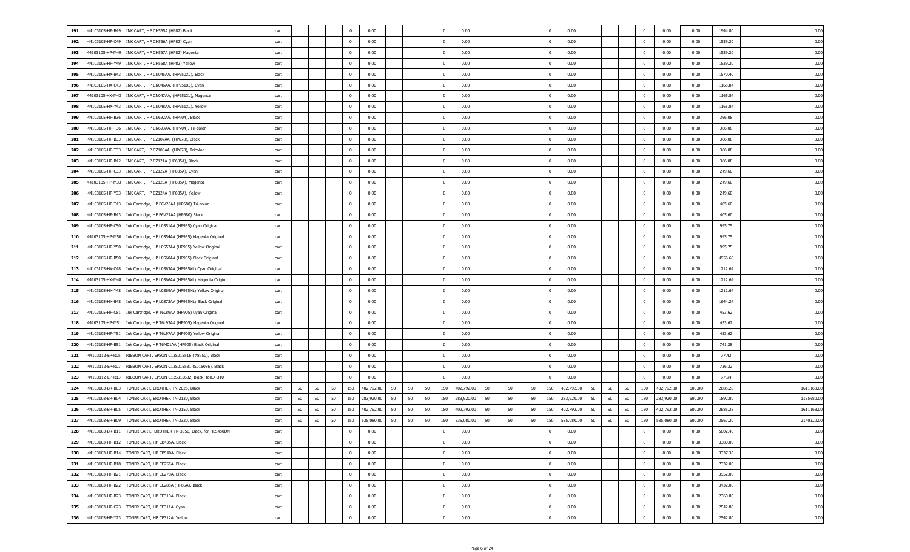| 191 | 44103105-HP-B49 | INK CART, HP CH565A (HP82) Black | cart | | | | 0 | 0.00 | | | | 0 | 0.00 | | | | 0 | 0.00 | | | | 0 | 0.00 | 0.00 | 1944.80 | 0.00 |
|---|---|---|---|---|---|---|---|---|---|---|---|---|---|---|---|---|---|---|---|---|---|---|---|---|---|---|
| 192 | 44103105-HP-C49 | INK CART, HP CH566A (HP82) Cyan | cart | | | | 0 | 0.00 | | | | 0 | 0.00 | | | | 0 | 0.00 | | | | 0 | 0.00 | 0.00 | 1539.20 | 0.00 |
| 193 | 44103105-HP-M49 | INK CART, HP CH567A (HP82) Magenta | cart | | | | 0 | 0.00 | | | | 0 | 0.00 | | | | 0 | 0.00 | | | | 0 | 0.00 | 0.00 | 1539.20 | 0.00 |
| 194 | 44103105-HP-Y49 | INK CART, HP CH568A (HP82) Yellow | cart | | | | 0 | 0.00 | | | | 0 | 0.00 | | | | 0 | 0.00 | | | | 0 | 0.00 | 0.00 | 1539.20 | 0.00 |
| 195 | 44103105-HX-B43 | INK CART, HP CN045AA, (HP950XL), Black | cart | | | | 0 | 0.00 | | | | 0 | 0.00 | | | | 0 | 0.00 | | | | 0 | 0.00 | 0.00 | 1570.40 | 0.00 |
| 196 | 44103105-HX-C43 | INK CART, HP CN046AA, (HP951XL), Cyan | cart | | | | 0 | 0.00 | | | | 0 | 0.00 | | | | 0 | 0.00 | | | | 0 | 0.00 | 0.00 | 1165.84 | 0.00 |
| 197 | 44103105-HX-M43 | INK CART, HP CN047AA, (HP951XL), Magenta | cart | | | | 0 | 0.00 | | | | 0 | 0.00 | | | | 0 | 0.00 | | | | 0 | 0.00 | 0.00 | 1165.84 | 0.00 |
| 198 | 44103105-HX-Y43 | INK CART, HP CN048AA, (HP951XL). Yellow | cart | | | | 0 | 0.00 | | | | 0 | 0.00 | | | | 0 | 0.00 | | | | 0 | 0.00 | 0.00 | 1165.84 | 0.00 |
| 199 | 44103105-HP-B36 | INK CART, HP CN692AA, (HP704), Black | cart | | | | 0 | 0.00 | | | | 0 | 0.00 | | | | 0 | 0.00 | | | | 0 | 0.00 | 0.00 | 366.08 | 0.00 |
| 200 | 44103105-HP-T36 | INK CART, HP CN693AA, (HP704), Tri-color | cart | | | | 0 | 0.00 | | | | 0 | 0.00 | | | | 0 | 0.00 | | | | 0 | 0.00 | 0.00 | 366.08 | 0.00 |
| 201 | 44103105-HP-B33 | INK CART, HP CZ107AA, (HP678), Black | cart | | | | 0 | 0.00 | | | | 0 | 0.00 | | | | 0 | 0.00 | | | | 0 | 0.00 | 0.00 | 366.08 | 0.00 |
| 202 | 44103105-HP-T33 | INK CART, HP CZ108AA, (HP678), Tricolor | cart | | | | 0 | 0.00 | | | | 0 | 0.00 | | | | 0 | 0.00 | | | | 0 | 0.00 | 0.00 | 366.08 | 0.00 |
| 203 | 44103105-HP-B42 | INK CART, HP CZ121A (HP685A), Black | cart | | | | 0 | 0.00 | | | | 0 | 0.00 | | | | 0 | 0.00 | | | | 0 | 0.00 | 0.00 | 366.08 | 0.00 |
| 204 | 44103105-HP-C33 | INK CART, HP CZ122A (HP685A), Cyan | cart | | | | 0 | 0.00 | | | | 0 | 0.00 | | | | 0 | 0.00 | | | | 0 | 0.00 | 0.00 | 249.60 | 0.00 |
| 205 | 44103105-HP-M33 | INK CART, HP CZ123A (HP685A), Magenta | cart | | | | 0 | 0.00 | | | | 0 | 0.00 | | | | 0 | 0.00 | | | | 0 | 0.00 | 0.00 | 249.60 | 0.00 |
| 206 | 44103105-HP-Y33 | INK CART, HP CZ124A (HP685A), Yellow | cart | | | | 0 | 0.00 | | | | 0 | 0.00 | | | | 0 | 0.00 | | | | 0 | 0.00 | 0.00 | 249.60 | 0.00 |
| 207 | 44103105-HP-T43 | Ink Cartridge, HP F6V26AA (HP680) Tri-color | cart | | | | 0 | 0.00 | | | | 0 | 0.00 | | | | 0 | 0.00 | | | | 0 | 0.00 | 0.00 | 405.60 | 0.00 |
| 208 | 44103105-HP-B43 | Ink Cartridge, HP F6V27AA (HP680) Black | cart | | | | 0 | 0.00 | | | | 0 | 0.00 | | | | 0 | 0.00 | | | | 0 | 0.00 | 0.00 | 405.60 | 0.00 |
| 209 | 44103105-HP-C50 | Ink Cartridge, HP L0S51AA (HP955) Cyan Original | cart | | | | 0 | 0.00 | | | | 0 | 0.00 | | | | 0 | 0.00 | | | | 0 | 0.00 | 0.00 | 995.75 | 0.00 |
| 210 | 44103105-HP-M50 | Ink Cartridge, HP L0S54AA (HP955) Magenta Original | cart | | | | 0 | 0.00 | | | | 0 | 0.00 | | | | 0 | 0.00 | | | | 0 | 0.00 | 0.00 | 995.75 | 0.00 |
| 211 | 44103105-HP-Y50 | Ink Cartridge, HP L0S57AA (HP955) Yellow Original | cart | | | | 0 | 0.00 | | | | 0 | 0.00 | | | | 0 | 0.00 | | | | 0 | 0.00 | 0.00 | 995.75 | 0.00 |
| 212 | 44103105-HP-B50 | Ink Cartridge, HP L0S60AA (HP955) Black Original | cart | | | | 0 | 0.00 | | | | 0 | 0.00 | | | | 0 | 0.00 | | | | 0 | 0.00 | 0.00 | 4956.60 | 0.00 |
| 213 | 44103105-HX-C48 | Ink Cartridge, HP L0S63AA (HP955XL) Cyan Original | cart | | | | 0 | 0.00 | | | | 0 | 0.00 | | | | 0 | 0.00 | | | | 0 | 0.00 | 0.00 | 1212.64 | 0.00 |
| 214 | 44103105-HX-M48 | Ink Cartridge, HP L0S66AA (HP955XL) Magenta Origin | cart | | | | 0 | 0.00 | | | | 0 | 0.00 | | | | 0 | 0.00 | | | | 0 | 0.00 | 0.00 | 1212.64 | 0.00 |
| 215 | 44103105-HX-Y48 | Ink Cartridge, HP L0S69AA (HP955XL) Yellow Origina | cart | | | | 0 | 0.00 | | | | 0 | 0.00 | | | | 0 | 0.00 | | | | 0 | 0.00 | 0.00 | 1212.64 | 0.00 |
| 216 | 44103105-HX-B48 | Ink Cartridge, HP L0S72AA (HP955XL) Black Original | cart | | | | 0 | 0.00 | | | | 0 | 0.00 | | | | 0 | 0.00 | | | | 0 | 0.00 | 0.00 | 1644.24 | 0.00 |
| 217 | 44103105-HP-C51 | Ink Cartridge, HP T6L89AA (HP905) Cyan Original | cart | | | | 0 | 0.00 | | | | 0 | 0.00 | | | | 0 | 0.00 | | | | 0 | 0.00 | 0.00 | 453.62 | 0.00 |
| 218 | 44103105-HP-M51 | Ink Cartridge, HP T6L93AA (HP905) Magenta Original | cart | | | | 0 | 0.00 | | | | 0 | 0.00 | | | | 0 | 0.00 | | | | 0 | 0.00 | 0.00 | 453.62 | 0.00 |
| 219 | 44103105-HP-Y51 | Ink Cartridge, HP T6L97AA (HP905) Yellow Original | cart | | | | 0 | 0.00 | | | | 0 | 0.00 | | | | 0 | 0.00 | | | | 0 | 0.00 | 0.00 | 453.62 | 0.00 |
| 220 | 44103105-HP-B51 | Ink Cartridge, HP T6M01AA (HP905) Black Original | cart | | | | 0 | 0.00 | | | | 0 | 0.00 | | | | 0 | 0.00 | | | | 0 | 0.00 | 0.00 | 741.28 | 0.00 |
| 221 | 44103112-EP-R05 | RIBBON CART, EPSON C13S015516 (#8750), Black | cart | | | | 0 | 0.00 | | | | 0 | 0.00 | | | | 0 | 0.00 | | | | 0 | 0.00 | 0.00 | 77.43 | 0.00 |
| 222 | 44103112-EP-R07 | RIBBON CART, EPSON C13S015531 (S015086), Black | cart | | | | 0 | 0.00 | | | | 0 | 0.00 | | | | 0 | 0.00 | | | | 0 | 0.00 | 0.00 | 736.32 | 0.00 |
| 223 | 44103112-EP-R13 | RIBBON CART, EPSON C13S015632, Black, forLX-310 | cart | | | | 0 | 0.00 | | | | 0 | 0.00 | | | | 0 | 0.00 | | | | 0 | 0.00 | 0.00 | 77.94 | 0.00 |
| 224 | 44103103-BR-B03 | TONER CART, BROTHER TN-2025, Black | cart | 50 | 50 | 50 | 150 | 402,792.00 | 50 | 50 | 50 | 150 | 402,792.00 | 50 | 50 | 50 | 150 | 402,792.00 | 50 | 50 | 50 | 150 | 402,792.00 | 600.00 | 2685.28 | 1611168.00 |
| 225 | 44103103-BR-B04 | TONER CART, BROTHER TN-2130, Black | cart | 50 | 50 | 50 | 150 | 283,920.00 | 50 | 50 | 50 | 150 | 283,920.00 | 50 | 50 | 50 | 150 | 283,920.00 | 50 | 50 | 50 | 150 | 283,920.00 | 600.00 | 1892.80 | 1135680.00 |
| 226 | 44103103-BR-B05 | TONER CART, BROTHER TN-2150, Black | cart | 50 | 50 | 50 | 150 | 402,792.00 | 50 | 50 | 50 | 150 | 402,792.00 | 50 | 50 | 50 | 150 | 402,792.00 | 50 | 50 | 50 | 150 | 402,792.00 | 600.00 | 2685.28 | 1611168.00 |
| 227 | 44103103-BR-B09 | TONER CART, BROTHER TN-3320, Black | cart | 50 | 50 | 50 | 150 | 535,080.00 | 50 | 50 | 50 | 150 | 535,080.00 | 50 | 50 | 50 | 150 | 535,080.00 | 50 | 50 | 50 | 150 | 535,080.00 | 600.00 | 3567.20 | 2140320.00 |
| 228 | 44103103-BR-B11 | TONER CART, BROTHER TN-3350, Black, for HL5450DN | cart | | | | 0 | 0.00 | | | | 0 | 0.00 | | | | 0 | 0.00 | | | | 0 | 0.00 | 0.00 | 5002.40 | 0.00 |
| 229 | 44103103-HP-B12 | TONER CART, HP CB435A, Black | cart | | | | 0 | 0.00 | | | | 0 | 0.00 | | | | 0 | 0.00 | | | | 0 | 0.00 | 0.00 | 3380.00 | 0.00 |
| 230 | 44103103-HP-B14 | TONER CART, HP CB540A, Black | cart | | | | 0 | 0.00 | | | | 0 | 0.00 | | | | 0 | 0.00 | | | | 0 | 0.00 | 0.00 | 3337.36 | 0.00 |
| 231 | 44103103-HP-B18 | TONER CART, HP CE255A, Black | cart | | | | 0 | 0.00 | | | | 0 | 0.00 | | | | 0 | 0.00 | | | | 0 | 0.00 | 0.00 | 7332.00 | 0.00 |
| 232 | 44103103-HP-B21 | TONER CART, HP CE278A, Black | cart | | | | 0 | 0.00 | | | | 0 | 0.00 | | | | 0 | 0.00 | | | | 0 | 0.00 | 0.00 | 3952.00 | 0.00 |
| 233 | 44103103-HP-B22 | TONER CART, HP CE285A (HP85A), Black | cart | | | | 0 | 0.00 | | | | 0 | 0.00 | | | | 0 | 0.00 | | | | 0 | 0.00 | 0.00 | 3432.00 | 0.00 |
| 234 | 44103103-HP-B23 | TONER CART, HP CE310A, Black | cart | | | | 0 | 0.00 | | | | 0 | 0.00 | | | | 0 | 0.00 | | | | 0 | 0.00 | 0.00 | 2360.80 | 0.00 |
| 235 | 44103103-HP-C23 | TONER CART, HP CE311A, Cyan | cart | | | | 0 | 0.00 | | | | 0 | 0.00 | | | | 0 | 0.00 | | | | 0 | 0.00 | 0.00 | 2542.80 | 0.00 |
| 236 | 44103103-HP-Y23 | TONER CART, HP CE312A, Yellow | cart | | | | 0 | 0.00 | | | | 0 | 0.00 | | | | 0 | 0.00 | | | | 0 | 0.00 | 0.00 | 2542.80 | 0.00 |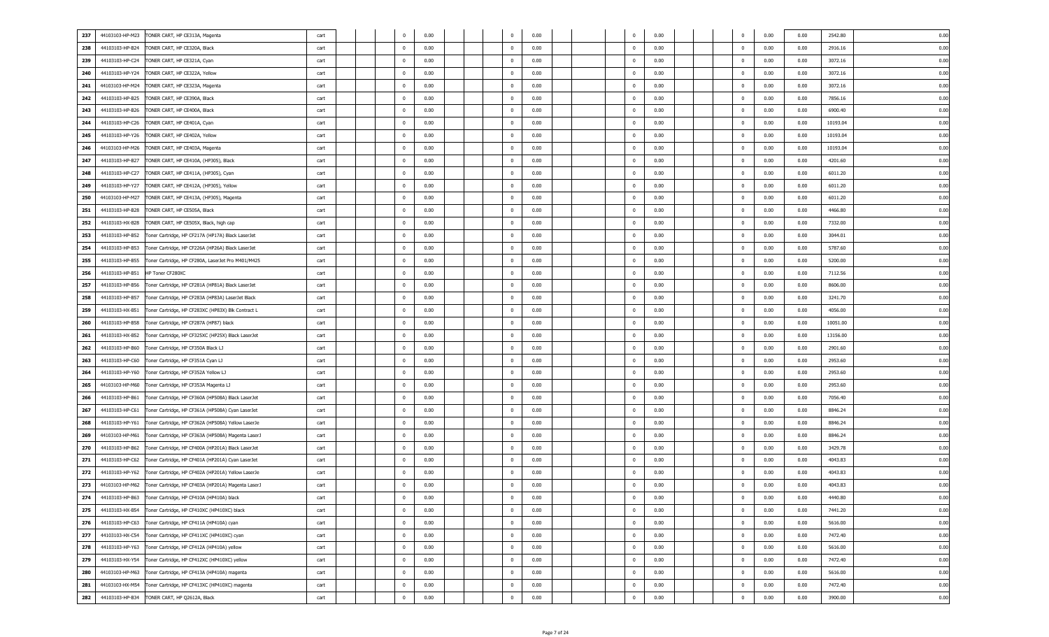| | | | | | | | | | | | | | | | | | | | | | | |
|---|---|---|---|---|---|---|---|---|---|---|---|---|---|---|---|---|---|---|---|---|---|---|
| 237 | 44103103-HP-M23 | TONER CART, HP CE313A, Magenta | cart | | | 0 | 0.00 | | | 0 | 0.00 | | | 0 | 0.00 | | | 0 | 0.00 | 0.00 | 2542.80 | 0.00 |
| 238 | 44103103-HP-B24 | TONER CART, HP CE320A, Black | cart | | | 0 | 0.00 | | | 0 | 0.00 | | | 0 | 0.00 | | | 0 | 0.00 | 0.00 | 2916.16 | 0.00 |
| 239 | 44103103-HP-C24 | TONER CART, HP CE321A, Cyan | cart | | | 0 | 0.00 | | | 0 | 0.00 | | | 0 | 0.00 | | | 0 | 0.00 | 0.00 | 3072.16 | 0.00 |
| 240 | 44103103-HP-Y24 | TONER CART, HP CE322A, Yellow | cart | | | 0 | 0.00 | | | 0 | 0.00 | | | 0 | 0.00 | | | 0 | 0.00 | 0.00 | 3072.16 | 0.00 |
| 241 | 44103103-HP-M24 | TONER CART, HP CE323A, Magenta | cart | | | 0 | 0.00 | | | 0 | 0.00 | | | 0 | 0.00 | | | 0 | 0.00 | 0.00 | 3072.16 | 0.00 |
| 242 | 44103103-HP-B25 | TONER CART, HP CE390A, Black | cart | | | 0 | 0.00 | | | 0 | 0.00 | | | 0 | 0.00 | | | 0 | 0.00 | 0.00 | 7856.16 | 0.00 |
| 243 | 44103103-HP-B26 | TONER CART, HP CE400A, Black | cart | | | 0 | 0.00 | | | 0 | 0.00 | | | 0 | 0.00 | | | 0 | 0.00 | 0.00 | 6900.40 | 0.00 |
| 244 | 44103103-HP-C26 | TONER CART, HP CE401A, Cyan | cart | | | 0 | 0.00 | | | 0 | 0.00 | | | 0 | 0.00 | | | 0 | 0.00 | 0.00 | 10193.04 | 0.00 |
| 245 | 44103103-HP-Y26 | TONER CART, HP CE402A, Yellow | cart | | | 0 | 0.00 | | | 0 | 0.00 | | | 0 | 0.00 | | | 0 | 0.00 | 0.00 | 10193.04 | 0.00 |
| 246 | 44103103-HP-M26 | TONER CART, HP CE403A, Magenta | cart | | | 0 | 0.00 | | | 0 | 0.00 | | | 0 | 0.00 | | | 0 | 0.00 | 0.00 | 10193.04 | 0.00 |
| 247 | 44103103-HP-B27 | TONER CART, HP CE410A, (HP305), Black | cart | | | 0 | 0.00 | | | 0 | 0.00 | | | 0 | 0.00 | | | 0 | 0.00 | 0.00 | 4201.60 | 0.00 |
| 248 | 44103103-HP-C27 | TONER CART, HP CE411A, (HP305), Cyan | cart | | | 0 | 0.00 | | | 0 | 0.00 | | | 0 | 0.00 | | | 0 | 0.00 | 0.00 | 6011.20 | 0.00 |
| 249 | 44103103-HP-Y27 | TONER CART, HP CE412A, (HP305), Yellow | cart | | | 0 | 0.00 | | | 0 | 0.00 | | | 0 | 0.00 | | | 0 | 0.00 | 0.00 | 6011.20 | 0.00 |
| 250 | 44103103-HP-M27 | TONER CART, HP CE413A, (HP305), Magenta | cart | | | 0 | 0.00 | | | 0 | 0.00 | | | 0 | 0.00 | | | 0 | 0.00 | 0.00 | 6011.20 | 0.00 |
| 251 | 44103103-HP-B28 | TONER CART, HP CE505A, Black | cart | | | 0 | 0.00 | | | 0 | 0.00 | | | 0 | 0.00 | | | 0 | 0.00 | 0.00 | 4466.80 | 0.00 |
| 252 | 44103103-HX-B28 | TONER CART, HP CE505X, Black, high cap | cart | | | 0 | 0.00 | | | 0 | 0.00 | | | 0 | 0.00 | | | 0 | 0.00 | 0.00 | 7332.00 | 0.00 |
| 253 | 44103103-HP-B52 | Toner Cartridge, HP CF217A (HP17A) Black LaserJet | cart | | | 0 | 0.00 | | | 0 | 0.00 | | | 0 | 0.00 | | | 0 | 0.00 | 0.00 | 3044.01 | 0.00 |
| 254 | 44103103-HP-B53 | Toner Cartridge, HP CF226A (HP26A) Black LaserJet | cart | | | 0 | 0.00 | | | 0 | 0.00 | | | 0 | 0.00 | | | 0 | 0.00 | 0.00 | 5787.60 | 0.00 |
| 255 | 44103103-HP-B55 | Toner Cartridge, HP CF280A, LaserJet Pro M401/M425 | cart | | | 0 | 0.00 | | | 0 | 0.00 | | | 0 | 0.00 | | | 0 | 0.00 | 0.00 | 5200.00 | 0.00 |
| 256 | 44103103-HP-B51 | HP Toner CF280XC | cart | | | 0 | 0.00 | | | 0 | 0.00 | | | 0 | 0.00 | | | 0 | 0.00 | 0.00 | 7112.56 | 0.00 |
| 257 | 44103103-HP-B56 | Toner Cartridge, HP CF281A (HP81A) Black LaserJet | cart | | | 0 | 0.00 | | | 0 | 0.00 | | | 0 | 0.00 | | | 0 | 0.00 | 0.00 | 8606.00 | 0.00 |
| 258 | 44103103-HP-B57 | Toner Cartridge, HP CF283A (HP83A) LaserJet Black | cart | | | 0 | 0.00 | | | 0 | 0.00 | | | 0 | 0.00 | | | 0 | 0.00 | 0.00 | 3241.70 | 0.00 |
| 259 | 44103103-HX-B51 | Toner Cartridge, HP CF283XC (HP83X) Blk Contract L | cart | | | 0 | 0.00 | | | 0 | 0.00 | | | 0 | 0.00 | | | 0 | 0.00 | 0.00 | 4056.00 | 0.00 |
| 260 | 44103103-HP-B58 | Toner Cartridge, HP CF287A (HP87) black | cart | | | 0 | 0.00 | | | 0 | 0.00 | | | 0 | 0.00 | | | 0 | 0.00 | 0.00 | 10051.00 | 0.00 |
| 261 | 44103103-HX-B52 | Toner Cartridge, HP CF325XC (HP25X) Black LaserJet | cart | | | 0 | 0.00 | | | 0 | 0.00 | | | 0 | 0.00 | | | 0 | 0.00 | 0.00 | 13156.00 | 0.00 |
| 262 | 44103103-HP-B60 | Toner Cartridge, HP CF350A Black LJ | cart | | | 0 | 0.00 | | | 0 | 0.00 | | | 0 | 0.00 | | | 0 | 0.00 | 0.00 | 2901.60 | 0.00 |
| 263 | 44103103-HP-C60 | Toner Cartridge, HP CF351A Cyan LJ | cart | | | 0 | 0.00 | | | 0 | 0.00 | | | 0 | 0.00 | | | 0 | 0.00 | 0.00 | 2953.60 | 0.00 |
| 264 | 44103103-HP-Y60 | Toner Cartridge, HP CF352A Yellow LJ | cart | | | 0 | 0.00 | | | 0 | 0.00 | | | 0 | 0.00 | | | 0 | 0.00 | 0.00 | 2953.60 | 0.00 |
| 265 | 44103103-HP-M60 | Toner Cartridge, HP CF353A Magenta LJ | cart | | | 0 | 0.00 | | | 0 | 0.00 | | | 0 | 0.00 | | | 0 | 0.00 | 0.00 | 2953.60 | 0.00 |
| 266 | 44103103-HP-B61 | Toner Cartridge, HP CF360A (HP508A) Black LaserJet | cart | | | 0 | 0.00 | | | 0 | 0.00 | | | 0 | 0.00 | | | 0 | 0.00 | 0.00 | 7056.40 | 0.00 |
| 267 | 44103103-HP-C61 | Toner Cartridge, HP CF361A (HP508A) Cyan LaserJet | cart | | | 0 | 0.00 | | | 0 | 0.00 | | | 0 | 0.00 | | | 0 | 0.00 | 0.00 | 8846.24 | 0.00 |
| 268 | 44103103-HP-Y61 | Toner Cartridge, HP CF362A (HP508A) Yellow LaserJe | cart | | | 0 | 0.00 | | | 0 | 0.00 | | | 0 | 0.00 | | | 0 | 0.00 | 0.00 | 8846.24 | 0.00 |
| 269 | 44103103-HP-M61 | Toner Cartridge, HP CF363A (HP508A) Magenta LaserJ | cart | | | 0 | 0.00 | | | 0 | 0.00 | | | 0 | 0.00 | | | 0 | 0.00 | 0.00 | 8846.24 | 0.00 |
| 270 | 44103103-HP-B62 | Toner Cartridge, HP CF400A (HP201A) Black LaserJet | cart | | | 0 | 0.00 | | | 0 | 0.00 | | | 0 | 0.00 | | | 0 | 0.00 | 0.00 | 3429.78 | 0.00 |
| 271 | 44103103-HP-C62 | Toner Cartridge, HP CF401A (HP201A) Cyan LaserJet | cart | | | 0 | 0.00 | | | 0 | 0.00 | | | 0 | 0.00 | | | 0 | 0.00 | 0.00 | 4043.83 | 0.00 |
| 272 | 44103103-HP-Y62 | Toner Cartridge, HP CF402A (HP201A) Yellow LaserJe | cart | | | 0 | 0.00 | | | 0 | 0.00 | | | 0 | 0.00 | | | 0 | 0.00 | 0.00 | 4043.83 | 0.00 |
| 273 | 44103103-HP-M62 | Toner Cartridge, HP CF403A (HP201A) Magenta LaserJ | cart | | | 0 | 0.00 | | | 0 | 0.00 | | | 0 | 0.00 | | | 0 | 0.00 | 0.00 | 4043.83 | 0.00 |
| 274 | 44103103-HP-B63 | Toner Cartridge, HP CF410A (HP410A) black | cart | | | 0 | 0.00 | | | 0 | 0.00 | | | 0 | 0.00 | | | 0 | 0.00 | 0.00 | 4440.80 | 0.00 |
| 275 | 44103103-HX-B54 | Toner Cartridge, HP CF410XC (HP410XC) black | cart | | | 0 | 0.00 | | | 0 | 0.00 | | | 0 | 0.00 | | | 0 | 0.00 | 0.00 | 7441.20 | 0.00 |
| 276 | 44103103-HP-C63 | Toner Cartridge, HP CF411A (HP410A) cyan | cart | | | 0 | 0.00 | | | 0 | 0.00 | | | 0 | 0.00 | | | 0 | 0.00 | 0.00 | 5616.00 | 0.00 |
| 277 | 44103103-HX-C54 | Toner Cartridge, HP CF411XC (HP410XC) cyan | cart | | | 0 | 0.00 | | | 0 | 0.00 | | | 0 | 0.00 | | | 0 | 0.00 | 0.00 | 7472.40 | 0.00 |
| 278 | 44103103-HP-Y63 | Toner Cartridge, HP CF412A (HP410A) yellow | cart | | | 0 | 0.00 | | | 0 | 0.00 | | | 0 | 0.00 | | | 0 | 0.00 | 0.00 | 5616.00 | 0.00 |
| 279 | 44103103-HX-Y54 | Toner Cartridge, HP CF412XC (HP410XC) yellow | cart | | | 0 | 0.00 | | | 0 | 0.00 | | | 0 | 0.00 | | | 0 | 0.00 | 0.00 | 7472.40 | 0.00 |
| 280 | 44103103-HP-M63 | Toner Cartridge, HP CF413A (HP410A) magenta | cart | | | 0 | 0.00 | | | 0 | 0.00 | | | 0 | 0.00 | | | 0 | 0.00 | 0.00 | 5616.00 | 0.00 |
| 281 | 44103103-HX-M54 | Toner Cartridge, HP CF413XC (HP410XC) magenta | cart | | | 0 | 0.00 | | | 0 | 0.00 | | | 0 | 0.00 | | | 0 | 0.00 | 0.00 | 7472.40 | 0.00 |
| 282 | 44103103-HP-B34 | TONER CART, HP Q2612A, Black | cart | | | 0 | 0.00 | | | 0 | 0.00 | | | 0 | 0.00 | | | 0 | 0.00 | 0.00 | 3900.00 | 0.00 |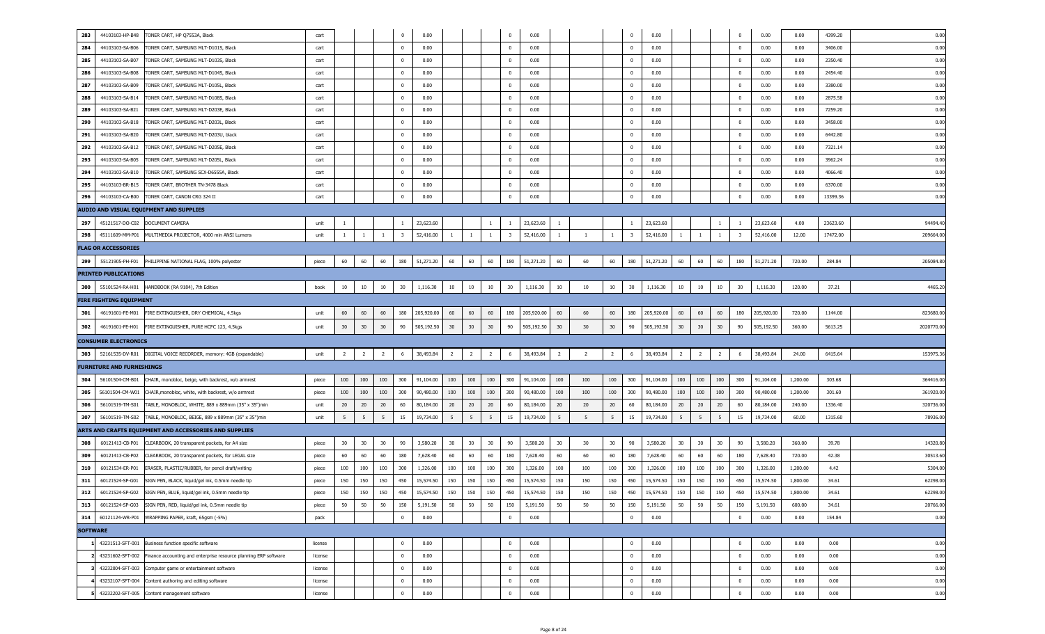| 283 | 44103103-HP-B48 | TONER CART, HP Q7553A, Black | cart | | | | 0 | 0.00 | | | | 0 | 0.00 | | | | 0 | 0.00 | | | | 0 | 0.00 | 0.00 | 4399.20 | 0.00 |
|---|---|---|---|---|---|---|---|---|---|---|---|---|---|---|---|---|---|---|---|---|---|---|---|---|---|---|
| 284 | 44103103-SA-B06 | TONER CART, SAMSUNG MLT-D101S, Black | cart | | | | 0 | 0.00 | | | | 0 | 0.00 | | | | 0 | 0.00 | | | | 0 | 0.00 | 0.00 | 3406.00 | 0.00 |
| 285 | 44103103-SA-B07 | TONER CART, SAMSUNG MLT-D103S, Black | cart | | | | 0 | 0.00 | | | | 0 | 0.00 | | | | 0 | 0.00 | | | | 0 | 0.00 | 0.00 | 2350.40 | 0.00 |
| 286 | 44103103-SA-B08 | TONER CART, SAMSUNG MLT-D104S, Black | cart | | | | 0 | 0.00 | | | | 0 | 0.00 | | | | 0 | 0.00 | | | | 0 | 0.00 | 0.00 | 2454.40 | 0.00 |
| 287 | 44103103-SA-B09 | TONER CART, SAMSUNG MLT-D105L, Black | cart | | | | 0 | 0.00 | | | | 0 | 0.00 | | | | 0 | 0.00 | | | | 0 | 0.00 | 0.00 | 3380.00 | 0.00 |
| 288 | 44103103-SA-B14 | TONER CART, SAMSUNG MLT-D108S, Black | cart | | | | 0 | 0.00 | | | | 0 | 0.00 | | | | 0 | 0.00 | | | | 0 | 0.00 | 0.00 | 2875.58 | 0.00 |
| 289 | 44103103-SA-B21 | TONER CART, SAMSUNG MLT-D203E, Black | cart | | | | 0 | 0.00 | | | | 0 | 0.00 | | | | 0 | 0.00 | | | | 0 | 0.00 | 0.00 | 7259.20 | 0.00 |
| 290 | 44103103-SA-B18 | TONER CART, SAMSUNG MLT-D203L, Black | cart | | | | 0 | 0.00 | | | | 0 | 0.00 | | | | 0 | 0.00 | | | | 0 | 0.00 | 0.00 | 3458.00 | 0.00 |
| 291 | 44103103-SA-B20 | TONER CART, SAMSUNG MLT-D203U, black | cart | | | | 0 | 0.00 | | | | 0 | 0.00 | | | | 0 | 0.00 | | | | 0 | 0.00 | 0.00 | 6442.80 | 0.00 |
| 292 | 44103103-SA-B12 | TONER CART, SAMSUNG MLT-D205E, Black | cart | | | | 0 | 0.00 | | | | 0 | 0.00 | | | | 0 | 0.00 | | | | 0 | 0.00 | 0.00 | 7321.14 | 0.00 |
| 293 | 44103103-SA-B05 | TONER CART, SAMSUNG MLT-D205L, Black | cart | | | | 0 | 0.00 | | | | 0 | 0.00 | | | | 0 | 0.00 | | | | 0 | 0.00 | 0.00 | 3962.24 | 0.00 |
| 294 | 44103103-SA-B10 | TONER CART, SAMSUNG SCX-D6555A, Black | cart | | | | 0 | 0.00 | | | | 0 | 0.00 | | | | 0 | 0.00 | | | | 0 | 0.00 | 0.00 | 4066.40 | 0.00 |
| 295 | 44103103-BR-B15 | TONER CART, BROTHER TN-3478 Black | cart | | | | 0 | 0.00 | | | | 0 | 0.00 | | | | 0 | 0.00 | | | | 0 | 0.00 | 0.00 | 6370.00 | 0.00 |
| 296 | 44103103-CA-B00 | TONER CART, CANON CRG 324 II | cart | | | | 0 | 0.00 | | | | 0 | 0.00 | | | | 0 | 0.00 | | | | 0 | 0.00 | 0.00 | 13399.36 | 0.00 |
| **AUDIO AND VISUAL EQUIPMENT AND SUPPLIES** | | | | | | | | | | | | | | | | | | | | | | | | | | |
| 297 | 45121517-DO-C02 | DOCUMENT CAMERA | unit | 1 | | | 1 | 23,623.60 | | | 1 | 1 | 23,623.60 | 1 | | | 1 | 23,623.60 | | | 1 | 1 | 23,623.60 | 4.00 | 23623.60 | 94494.40 |
| 298 | 45111609-MM-P01 | MULTIMEDIA PROJECTOR, 4000 min ANSI Lumens | unit | 1 | 1 | 1 | 3 | 52,416.00 | 1 | 1 | 1 | 3 | 52,416.00 | 1 | 1 | 1 | 3 | 52,416.00 | 1 | 1 | 1 | 3 | 52,416.00 | 12.00 | 17472.00 | 209664.00 |
| **FLAG OR ACCESSORIES** | | | | | | | | | | | | | | | | | | | | | | | | | | |
| 299 | 55121905-PH-F01 | PHILIPPINE NATIONAL FLAG, 100% polyester | piece | 60 | 60 | 60 | 180 | 51,271.20 | 60 | 60 | 60 | 180 | 51,271.20 | 60 | 60 | 60 | 180 | 51,271.20 | 60 | 60 | 60 | 180 | 51,271.20 | 720.00 | 284.84 | 205084.80 |
| **PRINTED PUBLICATIONS** | | | | | | | | | | | | | | | | | | | | | | | | | | |
| 300 | 55101524-RA-H01 | HANDBOOK (RA 9184), 7th Edition | book | 10 | 10 | 10 | 30 | 1,116.30 | 10 | 10 | 10 | 30 | 1,116.30 | 10 | 10 | 10 | 30 | 1,116.30 | 10 | 10 | 10 | 30 | 1,116.30 | 120.00 | 37.21 | 4465.20 |
| **FIRE FIGHTING EQUIPMENT** | | | | | | | | | | | | | | | | | | | | | | | | | | |
| 301 | 46191601-FE-M01 | FIRE EXTINGUISHER, DRY CHEMICAL, 4.5kgs | unit | 60 | 60 | 60 | 180 | 205,920.00 | 60 | 60 | 60 | 180 | 205,920.00 | 60 | 60 | 60 | 180 | 205,920.00 | 60 | 60 | 60 | 180 | 205,920.00 | 720.00 | 1144.00 | 823680.00 |
| 302 | 46191601-FE-H01 | FIRE EXTINGUISHER, PURE HCFC 123, 4.5kgs | unit | 30 | 30 | 30 | 90 | 505,192.50 | 30 | 30 | 30 | 90 | 505,192.50 | 30 | 30 | 30 | 90 | 505,192.50 | 30 | 30 | 30 | 90 | 505,192.50 | 360.00 | 5613.25 | 2020770.00 |
| **CONSUMER ELECTRONICS** | | | | | | | | | | | | | | | | | | | | | | | | | | |
| 303 | 52161535-DV-R01 | DIGITAL VOICE RECORDER, memory: 4GB (expandable) | unit | 2 | 2 | 2 | 6 | 38,493.84 | 2 | 2 | 2 | 6 | 38,493.84 | 2 | 2 | 2 | 6 | 38,493.84 | 2 | 2 | 2 | 6 | 38,493.84 | 24.00 | 6415.64 | 153975.36 |
| **FURNITURE AND FURNISHINGS** | | | | | | | | | | | | | | | | | | | | | | | | | | |
| 304 | 56101504-CM-B01 | CHAIR, monobloc, beige, with backrest, w/o armrest | piece | 100 | 100 | 100 | 300 | 91,104.00 | 100 | 100 | 100 | 300 | 91,104.00 | 100 | 100 | 100 | 300 | 91,104.00 | 100 | 100 | 100 | 300 | 91,104.00 | 1,200.00 | 303.68 | 364416.00 |
| 305 | 56101504-CM-W01 | CHAIR,monobloc, white, with backrest, w/o armrest | piece | 100 | 100 | 100 | 300 | 90,480.00 | 100 | 100 | 100 | 300 | 90,480.00 | 100 | 100 | 100 | 300 | 90,480.00 | 100 | 100 | 100 | 300 | 90,480.00 | 1,200.00 | 301.60 | 361920.00 |
| 306 | 56101519-TM-S01 | TABLE, MONOBLOC, WHITE, 889 x 889mm (35" x 35")min | unit | 20 | 20 | 20 | 60 | 80,184.00 | 20 | 20 | 20 | 60 | 80,184.00 | 20 | 20 | 20 | 60 | 80,184.00 | 20 | 20 | 20 | 60 | 80,184.00 | 240.00 | 1336.40 | 320736.00 |
| 307 | 56101519-TM-S02 | TABLE, MONOBLOC, BEIGE, 889 x 889mm (35" x 35")min | unit | 5 | 5 | 5 | 15 | 19,734.00 | 5 | 5 | 5 | 15 | 19,734.00 | 5 | 5 | 5 | 15 | 19,734.00 | 5 | 5 | 5 | 15 | 19,734.00 | 60.00 | 1315.60 | 78936.00 |
| **ARTS AND CRAFTS EQUIPMENT AND ACCESSORIES AND SUPPLIES** | | | | | | | | | | | | | | | | | | | | | | | | | | |
| 308 | 60121413-CB-P01 | CLEARBOOK, 20 transparent pockets, for A4 size | piece | 30 | 30 | 30 | 90 | 3,580.20 | 30 | 30 | 30 | 90 | 3,580.20 | 30 | 30 | 30 | 90 | 3,580.20 | 30 | 30 | 30 | 90 | 3,580.20 | 360.00 | 39.78 | 14320.80 |
| 309 | 60121413-CB-P02 | CLEARBOOK, 20 transparent pockets, for LEGAL size | piece | 60 | 60 | 60 | 180 | 7,628.40 | 60 | 60 | 60 | 180 | 7,628.40 | 60 | 60 | 60 | 180 | 7,628.40 | 60 | 60 | 60 | 180 | 7,628.40 | 720.00 | 42.38 | 30513.60 |
| 310 | 60121534-ER-P01 | ERASER, PLASTIC/RUBBER, for pencil draft/writing | piece | 100 | 100 | 100 | 300 | 1,326.00 | 100 | 100 | 100 | 300 | 1,326.00 | 100 | 100 | 100 | 300 | 1,326.00 | 100 | 100 | 100 | 300 | 1,326.00 | 1,200.00 | 4.42 | 5304.00 |
| 311 | 60121524-SP-G01 | SIGN PEN, BLACK, liquid/gel ink, 0.5mm needle tip | piece | 150 | 150 | 150 | 450 | 15,574.50 | 150 | 150 | 150 | 450 | 15,574.50 | 150 | 150 | 150 | 450 | 15,574.50 | 150 | 150 | 150 | 450 | 15,574.50 | 1,800.00 | 34.61 | 62298.00 |
| 312 | 60121524-SP-G02 | SIGN PEN, BLUE, liquid/gel ink, 0.5mm needle tip | piece | 150 | 150 | 150 | 450 | 15,574.50 | 150 | 150 | 150 | 450 | 15,574.50 | 150 | 150 | 150 | 450 | 15,574.50 | 150 | 150 | 150 | 450 | 15,574.50 | 1,800.00 | 34.61 | 62298.00 |
| 313 | 60121524-SP-G03 | SIGN PEN, RED, liquid/gel ink, 0.5mm needle tip | piece | 50 | 50 | 50 | 150 | 5,191.50 | 50 | 50 | 50 | 150 | 5,191.50 | 50 | 50 | 50 | 150 | 5,191.50 | 50 | 50 | 50 | 150 | 5,191.50 | 600.00 | 34.61 | 20766.00 |
| 314 | 60121124-WR-P01 | WRAPPING PAPER, kraft, 65gsm (-5%) | pack | | | | 0 | 0.00 | | | | 0 | 0.00 | | | | 0 | 0.00 | | | | 0 | 0.00 | 0.00 | 154.84 | 0.00 |
| **SOFTWARE** | | | | | | | | | | | | | | | | | | | | | | | | | | |
| 1 | 43231513-SFT-001 | Business function specific software | license | | | | 0 | 0.00 | | | | 0 | 0.00 | | | | 0 | 0.00 | | | | 0 | 0.00 | 0.00 | 0.00 | 0.00 |
| 2 | 43231602-SFT-002 | Finance accounting and enterprise resource planning ERP software | license | | | | 0 | 0.00 | | | | 0 | 0.00 | | | | 0 | 0.00 | | | | 0 | 0.00 | 0.00 | 0.00 | 0.00 |
| 3 | 43232004-SFT-003 | Computer game or entertainment software | license | | | | 0 | 0.00 | | | | 0 | 0.00 | | | | 0 | 0.00 | | | | 0 | 0.00 | 0.00 | 0.00 | 0.00 |
| 4 | 43232107-SFT-004 | Content authoring and editing software | license | | | | 0 | 0.00 | | | | 0 | 0.00 | | | | 0 | 0.00 | | | | 0 | 0.00 | 0.00 | 0.00 | 0.00 |
| 5 | 43232202-SFT-005 | Content management software | license | | | | 0 | 0.00 | | | | 0 | 0.00 | | | | 0 | 0.00 | | | | 0 | 0.00 | 0.00 | 0.00 | 0.00 |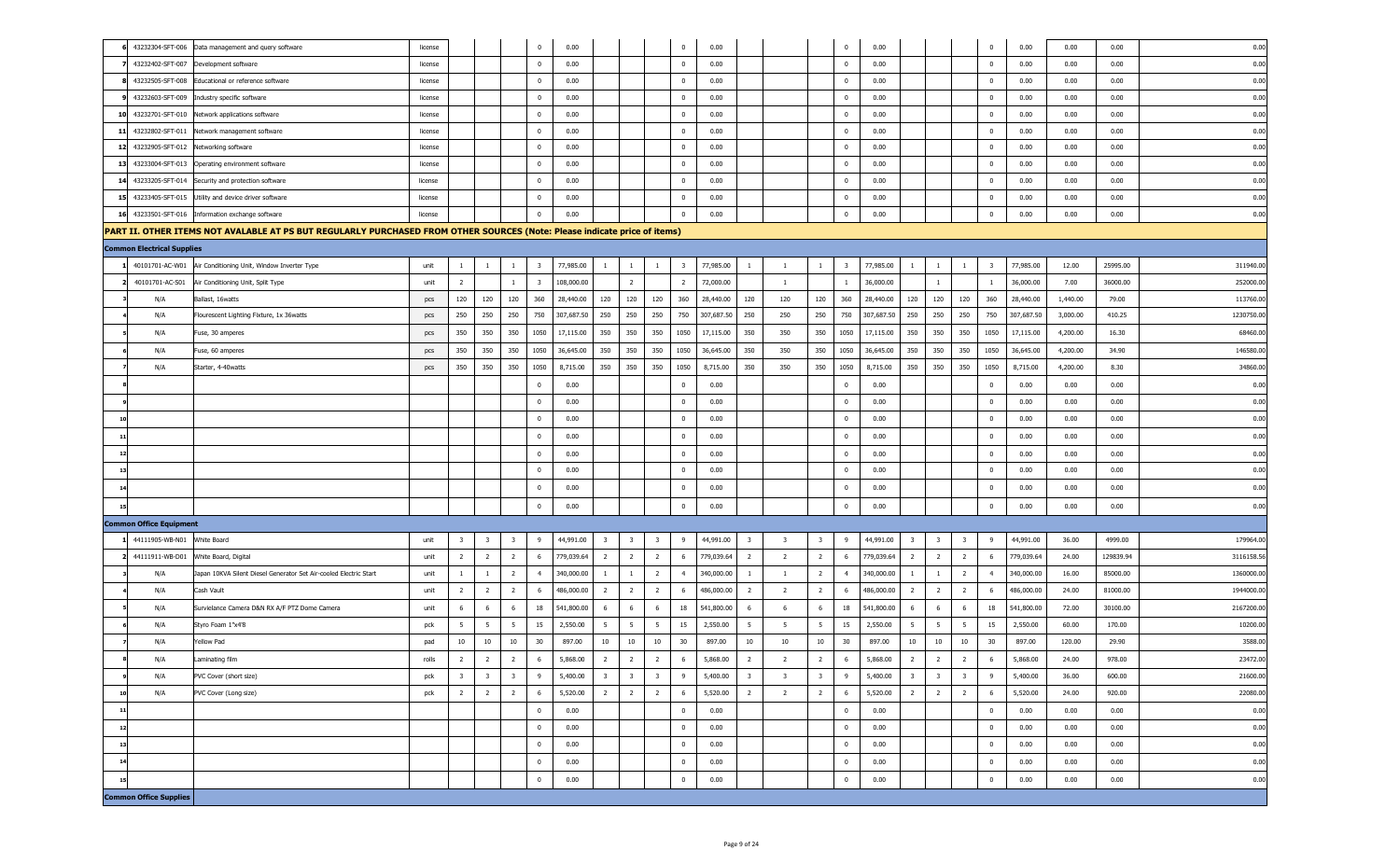| | | | | | | | | | | | | | | | | | | | | | | | | | | |
|---|---|---|---|---|---|---|---|---|---|---|---|---|---|---|---|---|---|---|---|---|---|---|---|---|---|---|
| 6 | 43232304-SFT-006 | Data management and query software | license | | | | 0 | 0.00 | | | | 0 | 0.00 | | | | 0 | 0.00 | | | | 0 | 0.00 | 0.00 | 0.00 | 0.00 |
| 7 | 43232402-SFT-007 | Development software | license | | | | 0 | 0.00 | | | | 0 | 0.00 | | | | 0 | 0.00 | | | | 0 | 0.00 | 0.00 | 0.00 | 0.00 |
| 8 | 43232505-SFT-008 | Educational or reference software | license | | | | 0 | 0.00 | | | | 0 | 0.00 | | | | 0 | 0.00 | | | | 0 | 0.00 | 0.00 | 0.00 | 0.00 |
| 9 | 43232603-SFT-009 | Industry specific software | license | | | | 0 | 0.00 | | | | 0 | 0.00 | | | | 0 | 0.00 | | | | 0 | 0.00 | 0.00 | 0.00 | 0.00 |
| 10 | 43232701-SFT-010 | Network applications software | license | | | | 0 | 0.00 | | | | 0 | 0.00 | | | | 0 | 0.00 | | | | 0 | 0.00 | 0.00 | 0.00 | 0.00 |
| 11 | 43232802-SFT-011 | Network management software | license | | | | 0 | 0.00 | | | | 0 | 0.00 | | | | 0 | 0.00 | | | | 0 | 0.00 | 0.00 | 0.00 | 0.00 |
| 12 | 43232905-SFT-012 | Networking software | license | | | | 0 | 0.00 | | | | 0 | 0.00 | | | | 0 | 0.00 | | | | 0 | 0.00 | 0.00 | 0.00 | 0.00 |
| 13 | 43233004-SFT-013 | Operating environment software | license | | | | 0 | 0.00 | | | | 0 | 0.00 | | | | 0 | 0.00 | | | | 0 | 0.00 | 0.00 | 0.00 | 0.00 |
| 14 | 43233205-SFT-014 | Security and protection software | license | | | | 0 | 0.00 | | | | 0 | 0.00 | | | | 0 | 0.00 | | | | 0 | 0.00 | 0.00 | 0.00 | 0.00 |
| 15 | 43233405-SFT-015 | Utility and device driver software | license | | | | 0 | 0.00 | | | | 0 | 0.00 | | | | 0 | 0.00 | | | | 0 | 0.00 | 0.00 | 0.00 | 0.00 |
| 16 | 43233501-SFT-016 | Information exchange software | license | | | | 0 | 0.00 | | | | 0 | 0.00 | | | | 0 | 0.00 | | | | 0 | 0.00 | 0.00 | 0.00 | 0.00 |
| **PART II. OTHER ITEMS NOT AVALABLE AT PS BUT REGULARLY PURCHASED FROM OTHER SOURCES (Note: Please indicate price of items)** | | | | | | | | | | | | | | | | | | | | | | | | | | |
| **Common Electrical Supplies** | | | | | | | | | | | | | | | | | | | | | | | | | | |
| 1 | 40101701-AC-W01 | Air Conditioning Unit, Window Inverter Type | unit | 1 | 1 | 1 | 3 | 77,985.00 | 1 | 1 | 1 | 3 | 77,985.00 | 1 | 1 | 1 | 3 | 77,985.00 | 1 | 1 | 1 | 3 | 77,985.00 | 12.00 | 25995.00 | 311940.00 |
| 2 | 40101701-AC-S01 | Air Conditioning Unit, Split Type | unit | 2 | | 1 | 3 | 108,000.00 | | 2 | | 2 | 72,000.00 | | 1 | | 1 | 36,000.00 | | 1 | | 1 | 36,000.00 | 7.00 | 36000.00 | 252000.00 |
| 3 | N/A | Ballast, 16watts | pcs | 120 | 120 | 120 | 360 | 28,440.00 | 120 | 120 | 120 | 360 | 28,440.00 | 120 | 120 | 120 | 360 | 28,440.00 | 120 | 120 | 120 | 360 | 28,440.00 | 1,440.00 | 79.00 | 113760.00 |
| 4 | N/A | Flourescent Lighting Fixture, 1x 36watts | pcs | 250 | 250 | 250 | 750 | 307,687.50 | 250 | 250 | 250 | 750 | 307,687.50 | 250 | 250 | 250 | 750 | 307,687.50 | 250 | 250 | 250 | 750 | 307,687.50 | 3,000.00 | 410.25 | 1230750.00 |
| 5 | N/A | Fuse, 30 amperes | pcs | 350 | 350 | 350 | 1050 | 17,115.00 | 350 | 350 | 350 | 1050 | 17,115.00 | 350 | 350 | 350 | 1050 | 17,115.00 | 350 | 350 | 350 | 1050 | 17,115.00 | 4,200.00 | 16.30 | 68460.00 |
| 6 | N/A | Fuse, 60 amperes | pcs | 350 | 350 | 350 | 1050 | 36,645.00 | 350 | 350 | 350 | 1050 | 36,645.00 | 350 | 350 | 350 | 1050 | 36,645.00 | 350 | 350 | 350 | 1050 | 36,645.00 | 4,200.00 | 34.90 | 146580.00 |
| 7 | N/A | Starter, 4-40watts | pcs | 350 | 350 | 350 | 1050 | 8,715.00 | 350 | 350 | 350 | 1050 | 8,715.00 | 350 | 350 | 350 | 1050 | 8,715.00 | 350 | 350 | 350 | 1050 | 8,715.00 | 4,200.00 | 8.30 | 34860.00 |
| 8 | | | | | | | 0 | 0.00 | | | | 0 | 0.00 | | | | 0 | 0.00 | | | | 0 | 0.00 | 0.00 | 0.00 | 0.00 |
| 9 | | | | | | | 0 | 0.00 | | | | 0 | 0.00 | | | | 0 | 0.00 | | | | 0 | 0.00 | 0.00 | 0.00 | 0.00 |
| 10 | | | | | | | 0 | 0.00 | | | | 0 | 0.00 | | | | 0 | 0.00 | | | | 0 | 0.00 | 0.00 | 0.00 | 0.00 |
| 11 | | | | | | | 0 | 0.00 | | | | 0 | 0.00 | | | | 0 | 0.00 | | | | 0 | 0.00 | 0.00 | 0.00 | 0.00 |
| 12 | | | | | | | 0 | 0.00 | | | | 0 | 0.00 | | | | 0 | 0.00 | | | | 0 | 0.00 | 0.00 | 0.00 | 0.00 |
| 13 | | | | | | | 0 | 0.00 | | | | 0 | 0.00 | | | | 0 | 0.00 | | | | 0 | 0.00 | 0.00 | 0.00 | 0.00 |
| 14 | | | | | | | 0 | 0.00 | | | | 0 | 0.00 | | | | 0 | 0.00 | | | | 0 | 0.00 | 0.00 | 0.00 | 0.00 |
| 15 | | | | | | | 0 | 0.00 | | | | 0 | 0.00 | | | | 0 | 0.00 | | | | 0 | 0.00 | 0.00 | 0.00 | 0.00 |
| **Common Office Equipment** | | | | | | | | | | | | | | | | | | | | | | | | | | |
| 1 | 44111905-WB-N01 | White Board | unit | 3 | 3 | 3 | 9 | 44,991.00 | 3 | 3 | 3 | 9 | 44,991.00 | 3 | 3 | 3 | 9 | 44,991.00 | 3 | 3 | 3 | 9 | 44,991.00 | 36.00 | 4999.00 | 179964.00 |
| 2 | 44111911-WB-D01 | White Board, Digital | unit | 2 | 2 | 2 | 6 | 779,039.64 | 2 | 2 | 2 | 6 | 779,039.64 | 2 | 2 | 2 | 6 | 779,039.64 | 2 | 2 | 2 | 6 | 779,039.64 | 24.00 | 129839.94 | 3116158.56 |
| 3 | N/A | Japan 10KVA Silent Diesel Generator Set Air-cooled Electric Start | unit | 1 | 1 | 2 | 4 | 340,000.00 | 1 | 1 | 2 | 4 | 340,000.00 | 1 | 1 | 2 | 4 | 340,000.00 | 1 | 1 | 2 | 4 | 340,000.00 | 16.00 | 85000.00 | 1360000.00 |
| 4 | N/A | Cash Vault | unit | 2 | 2 | 2 | 6 | 486,000.00 | 2 | 2 | 2 | 6 | 486,000.00 | 2 | 2 | 2 | 6 | 486,000.00 | 2 | 2 | 2 | 6 | 486,000.00 | 24.00 | 81000.00 | 1944000.00 |
| 5 | N/A | Survielance Camera D&N RX A/F PTZ Dome Camera | unit | 6 | 6 | 6 | 18 | 541,800.00 | 6 | 6 | 6 | 18 | 541,800.00 | 6 | 6 | 6 | 18 | 541,800.00 | 6 | 6 | 6 | 18 | 541,800.00 | 72.00 | 30100.00 | 2167200.00 |
| 6 | N/A | Styro Foam 1"x4'8 | pck | 5 | 5 | 5 | 15 | 2,550.00 | 5 | 5 | 5 | 15 | 2,550.00 | 5 | 5 | 5 | 15 | 2,550.00 | 5 | 5 | 5 | 15 | 2,550.00 | 60.00 | 170.00 | 10200.00 |
| 7 | N/A | Yellow Pad | pad | 10 | 10 | 10 | 30 | 897.00 | 10 | 10 | 10 | 30 | 897.00 | 10 | 10 | 10 | 30 | 897.00 | 10 | 10 | 10 | 30 | 897.00 | 120.00 | 29.90 | 3588.00 |
| 8 | N/A | Laminating film | rolls | 2 | 2 | 2 | 6 | 5,868.00 | 2 | 2 | 2 | 6 | 5,868.00 | 2 | 2 | 2 | 6 | 5,868.00 | 2 | 2 | 2 | 6 | 5,868.00 | 24.00 | 978.00 | 23472.00 |
| 9 | N/A | PVC Cover (short size) | pck | 3 | 3 | 3 | 9 | 5,400.00 | 3 | 3 | 3 | 9 | 5,400.00 | 3 | 3 | 3 | 9 | 5,400.00 | 3 | 3 | 3 | 9 | 5,400.00 | 36.00 | 600.00 | 21600.00 |
| 10 | N/A | PVC Cover (Long size) | pck | 2 | 2 | 2 | 6 | 5,520.00 | 2 | 2 | 2 | 6 | 5,520.00 | 2 | 2 | 2 | 6 | 5,520.00 | 2 | 2 | 2 | 6 | 5,520.00 | 24.00 | 920.00 | 22080.00 |
| 11 | | | | | | | 0 | 0.00 | | | | 0 | 0.00 | | | | 0 | 0.00 | | | | 0 | 0.00 | 0.00 | 0.00 | 0.00 |
| 12 | | | | | | | 0 | 0.00 | | | | 0 | 0.00 | | | | 0 | 0.00 | | | | 0 | 0.00 | 0.00 | 0.00 | 0.00 |
| 13 | | | | | | | 0 | 0.00 | | | | 0 | 0.00 | | | | 0 | 0.00 | | | | 0 | 0.00 | 0.00 | 0.00 | 0.00 |
| 14 | | | | | | | 0 | 0.00 | | | | 0 | 0.00 | | | | 0 | 0.00 | | | | 0 | 0.00 | 0.00 | 0.00 | 0.00 |
| 15 | | | | | | | 0 | 0.00 | | | | 0 | 0.00 | | | | 0 | 0.00 | | | | 0 | 0.00 | 0.00 | 0.00 | 0.00 |
| **Common Office Supplies** | | | | | | | | | | | | | | | | | | | | | | | | | | |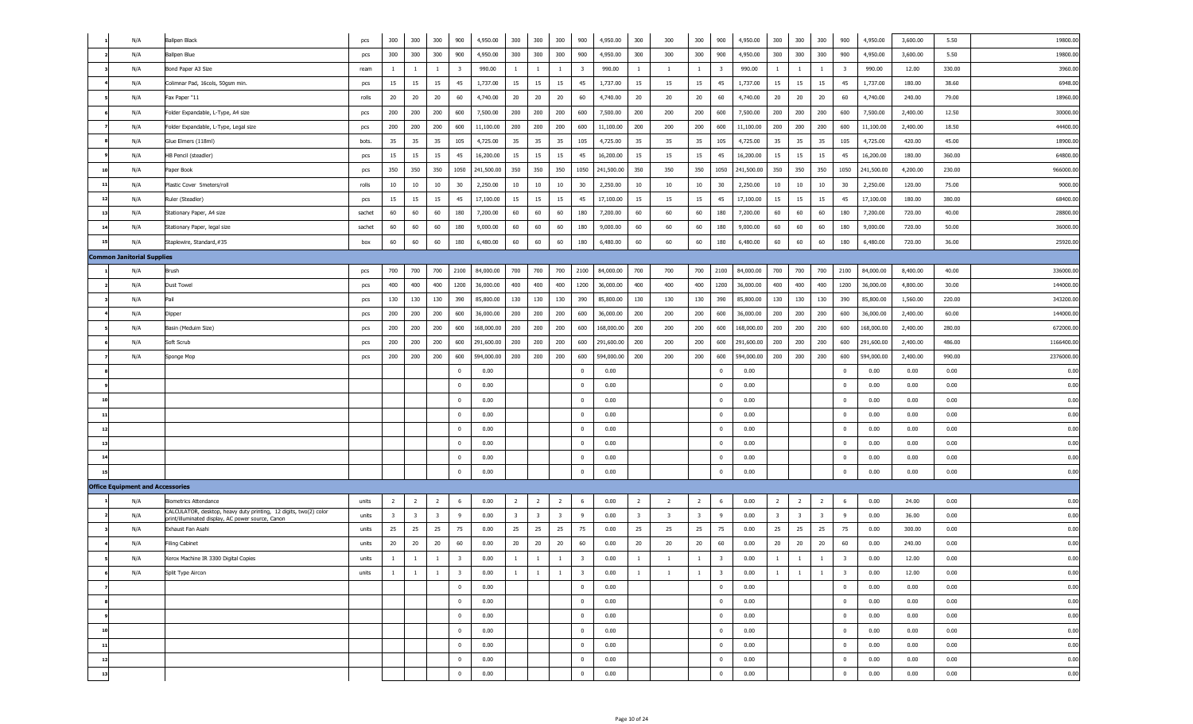| | | | | | | | | | | | | | | | | | | | | | | | | | | | |
|---|---|---|---|---|---|---|---|---|---|---|---|---|---|---|---|---|---|---|---|---|---|---|---|---|---|---|---|
| 1 | N/A | Ballpen Black | pcs | 300 | 300 | 300 | 900 | 4,950.00 | 300 | 300 | 300 | 900 | 4,950.00 | 300 | 300 | 300 | 900 | 4,950.00 | 300 | 300 | 300 | 900 | 4,950.00 | 3,600.00 | 5.50 | 19800.00 |
| 2 | N/A | Ballpen Blue | pcs | 300 | 300 | 300 | 900 | 4,950.00 | 300 | 300 | 300 | 900 | 4,950.00 | 300 | 300 | 300 | 900 | 4,950.00 | 300 | 300 | 300 | 900 | 4,950.00 | 3,600.00 | 5.50 | 19800.00 |
| 3 | N/A | Bond Paper A3 Size | ream | 1 | 1 | 1 | 3 | 990.00 | 1 | 1 | 1 | 3 | 990.00 | 1 | 1 | 1 | 3 | 990.00 | 1 | 1 | 1 | 3 | 990.00 | 12.00 | 330.00 | 3960.00 |
| 4 | N/A | Colimnar Pad, 16cols, 50gsm min. | pcs | 15 | 15 | 15 | 45 | 1,737.00 | 15 | 15 | 15 | 45 | 1,737.00 | 15 | 15 | 15 | 45 | 1,737.00 | 15 | 15 | 15 | 45 | 1,737.00 | 180.00 | 38.60 | 6948.00 |
| 5 | N/A | Fax Paper "11 | rolls | 20 | 20 | 20 | 60 | 4,740.00 | 20 | 20 | 20 | 60 | 4,740.00 | 20 | 20 | 20 | 60 | 4,740.00 | 20 | 20 | 20 | 60 | 4,740.00 | 240.00 | 79.00 | 18960.00 |
| 6 | N/A | Folder Expandable, L-Type, A4 size | pcs | 200 | 200 | 200 | 600 | 7,500.00 | 200 | 200 | 200 | 600 | 7,500.00 | 200 | 200 | 200 | 600 | 7,500.00 | 200 | 200 | 200 | 600 | 7,500.00 | 2,400.00 | 12.50 | 30000.00 |
| 7 | N/A | Folder Expandable, L-Type, Legal size | pcs | 200 | 200 | 200 | 600 | 11,100.00 | 200 | 200 | 200 | 600 | 11,100.00 | 200 | 200 | 200 | 600 | 11,100.00 | 200 | 200 | 200 | 600 | 11,100.00 | 2,400.00 | 18.50 | 44400.00 |
| 8 | N/A | Glue Elmers (118ml) | bots. | 35 | 35 | 35 | 105 | 4,725.00 | 35 | 35 | 35 | 105 | 4,725.00 | 35 | 35 | 35 | 105 | 4,725.00 | 35 | 35 | 35 | 105 | 4,725.00 | 420.00 | 45.00 | 18900.00 |
| 9 | N/A | HB Pencil (steadler) | pcs | 15 | 15 | 15 | 45 | 16,200.00 | 15 | 15 | 15 | 45 | 16,200.00 | 15 | 15 | 15 | 45 | 16,200.00 | 15 | 15 | 15 | 45 | 16,200.00 | 180.00 | 360.00 | 64800.00 |
| 10 | N/A | Paper Book | pcs | 350 | 350 | 350 | 1050 | 241,500.00 | 350 | 350 | 350 | 1050 | 241,500.00 | 350 | 350 | 350 | 1050 | 241,500.00 | 350 | 350 | 350 | 1050 | 241,500.00 | 4,200.00 | 230.00 | 966000.00 |
| 11 | N/A | Plastic Cover 5meters/roll | rolls | 10 | 10 | 10 | 30 | 2,250.00 | 10 | 10 | 10 | 30 | 2,250.00 | 10 | 10 | 10 | 30 | 2,250.00 | 10 | 10 | 10 | 30 | 2,250.00 | 120.00 | 75.00 | 9000.00 |
| 12 | N/A | Ruler (Steadler) | pcs | 15 | 15 | 15 | 45 | 17,100.00 | 15 | 15 | 15 | 45 | 17,100.00 | 15 | 15 | 15 | 45 | 17,100.00 | 15 | 15 | 15 | 45 | 17,100.00 | 180.00 | 380.00 | 68400.00 |
| 13 | N/A | Stationary Paper, A4 size | sachet | 60 | 60 | 60 | 180 | 7,200.00 | 60 | 60 | 60 | 180 | 7,200.00 | 60 | 60 | 60 | 180 | 7,200.00 | 60 | 60 | 60 | 180 | 7,200.00 | 720.00 | 40.00 | 28800.00 |
| 14 | N/A | Stationary Paper, legal size | sachet | 60 | 60 | 60 | 180 | 9,000.00 | 60 | 60 | 60 | 180 | 9,000.00 | 60 | 60 | 60 | 180 | 9,000.00 | 60 | 60 | 60 | 180 | 9,000.00 | 720.00 | 50.00 | 36000.00 |
| 15 | N/A | Staplewire, Standard,#35 | box | 60 | 60 | 60 | 180 | 6,480.00 | 60 | 60 | 60 | 180 | 6,480.00 | 60 | 60 | 60 | 180 | 6,480.00 | 60 | 60 | 60 | 180 | 6,480.00 | 720.00 | 36.00 | 25920.00 |
| **Common Janitorial Supplies** | | | | | | | | | | | | | | | | | | | | | | | | | | |
| 1 | N/A | Brush | pcs | 700 | 700 | 700 | 2100 | 84,000.00 | 700 | 700 | 700 | 2100 | 84,000.00 | 700 | 700 | 700 | 2100 | 84,000.00 | 700 | 700 | 700 | 2100 | 84,000.00 | 8,400.00 | 40.00 | 336000.00 |
| 2 | N/A | Dust Towel | pcs | 400 | 400 | 400 | 1200 | 36,000.00 | 400 | 400 | 400 | 1200 | 36,000.00 | 400 | 400 | 400 | 1200 | 36,000.00 | 400 | 400 | 400 | 1200 | 36,000.00 | 4,800.00 | 30.00 | 144000.00 |
| 3 | N/A | Pail | pcs | 130 | 130 | 130 | 390 | 85,800.00 | 130 | 130 | 130 | 390 | 85,800.00 | 130 | 130 | 130 | 390 | 85,800.00 | 130 | 130 | 130 | 390 | 85,800.00 | 1,560.00 | 220.00 | 343200.00 |
| 4 | N/A | Dipper | pcs | 200 | 200 | 200 | 600 | 36,000.00 | 200 | 200 | 200 | 600 | 36,000.00 | 200 | 200 | 200 | 600 | 36,000.00 | 200 | 200 | 200 | 600 | 36,000.00 | 2,400.00 | 60.00 | 144000.00 |
| 5 | N/A | Basin (Meduim Size) | pcs | 200 | 200 | 200 | 600 | 168,000.00 | 200 | 200 | 200 | 600 | 168,000.00 | 200 | 200 | 200 | 600 | 168,000.00 | 200 | 200 | 200 | 600 | 168,000.00 | 2,400.00 | 280.00 | 672000.00 |
| 6 | N/A | Soft Scrub | pcs | 200 | 200 | 200 | 600 | 291,600.00 | 200 | 200 | 200 | 600 | 291,600.00 | 200 | 200 | 200 | 600 | 291,600.00 | 200 | 200 | 200 | 600 | 291,600.00 | 2,400.00 | 486.00 | 1166400.00 |
| 7 | N/A | Sponge Mop | pcs | 200 | 200 | 200 | 600 | 594,000.00 | 200 | 200 | 200 | 600 | 594,000.00 | 200 | 200 | 200 | 600 | 594,000.00 | 200 | 200 | 200 | 600 | 594,000.00 | 2,400.00 | 990.00 | 2376000.00 |
| 8 | | | | | | | 0 | 0.00 | | | | 0 | 0.00 | | | | 0 | 0.00 | | | | 0 | 0.00 | 0.00 | 0.00 | 0.00 |
| 9 | | | | | | | 0 | 0.00 | | | | 0 | 0.00 | | | | 0 | 0.00 | | | | 0 | 0.00 | 0.00 | 0.00 | 0.00 |
| 10 | | | | | | | 0 | 0.00 | | | | 0 | 0.00 | | | | 0 | 0.00 | | | | 0 | 0.00 | 0.00 | 0.00 | 0.00 |
| 11 | | | | | | | 0 | 0.00 | | | | 0 | 0.00 | | | | 0 | 0.00 | | | | 0 | 0.00 | 0.00 | 0.00 | 0.00 |
| 12 | | | | | | | 0 | 0.00 | | | | 0 | 0.00 | | | | 0 | 0.00 | | | | 0 | 0.00 | 0.00 | 0.00 | 0.00 |
| 13 | | | | | | | 0 | 0.00 | | | | 0 | 0.00 | | | | 0 | 0.00 | | | | 0 | 0.00 | 0.00 | 0.00 | 0.00 |
| 14 | | | | | | | 0 | 0.00 | | | | 0 | 0.00 | | | | 0 | 0.00 | | | | 0 | 0.00 | 0.00 | 0.00 | 0.00 |
| 15 | | | | | | | 0 | 0.00 | | | | 0 | 0.00 | | | | 0 | 0.00 | | | | 0 | 0.00 | 0.00 | 0.00 | 0.00 |
| **Office Equipment and Accessories** | | | | | | | | | | | | | | | | | | | | | | | | | | |
| 1 | N/A | Biometrics Attendance | units | 2 | 2 | 2 | 6 | 0.00 | 2 | 2 | 2 | 6 | 0.00 | 2 | 2 | 2 | 6 | 0.00 | 2 | 2 | 2 | 6 | 0.00 | 24.00 | 0.00 | 0.00 |
| 2 | N/A | CALCULATOR, desktop, heavy duty printing, 12 digits, two(2) color print/illuminated display, AC power source, Canon | units | 3 | 3 | 3 | 9 | 0.00 | 3 | 3 | 3 | 9 | 0.00 | 3 | 3 | 3 | 9 | 0.00 | 3 | 3 | 3 | 9 | 0.00 | 36.00 | 0.00 | 0.00 |
| 3 | N/A | Exhaust Fan Asahi | units | 25 | 25 | 25 | 75 | 0.00 | 25 | 25 | 25 | 75 | 0.00 | 25 | 25 | 25 | 75 | 0.00 | 25 | 25 | 25 | 75 | 0.00 | 300.00 | 0.00 | 0.00 |
| 4 | N/A | Filing Cabinet | units | 20 | 20 | 20 | 60 | 0.00 | 20 | 20 | 20 | 60 | 0.00 | 20 | 20 | 20 | 60 | 0.00 | 20 | 20 | 20 | 60 | 0.00 | 240.00 | 0.00 | 0.00 |
| 5 | N/A | Xerox Machine IR 3300 Digital Copies | units | 1 | 1 | 1 | 3 | 0.00 | 1 | 1 | 1 | 3 | 0.00 | 1 | 1 | 1 | 3 | 0.00 | 1 | 1 | 1 | 3 | 0.00 | 12.00 | 0.00 | 0.00 |
| 6 | N/A | Split Type Aircon | units | 1 | 1 | 1 | 3 | 0.00 | 1 | 1 | 1 | 3 | 0.00 | 1 | 1 | 1 | 3 | 0.00 | 1 | 1 | 1 | 3 | 0.00 | 12.00 | 0.00 | 0.00 |
| 7 | | | | | | | 0 | 0.00 | | | | 0 | 0.00 | | | | 0 | 0.00 | | | | 0 | 0.00 | 0.00 | 0.00 | 0.00 |
| 8 | | | | | | | 0 | 0.00 | | | | 0 | 0.00 | | | | 0 | 0.00 | | | | 0 | 0.00 | 0.00 | 0.00 | 0.00 |
| 9 | | | | | | | 0 | 0.00 | | | | 0 | 0.00 | | | | 0 | 0.00 | | | | 0 | 0.00 | 0.00 | 0.00 | 0.00 |
| 10 | | | | | | | 0 | 0.00 | | | | 0 | 0.00 | | | | 0 | 0.00 | | | | 0 | 0.00 | 0.00 | 0.00 | 0.00 |
| 11 | | | | | | | 0 | 0.00 | | | | 0 | 0.00 | | | | 0 | 0.00 | | | | 0 | 0.00 | 0.00 | 0.00 | 0.00 |
| 12 | | | | | | | 0 | 0.00 | | | | 0 | 0.00 | | | | 0 | 0.00 | | | | 0 | 0.00 | 0.00 | 0.00 | 0.00 |
| 13 | | | | | | | 0 | 0.00 | | | | 0 | 0.00 | | | | 0 | 0.00 | | | | 0 | 0.00 | 0.00 | 0.00 | 0.00 |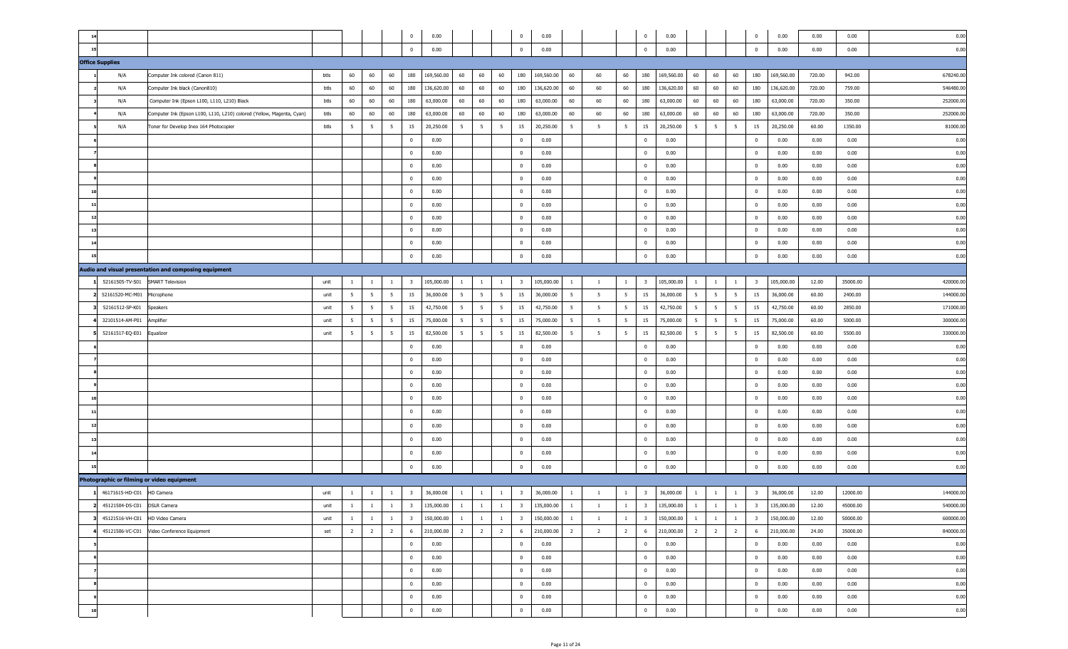| 14 | | | | | | | 0 | 0.00 | | | | 0 | 0.00 | | | | 0 | 0.00 | | | | 0 | 0.00 | 0.00 | 0.00 | 0.00 |
|---|---|---|---|---|---|---|---|---|---|---|---|---|---|---|---|---|---|---|---|---|---|---|---|---|---|---|
| 15 | | | | | | | 0 | 0.00 | | | | 0 | 0.00 | | | | 0 | 0.00 | | | | 0 | 0.00 | 0.00 | 0.00 | 0.00 |
| **Office Supplies** | | | | | | | | | | | | | | | | | | | | | | | | | | |
| 1 | N/A | Computer Ink colored (Canon 811) | btls | 60 | 60 | 60 | 180 | 169,560.00 | 60 | 60 | 60 | 180 | 169,560.00 | 60 | 60 | 60 | 180 | 169,560.00 | 60 | 60 | 60 | 180 | 169,560.00 | 720.00 | 942.00 | 678240.00 |
| 2 | N/A | Computer Ink black (Canon810) | btls | 60 | 60 | 60 | 180 | 136,620.00 | 60 | 60 | 60 | 180 | 136,620.00 | 60 | 60 | 60 | 180 | 136,620.00 | 60 | 60 | 60 | 180 | 136,620.00 | 720.00 | 759.00 | 546480.00 |
| 3 | N/A | Computer Ink (Epson L100, L110, L210) Black | btls | 60 | 60 | 60 | 180 | 63,000.00 | 60 | 60 | 60 | 180 | 63,000.00 | 60 | 60 | 60 | 180 | 63,000.00 | 60 | 60 | 60 | 180 | 63,000.00 | 720.00 | 350.00 | 252000.00 |
| 4 | N/A | Computer Ink (Epson L100, L110, L210) colored (Yellow, Magenta, Cyan) | btls | 60 | 60 | 60 | 180 | 63,000.00 | 60 | 60 | 60 | 180 | 63,000.00 | 60 | 60 | 60 | 180 | 63,000.00 | 60 | 60 | 60 | 180 | 63,000.00 | 720.00 | 350.00 | 252000.00 |
| 5 | N/A | Toner for Develop Ineo 164 Photocopier | btls | 5 | 5 | 5 | 15 | 20,250.00 | 5 | 5 | 5 | 15 | 20,250.00 | 5 | 5 | 5 | 15 | 20,250.00 | 5 | 5 | 5 | 15 | 20,250.00 | 60.00 | 1350.00 | 81000.00 |
| 6 | | | | | | | 0 | 0.00 | | | | 0 | 0.00 | | | | 0 | 0.00 | | | | 0 | 0.00 | 0.00 | 0.00 | 0.00 |
| 7 | | | | | | | 0 | 0.00 | | | | 0 | 0.00 | | | | 0 | 0.00 | | | | 0 | 0.00 | 0.00 | 0.00 | 0.00 |
| 8 | | | | | | | 0 | 0.00 | | | | 0 | 0.00 | | | | 0 | 0.00 | | | | 0 | 0.00 | 0.00 | 0.00 | 0.00 |
| 9 | | | | | | | 0 | 0.00 | | | | 0 | 0.00 | | | | 0 | 0.00 | | | | 0 | 0.00 | 0.00 | 0.00 | 0.00 |
| 10 | | | | | | | 0 | 0.00 | | | | 0 | 0.00 | | | | 0 | 0.00 | | | | 0 | 0.00 | 0.00 | 0.00 | 0.00 |
| 11 | | | | | | | 0 | 0.00 | | | | 0 | 0.00 | | | | 0 | 0.00 | | | | 0 | 0.00 | 0.00 | 0.00 | 0.00 |
| 12 | | | | | | | 0 | 0.00 | | | | 0 | 0.00 | | | | 0 | 0.00 | | | | 0 | 0.00 | 0.00 | 0.00 | 0.00 |
| 13 | | | | | | | 0 | 0.00 | | | | 0 | 0.00 | | | | 0 | 0.00 | | | | 0 | 0.00 | 0.00 | 0.00 | 0.00 |
| 14 | | | | | | | 0 | 0.00 | | | | 0 | 0.00 | | | | 0 | 0.00 | | | | 0 | 0.00 | 0.00 | 0.00 | 0.00 |
| 15 | | | | | | | 0 | 0.00 | | | | 0 | 0.00 | | | | 0 | 0.00 | | | | 0 | 0.00 | 0.00 | 0.00 | 0.00 |
| **Audio and visual presentation and composing equipment** | | | | | | | | | | | | | | | | | | | | | | | | | | |
| 1 | 52161505-TV-S01 | SMART Television | unit | 1 | 1 | 1 | 3 | 105,000.00 | 1 | 1 | 1 | 3 | 105,000.00 | 1 | 1 | 1 | 3 | 105,000.00 | 1 | 1 | 1 | 3 | 105,000.00 | 12.00 | 35000.00 | 420000.00 |
| 2 | 52161520-MC-M01 | Microphone | unit | 5 | 5 | 5 | 15 | 36,000.00 | 5 | 5 | 5 | 15 | 36,000.00 | 5 | 5 | 5 | 15 | 36,000.00 | 5 | 5 | 5 | 15 | 36,000.00 | 60.00 | 2400.00 | 144000.00 |
| 3 | 52161512-SP-K01 | Speakers | unit | 5 | 5 | 5 | 15 | 42,750.00 | 5 | 5 | 5 | 15 | 42,750.00 | 5 | 5 | 5 | 15 | 42,750.00 | 5 | 5 | 5 | 15 | 42,750.00 | 60.00 | 2850.00 | 171000.00 |
| 4 | 32101514-AM-P01 | Amplifier | unit | 5 | 5 | 5 | 15 | 75,000.00 | 5 | 5 | 5 | 15 | 75,000.00 | 5 | 5 | 5 | 15 | 75,000.00 | 5 | 5 | 5 | 15 | 75,000.00 | 60.00 | 5000.00 | 300000.00 |
| 5 | 52161517-EQ-E01 | Equalizer | unit | 5 | 5 | 5 | 15 | 82,500.00 | 5 | 5 | 5 | 15 | 82,500.00 | 5 | 5 | 5 | 15 | 82,500.00 | 5 | 5 | 5 | 15 | 82,500.00 | 60.00 | 5500.00 | 330000.00 |
| 6 | | | | | | | 0 | 0.00 | | | | 0 | 0.00 | | | | 0 | 0.00 | | | | 0 | 0.00 | 0.00 | 0.00 | 0.00 |
| 7 | | | | | | | 0 | 0.00 | | | | 0 | 0.00 | | | | 0 | 0.00 | | | | 0 | 0.00 | 0.00 | 0.00 | 0.00 |
| 8 | | | | | | | 0 | 0.00 | | | | 0 | 0.00 | | | | 0 | 0.00 | | | | 0 | 0.00 | 0.00 | 0.00 | 0.00 |
| 9 | | | | | | | 0 | 0.00 | | | | 0 | 0.00 | | | | 0 | 0.00 | | | | 0 | 0.00 | 0.00 | 0.00 | 0.00 |
| 10 | | | | | | | 0 | 0.00 | | | | 0 | 0.00 | | | | 0 | 0.00 | | | | 0 | 0.00 | 0.00 | 0.00 | 0.00 |
| 11 | | | | | | | 0 | 0.00 | | | | 0 | 0.00 | | | | 0 | 0.00 | | | | 0 | 0.00 | 0.00 | 0.00 | 0.00 |
| 12 | | | | | | | 0 | 0.00 | | | | 0 | 0.00 | | | | 0 | 0.00 | | | | 0 | 0.00 | 0.00 | 0.00 | 0.00 |
| 13 | | | | | | | 0 | 0.00 | | | | 0 | 0.00 | | | | 0 | 0.00 | | | | 0 | 0.00 | 0.00 | 0.00 | 0.00 |
| 14 | | | | | | | 0 | 0.00 | | | | 0 | 0.00 | | | | 0 | 0.00 | | | | 0 | 0.00 | 0.00 | 0.00 | 0.00 |
| 15 | | | | | | | 0 | 0.00 | | | | 0 | 0.00 | | | | 0 | 0.00 | | | | 0 | 0.00 | 0.00 | 0.00 | 0.00 |
| **Photographic or filming or video equipment** | | | | | | | | | | | | | | | | | | | | | | | | | | |
| 1 | 46171615-HD-C01 | HD Camera | unit | 1 | 1 | 1 | 3 | 36,000.00 | 1 | 1 | 1 | 3 | 36,000.00 | 1 | 1 | 1 | 3 | 36,000.00 | 1 | 1 | 1 | 3 | 36,000.00 | 12.00 | 12000.00 | 144000.00 |
| 2 | 45121504-DS-C01 | DSLR Camera | unit | 1 | 1 | 1 | 3 | 135,000.00 | 1 | 1 | 1 | 3 | 135,000.00 | 1 | 1 | 1 | 3 | 135,000.00 | 1 | 1 | 1 | 3 | 135,000.00 | 12.00 | 45000.00 | 540000.00 |
| 3 | 45121516-VH-C01 | HD Video Camera | unit | 1 | 1 | 1 | 3 | 150,000.00 | 1 | 1 | 1 | 3 | 150,000.00 | 1 | 1 | 1 | 3 | 150,000.00 | 1 | 1 | 1 | 3 | 150,000.00 | 12.00 | 50000.00 | 600000.00 |
| 4 | 45121506-VC-C01 | Video Conference Equipment | set | 2 | 2 | 2 | 6 | 210,000.00 | 2 | 2 | 2 | 6 | 210,000.00 | 2 | 2 | 2 | 6 | 210,000.00 | 2 | 2 | 2 | 6 | 210,000.00 | 24.00 | 35000.00 | 840000.00 |
| 5 | | | | | | | 0 | 0.00 | | | | 0 | 0.00 | | | | 0 | 0.00 | | | | 0 | 0.00 | 0.00 | 0.00 | 0.00 |
| 6 | | | | | | | 0 | 0.00 | | | | 0 | 0.00 | | | | 0 | 0.00 | | | | 0 | 0.00 | 0.00 | 0.00 | 0.00 |
| 7 | | | | | | | 0 | 0.00 | | | | 0 | 0.00 | | | | 0 | 0.00 | | | | 0 | 0.00 | 0.00 | 0.00 | 0.00 |
| 8 | | | | | | | 0 | 0.00 | | | | 0 | 0.00 | | | | 0 | 0.00 | | | | 0 | 0.00 | 0.00 | 0.00 | 0.00 |
| 9 | | | | | | | 0 | 0.00 | | | | 0 | 0.00 | | | | 0 | 0.00 | | | | 0 | 0.00 | 0.00 | 0.00 | 0.00 |
| 10 | | | | | | | 0 | 0.00 | | | | 0 | 0.00 | | | | 0 | 0.00 | | | | 0 | 0.00 | 0.00 | 0.00 | 0.00 |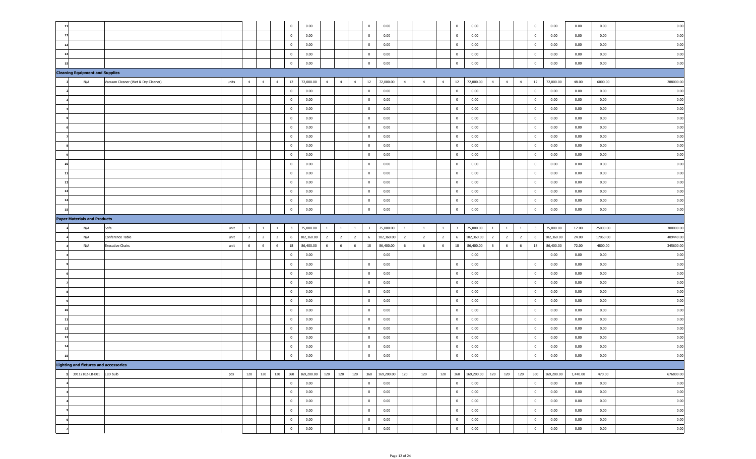| | | | | | | | | | | | | | | | | | | | | | | | | | | |
|---|---|---|---|---|---|---|---|---|---|---|---|---|---|---|---|---|---|---|---|---|---|---|---|---|---|---|
| 11 | | | | | | | 0 | 0.00 | | | | 0 | 0.00 | | | | 0 | 0.00 | | | | 0 | 0.00 | 0.00 | 0.00 | 0.00 |
| 12 | | | | | | | 0 | 0.00 | | | | 0 | 0.00 | | | | 0 | 0.00 | | | | 0 | 0.00 | 0.00 | 0.00 | 0.00 |
| 13 | | | | | | | 0 | 0.00 | | | | 0 | 0.00 | | | | 0 | 0.00 | | | | 0 | 0.00 | 0.00 | 0.00 | 0.00 |
| 14 | | | | | | | 0 | 0.00 | | | | 0 | 0.00 | | | | 0 | 0.00 | | | | 0 | 0.00 | 0.00 | 0.00 | 0.00 |
| 15 | | | | | | | 0 | 0.00 | | | | 0 | 0.00 | | | | 0 | 0.00 | | | | 0 | 0.00 | 0.00 | 0.00 | 0.00 |
| **Cleaning Equipment and Supplies** | | | | | | | | | | | | | | | | | | | | | | | | | | |
| 1 | N/A | Vacuum Cleaner (Wet & Dry Cleaner) | units | 4 | 4 | 4 | 12 | 72,000.00 | 4 | 4 | 4 | 12 | 72,000.00 | 4 | 4 | 4 | 12 | 72,000.00 | 4 | 4 | 4 | 12 | 72,000.00 | 48.00 | 6000.00 | 288000.00 |
| 2 | | | | | | | 0 | 0.00 | | | | 0 | 0.00 | | | | 0 | 0.00 | | | | 0 | 0.00 | 0.00 | 0.00 | 0.00 |
| 3 | | | | | | | 0 | 0.00 | | | | 0 | 0.00 | | | | 0 | 0.00 | | | | 0 | 0.00 | 0.00 | 0.00 | 0.00 |
| 4 | | | | | | | 0 | 0.00 | | | | 0 | 0.00 | | | | 0 | 0.00 | | | | 0 | 0.00 | 0.00 | 0.00 | 0.00 |
| 5 | | | | | | | 0 | 0.00 | | | | 0 | 0.00 | | | | 0 | 0.00 | | | | 0 | 0.00 | 0.00 | 0.00 | 0.00 |
| 6 | | | | | | | 0 | 0.00 | | | | 0 | 0.00 | | | | 0 | 0.00 | | | | 0 | 0.00 | 0.00 | 0.00 | 0.00 |
| 7 | | | | | | | 0 | 0.00 | | | | 0 | 0.00 | | | | 0 | 0.00 | | | | 0 | 0.00 | 0.00 | 0.00 | 0.00 |
| 8 | | | | | | | 0 | 0.00 | | | | 0 | 0.00 | | | | 0 | 0.00 | | | | 0 | 0.00 | 0.00 | 0.00 | 0.00 |
| 9 | | | | | | | 0 | 0.00 | | | | 0 | 0.00 | | | | 0 | 0.00 | | | | 0 | 0.00 | 0.00 | 0.00 | 0.00 |
| 10 | | | | | | | 0 | 0.00 | | | | 0 | 0.00 | | | | 0 | 0.00 | | | | 0 | 0.00 | 0.00 | 0.00 | 0.00 |
| 11 | | | | | | | 0 | 0.00 | | | | 0 | 0.00 | | | | 0 | 0.00 | | | | 0 | 0.00 | 0.00 | 0.00 | 0.00 |
| 12 | | | | | | | 0 | 0.00 | | | | 0 | 0.00 | | | | 0 | 0.00 | | | | 0 | 0.00 | 0.00 | 0.00 | 0.00 |
| 13 | | | | | | | 0 | 0.00 | | | | 0 | 0.00 | | | | 0 | 0.00 | | | | 0 | 0.00 | 0.00 | 0.00 | 0.00 |
| 14 | | | | | | | 0 | 0.00 | | | | 0 | 0.00 | | | | 0 | 0.00 | | | | 0 | 0.00 | 0.00 | 0.00 | 0.00 |
| 15 | | | | | | | 0 | 0.00 | | | | 0 | 0.00 | | | | 0 | 0.00 | | | | 0 | 0.00 | 0.00 | 0.00 | 0.00 |
| **Paper Materials and Products** | | | | | | | | | | | | | | | | | | | | | | | | | | |
| 1 | N/A | Sofa | unit | 1 | 1 | 1 | 3 | 75,000.00 | 1 | 1 | 1 | 3 | 75,000.00 | 1 | 1 | 1 | 3 | 75,000.00 | 1 | 1 | 1 | 3 | 75,000.00 | 12.00 | 25000.00 | 300000.00 |
| 2 | N/A | Conference Table | unit | 2 | 2 | 2 | 6 | 102,360.00 | 2 | 2 | 2 | 6 | 102,360.00 | 2 | 2 | 2 | 6 | 102,360.00 | 2 | 2 | 2 | 6 | 102,360.00 | 24.00 | 17060.00 | 409440.00 |
| 3 | N/A | Executive Chairs | unit | 6 | 6 | 6 | 18 | 86,400.00 | 6 | 6 | 6 | 18 | 86,400.00 | 6 | 6 | 6 | 18 | 86,400.00 | 6 | 6 | 6 | 18 | 86,400.00 | 72.00 | 4800.00 | 345600.00 |
| 4 | | | | | | | 0 | 0.00 | | | | | 0.00 | | | | | 0.00 | | | | | 0.00 | 0.00 | 0.00 | 0.00 |
| 5 | | | | | | | 0 | 0.00 | | | | 0 | 0.00 | | | | 0 | 0.00 | | | | 0 | 0.00 | 0.00 | 0.00 | 0.00 |
| 6 | | | | | | | 0 | 0.00 | | | | 0 | 0.00 | | | | 0 | 0.00 | | | | 0 | 0.00 | 0.00 | 0.00 | 0.00 |
| 7 | | | | | | | 0 | 0.00 | | | | 0 | 0.00 | | | | 0 | 0.00 | | | | 0 | 0.00 | 0.00 | 0.00 | 0.00 |
| 8 | | | | | | | 0 | 0.00 | | | | 0 | 0.00 | | | | 0 | 0.00 | | | | 0 | 0.00 | 0.00 | 0.00 | 0.00 |
| 9 | | | | | | | 0 | 0.00 | | | | 0 | 0.00 | | | | 0 | 0.00 | | | | 0 | 0.00 | 0.00 | 0.00 | 0.00 |
| 10 | | | | | | | 0 | 0.00 | | | | 0 | 0.00 | | | | 0 | 0.00 | | | | 0 | 0.00 | 0.00 | 0.00 | 0.00 |
| 11 | | | | | | | 0 | 0.00 | | | | 0 | 0.00 | | | | 0 | 0.00 | | | | 0 | 0.00 | 0.00 | 0.00 | 0.00 |
| 12 | | | | | | | 0 | 0.00 | | | | 0 | 0.00 | | | | 0 | 0.00 | | | | 0 | 0.00 | 0.00 | 0.00 | 0.00 |
| 13 | | | | | | | 0 | 0.00 | | | | 0 | 0.00 | | | | 0 | 0.00 | | | | 0 | 0.00 | 0.00 | 0.00 | 0.00 |
| 14 | | | | | | | 0 | 0.00 | | | | 0 | 0.00 | | | | 0 | 0.00 | | | | 0 | 0.00 | 0.00 | 0.00 | 0.00 |
| 15 | | | | | | | 0 | 0.00 | | | | 0 | 0.00 | | | | 0 | 0.00 | | | | 0 | 0.00 | 0.00 | 0.00 | 0.00 |
| **Lighting and fixtures and accessories** | | | | | | | | | | | | | | | | | | | | | | | | | | |
| 1 | 39112102-LB-B01 | LED bulb | pcs | 120 | 120 | 120 | 360 | 169,200.00 | 120 | 120 | 120 | 360 | 169,200.00 | 120 | 120 | 120 | 360 | 169,200.00 | 120 | 120 | 120 | 360 | 169,200.00 | 1,440.00 | 470.00 | 676800.00 |
| 2 | | | | | | | 0 | 0.00 | | | | 0 | 0.00 | | | | 0 | 0.00 | | | | 0 | 0.00 | 0.00 | 0.00 | 0.00 |
| 3 | | | | | | | 0 | 0.00 | | | | 0 | 0.00 | | | | 0 | 0.00 | | | | 0 | 0.00 | 0.00 | 0.00 | 0.00 |
| 4 | | | | | | | 0 | 0.00 | | | | 0 | 0.00 | | | | 0 | 0.00 | | | | 0 | 0.00 | 0.00 | 0.00 | 0.00 |
| 5 | | | | | | | 0 | 0.00 | | | | 0 | 0.00 | | | | 0 | 0.00 | | | | 0 | 0.00 | 0.00 | 0.00 | 0.00 |
| 6 | | | | | | | 0 | 0.00 | | | | 0 | 0.00 | | | | 0 | 0.00 | | | | 0 | 0.00 | 0.00 | 0.00 | 0.00 |
| 7 | | | | | | | 0 | 0.00 | | | | 0 | 0.00 | | | | 0 | 0.00 | | | | 0 | 0.00 | 0.00 | 0.00 | 0.00 |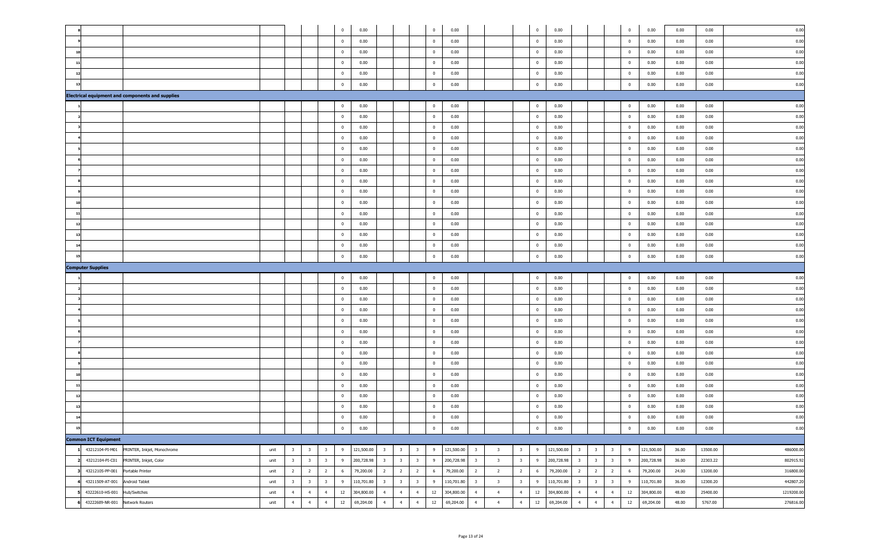| 8 | | | | | | | 0 | 0.00 | | | | 0 | 0.00 | | | | 0 | 0.00 | | | | 0 | 0.00 | 0.00 | 0.00 | 0.00 |
|---|---|---|---|---|---|---|---|---|---|---|---|---|---|---|---|---|---|---|---|---|---|---|---|---|---|---|
| 9 | | | | | | | 0 | 0.00 | | | | 0 | 0.00 | | | | 0 | 0.00 | | | | 0 | 0.00 | 0.00 | 0.00 | 0.00 |
| 10 | | | | | | | 0 | 0.00 | | | | 0 | 0.00 | | | | 0 | 0.00 | | | | 0 | 0.00 | 0.00 | 0.00 | 0.00 |
| 11 | | | | | | | 0 | 0.00 | | | | 0 | 0.00 | | | | 0 | 0.00 | | | | 0 | 0.00 | 0.00 | 0.00 | 0.00 |
| 12 | | | | | | | 0 | 0.00 | | | | 0 | 0.00 | | | | 0 | 0.00 | | | | 0 | 0.00 | 0.00 | 0.00 | 0.00 |
| 13 | | | | | | | 0 | 0.00 | | | | 0 | 0.00 | | | | 0 | 0.00 | | | | 0 | 0.00 | 0.00 | 0.00 | 0.00 |
| **Electrical equipment and components and supplies** | | | | | | | | | | | | | | | | | | | | | | | | | | |
| 1 | | | | | | | 0 | 0.00 | | | | 0 | 0.00 | | | | 0 | 0.00 | | | | 0 | 0.00 | 0.00 | 0.00 | 0.00 |
| 2 | | | | | | | 0 | 0.00 | | | | 0 | 0.00 | | | | 0 | 0.00 | | | | 0 | 0.00 | 0.00 | 0.00 | 0.00 |
| 3 | | | | | | | 0 | 0.00 | | | | 0 | 0.00 | | | | 0 | 0.00 | | | | 0 | 0.00 | 0.00 | 0.00 | 0.00 |
| 4 | | | | | | | 0 | 0.00 | | | | 0 | 0.00 | | | | 0 | 0.00 | | | | 0 | 0.00 | 0.00 | 0.00 | 0.00 |
| 5 | | | | | | | 0 | 0.00 | | | | 0 | 0.00 | | | | 0 | 0.00 | | | | 0 | 0.00 | 0.00 | 0.00 | 0.00 |
| 6 | | | | | | | 0 | 0.00 | | | | 0 | 0.00 | | | | 0 | 0.00 | | | | 0 | 0.00 | 0.00 | 0.00 | 0.00 |
| 7 | | | | | | | 0 | 0.00 | | | | 0 | 0.00 | | | | 0 | 0.00 | | | | 0 | 0.00 | 0.00 | 0.00 | 0.00 |
| 8 | | | | | | | 0 | 0.00 | | | | 0 | 0.00 | | | | 0 | 0.00 | | | | 0 | 0.00 | 0.00 | 0.00 | 0.00 |
| 9 | | | | | | | 0 | 0.00 | | | | 0 | 0.00 | | | | 0 | 0.00 | | | | 0 | 0.00 | 0.00 | 0.00 | 0.00 |
| 10 | | | | | | | 0 | 0.00 | | | | 0 | 0.00 | | | | 0 | 0.00 | | | | 0 | 0.00 | 0.00 | 0.00 | 0.00 |
| 11 | | | | | | | 0 | 0.00 | | | | 0 | 0.00 | | | | 0 | 0.00 | | | | 0 | 0.00 | 0.00 | 0.00 | 0.00 |
| 12 | | | | | | | 0 | 0.00 | | | | 0 | 0.00 | | | | 0 | 0.00 | | | | 0 | 0.00 | 0.00 | 0.00 | 0.00 |
| 13 | | | | | | | 0 | 0.00 | | | | 0 | 0.00 | | | | 0 | 0.00 | | | | 0 | 0.00 | 0.00 | 0.00 | 0.00 |
| 14 | | | | | | | 0 | 0.00 | | | | 0 | 0.00 | | | | 0 | 0.00 | | | | 0 | 0.00 | 0.00 | 0.00 | 0.00 |
| 15 | | | | | | | 0 | 0.00 | | | | 0 | 0.00 | | | | 0 | 0.00 | | | | 0 | 0.00 | 0.00 | 0.00 | 0.00 |
| **Computer Supplies** | | | | | | | | | | | | | | | | | | | | | | | | | | |
| 1 | | | | | | | 0 | 0.00 | | | | 0 | 0.00 | | | | 0 | 0.00 | | | | 0 | 0.00 | 0.00 | 0.00 | 0.00 |
| 2 | | | | | | | 0 | 0.00 | | | | 0 | 0.00 | | | | 0 | 0.00 | | | | 0 | 0.00 | 0.00 | 0.00 | 0.00 |
| 3 | | | | | | | 0 | 0.00 | | | | 0 | 0.00 | | | | 0 | 0.00 | | | | 0 | 0.00 | 0.00 | 0.00 | 0.00 |
| 4 | | | | | | | 0 | 0.00 | | | | 0 | 0.00 | | | | 0 | 0.00 | | | | 0 | 0.00 | 0.00 | 0.00 | 0.00 |
| 5 | | | | | | | 0 | 0.00 | | | | 0 | 0.00 | | | | 0 | 0.00 | | | | 0 | 0.00 | 0.00 | 0.00 | 0.00 |
| 6 | | | | | | | 0 | 0.00 | | | | 0 | 0.00 | | | | 0 | 0.00 | | | | 0 | 0.00 | 0.00 | 0.00 | 0.00 |
| 7 | | | | | | | 0 | 0.00 | | | | 0 | 0.00 | | | | 0 | 0.00 | | | | 0 | 0.00 | 0.00 | 0.00 | 0.00 |
| 8 | | | | | | | 0 | 0.00 | | | | 0 | 0.00 | | | | 0 | 0.00 | | | | 0 | 0.00 | 0.00 | 0.00 | 0.00 |
| 9 | | | | | | | 0 | 0.00 | | | | 0 | 0.00 | | | | 0 | 0.00 | | | | 0 | 0.00 | 0.00 | 0.00 | 0.00 |
| 10 | | | | | | | 0 | 0.00 | | | | 0 | 0.00 | | | | 0 | 0.00 | | | | 0 | 0.00 | 0.00 | 0.00 | 0.00 |
| 11 | | | | | | | 0 | 0.00 | | | | 0 | 0.00 | | | | 0 | 0.00 | | | | 0 | 0.00 | 0.00 | 0.00 | 0.00 |
| 12 | | | | | | | 0 | 0.00 | | | | 0 | 0.00 | | | | 0 | 0.00 | | | | 0 | 0.00 | 0.00 | 0.00 | 0.00 |
| 13 | | | | | | | 0 | 0.00 | | | | 0 | 0.00 | | | | 0 | 0.00 | | | | 0 | 0.00 | 0.00 | 0.00 | 0.00 |
| 14 | | | | | | | 0 | 0.00 | | | | 0 | 0.00 | | | | 0 | 0.00 | | | | 0 | 0.00 | 0.00 | 0.00 | 0.00 |
| 15 | | | | | | | 0 | 0.00 | | | | 0 | 0.00 | | | | 0 | 0.00 | | | | 0 | 0.00 | 0.00 | 0.00 | 0.00 |
| **Common ICT Equipment** | | | | | | | | | | | | | | | | | | | | | | | | | | |
| 1 | 43212104-PI-M01 | PRINTER, Inkjet, Monochrome | unit | 3 | 3 | 3 | 9 | 121,500.00 | 3 | 3 | 3 | 9 | 121,500.00 | 3 | 3 | 3 | 9 | 121,500.00 | 3 | 3 | 3 | 9 | 121,500.00 | 36.00 | 13500.00 | 486000.00 |
| 2 | 43212104-PI-C01 | PRINTER, Inkjet, Color | unit | 3 | 3 | 3 | 9 | 200,728.98 | 3 | 3 | 3 | 9 | 200,728.98 | 3 | 3 | 3 | 9 | 200,728.98 | 3 | 3 | 3 | 9 | 200,728.98 | 36.00 | 22303.22 | 802915.92 |
| 3 | 43212105-PP-001 | Portable Printer | unit | 2 | 2 | 2 | 6 | 79,200.00 | 2 | 2 | 2 | 6 | 79,200.00 | 2 | 2 | 2 | 6 | 79,200.00 | 2 | 2 | 2 | 6 | 79,200.00 | 24.00 | 13200.00 | 316800.00 |
| 4 | 43211509-AT-001 | Android Tablet | unit | 3 | 3 | 3 | 9 | 110,701.80 | 3 | 3 | 3 | 9 | 110,701.80 | 3 | 3 | 3 | 9 | 110,701.80 | 3 | 3 | 3 | 9 | 110,701.80 | 36.00 | 12300.20 | 442807.20 |
| 5 | 43222610-HS-001 | Hub/Switches | unit | 4 | 4 | 4 | 12 | 304,800.00 | 4 | 4 | 4 | 12 | 304,800.00 | 4 | 4 | 4 | 12 | 304,800.00 | 4 | 4 | 4 | 12 | 304,800.00 | 48.00 | 25400.00 | 1219200.00 |
| 6 | 43222609-NR-001 | Network Routers | unit | 4 | 4 | 4 | 12 | 69,204.00 | 4 | 4 | 4 | 12 | 69,204.00 | 4 | 4 | 4 | 12 | 69,204.00 | 4 | 4 | 4 | 12 | 69,204.00 | 48.00 | 5767.00 | 276816.00 |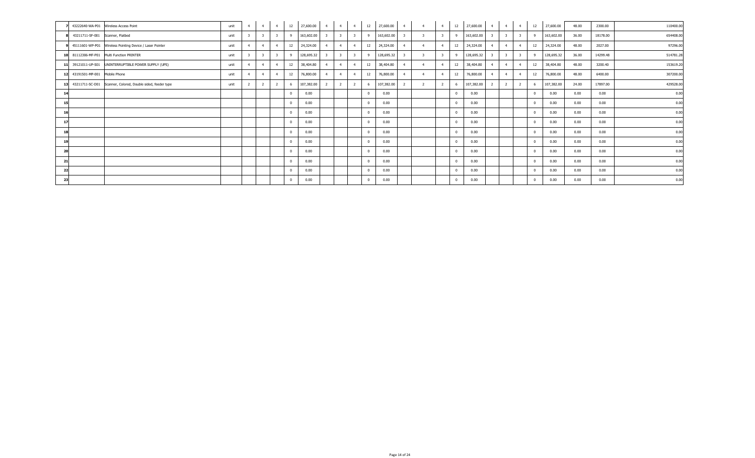| | | | | | | | | | | | | | | | | | | | | | | | | | |
|---|---|---|---|---|---|---|---|---|---|---|---|---|---|---|---|---|---|---|---|---|---|---|---|---|---|
| 7 | 43222640-WA-P01 | Wireless Access Point | unit | 4 | 4 | 4 | 12 | 27,600.00 | 4 | 4 | 4 | 12 | 27,600.00 | 4 | 4 | 4 | 12 | 27,600.00 | 4 | 4 | 4 | 12 | 27,600.00 | 48.00 | 2300.00 | 110400.00 |
| 8 | 43211711-SF-001 | Scanner, Flatbed | unit | 3 | 3 | 3 | 9 | 163,602.00 | 3 | 3 | 3 | 9 | 163,602.00 | 3 | 3 | 3 | 9 | 163,602.00 | 3 | 3 | 3 | 9 | 163,602.00 | 36.00 | 18178.00 | 654408.00 |
| 9 | 45111601-WP-P01 | Wireless Pointing Device / Laser Pointer | unit | 4 | 4 | 4 | 12 | 24,324.00 | 4 | 4 | 4 | 12 | 24,324.00 | 4 | 4 | 4 | 12 | 24,324.00 | 4 | 4 | 4 | 12 | 24,324.00 | 48.00 | 2027.00 | 97296.00 |
| 10 | 81112306-MF-P01 | Multi Function PRINTER | unit | 3 | 3 | 3 | 9 | 128,695.32 | 3 | 3 | 3 | 9 | 128,695.32 | 3 | 3 | 3 | 9 | 128,695.32 | 3 | 3 | 3 | 9 | 128,695.32 | 36.00 | 14299.48 | 514781.28 |
| 11 | 39121011-UP-S01 | UNINTERRUPTIBLE POWER SUPPLY (UPS) | unit | 4 | 4 | 4 | 12 | 38,404.80 | 4 | 4 | 4 | 12 | 38,404.80 | 4 | 4 | 4 | 12 | 38,404.80 | 4 | 4 | 4 | 12 | 38,404.80 | 48.00 | 3200.40 | 153619.20 |
| 12 | 43191501-MP-001 | Mobile Phone | unit | 4 | 4 | 4 | 12 | 76,800.00 | 4 | 4 | 4 | 12 | 76,800.00 | 4 | 4 | 4 | 12 | 76,800.00 | 4 | 4 | 4 | 12 | 76,800.00 | 48.00 | 6400.00 | 307200.00 |
| 13 | 43211711-SC-D01 | Scanner, Colored, Double sided, feeder type | unit | 2 | 2 | 2 | 6 | 107,382.00 | 2 | 2 | 2 | 6 | 107,382.00 | 2 | 2 | 2 | 6 | 107,382.00 | 2 | 2 | 2 | 6 | 107,382.00 | 24.00 | 17897.00 | 429528.00 |
| 14 | | | | | | | 0 | 0.00 | | | | 0 | 0.00 | | | | 0 | 0.00 | | | | 0 | 0.00 | 0.00 | 0.00 | 0.00 |
| 15 | | | | | | | 0 | 0.00 | | | | 0 | 0.00 | | | | 0 | 0.00 | | | | 0 | 0.00 | 0.00 | 0.00 | 0.00 |
| 16 | | | | | | | 0 | 0.00 | | | | 0 | 0.00 | | | | 0 | 0.00 | | | | 0 | 0.00 | 0.00 | 0.00 | 0.00 |
| 17 | | | | | | | 0 | 0.00 | | | | 0 | 0.00 | | | | 0 | 0.00 | | | | 0 | 0.00 | 0.00 | 0.00 | 0.00 |
| 18 | | | | | | | 0 | 0.00 | | | | 0 | 0.00 | | | | 0 | 0.00 | | | | 0 | 0.00 | 0.00 | 0.00 | 0.00 |
| 19 | | | | | | | 0 | 0.00 | | | | 0 | 0.00 | | | | 0 | 0.00 | | | | 0 | 0.00 | 0.00 | 0.00 | 0.00 |
| 20 | | | | | | | 0 | 0.00 | | | | 0 | 0.00 | | | | 0 | 0.00 | | | | 0 | 0.00 | 0.00 | 0.00 | 0.00 |
| 21 | | | | | | | 0 | 0.00 | | | | 0 | 0.00 | | | | 0 | 0.00 | | | | 0 | 0.00 | 0.00 | 0.00 | 0.00 |
| 22 | | | | | | | 0 | 0.00 | | | | 0 | 0.00 | | | | 0 | 0.00 | | | | 0 | 0.00 | 0.00 | 0.00 | 0.00 |
| 23 | | | | | | | 0 | 0.00 | | | | 0 | 0.00 | | | | 0 | 0.00 | | | | 0 | 0.00 | 0.00 | 0.00 | 0.00 |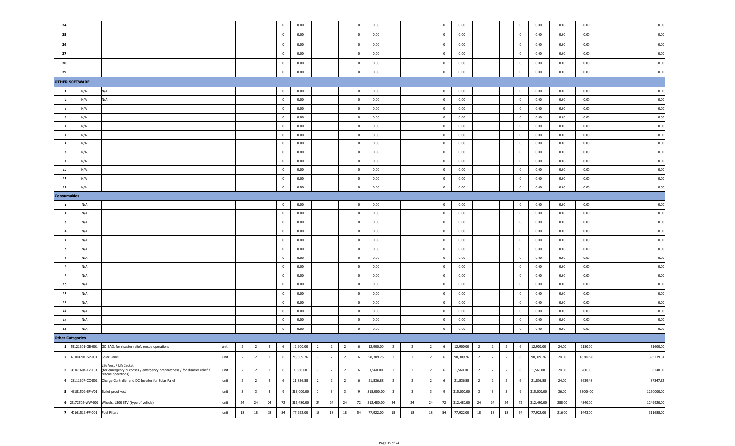| | | | | | | | | | | | | | | | | | | | | | | | | | | |
|---|---|---|---|---|---|---|---|---|---|---|---|---|---|---|---|---|---|---|---|---|---|---|---|---|---|---|
| 24 | | | | | | | 0 | 0.00 | | | | 0 | 0.00 | | | | 0 | 0.00 | | | | 0 | 0.00 | 0.00 | 0.00 | 0.00 |
| 25 | | | | | | | 0 | 0.00 | | | | 0 | 0.00 | | | | 0 | 0.00 | | | | 0 | 0.00 | 0.00 | 0.00 | 0.00 |
| 26 | | | | | | | 0 | 0.00 | | | | 0 | 0.00 | | | | 0 | 0.00 | | | | 0 | 0.00 | 0.00 | 0.00 | 0.00 |
| 27 | | | | | | | 0 | 0.00 | | | | 0 | 0.00 | | | | 0 | 0.00 | | | | 0 | 0.00 | 0.00 | 0.00 | 0.00 |
| 28 | | | | | | | 0 | 0.00 | | | | 0 | 0.00 | | | | 0 | 0.00 | | | | 0 | 0.00 | 0.00 | 0.00 | 0.00 |
| 29 | | | | | | | 0 | 0.00 | | | | 0 | 0.00 | | | | 0 | 0.00 | | | | 0 | 0.00 | 0.00 | 0.00 | 0.00 |
| **OTHER SOFTWARE** | | | | | | | | | | | | | | | | | | | | | | | | | | |
| 1 | N/A | N/A | | | | | 0 | 0.00 | | | | 0 | 0.00 | | | | 0 | 0.00 | | | | 0 | 0.00 | 0.00 | 0.00 | 0.00 |
| 2 | N/A | N/A | | | | | 0 | 0.00 | | | | 0 | 0.00 | | | | 0 | 0.00 | | | | 0 | 0.00 | 0.00 | 0.00 | 0.00 |
| 3 | N/A | | | | | | 0 | 0.00 | | | | 0 | 0.00 | | | | 0 | 0.00 | | | | 0 | 0.00 | 0.00 | 0.00 | 0.00 |
| 4 | N/A | | | | | | 0 | 0.00 | | | | 0 | 0.00 | | | | 0 | 0.00 | | | | 0 | 0.00 | 0.00 | 0.00 | 0.00 |
| 5 | N/A | | | | | | 0 | 0.00 | | | | 0 | 0.00 | | | | 0 | 0.00 | | | | 0 | 0.00 | 0.00 | 0.00 | 0.00 |
| 6 | N/A | | | | | | 0 | 0.00 | | | | 0 | 0.00 | | | | 0 | 0.00 | | | | 0 | 0.00 | 0.00 | 0.00 | 0.00 |
| 7 | N/A | | | | | | 0 | 0.00 | | | | 0 | 0.00 | | | | 0 | 0.00 | | | | 0 | 0.00 | 0.00 | 0.00 | 0.00 |
| 8 | N/A | | | | | | 0 | 0.00 | | | | 0 | 0.00 | | | | 0 | 0.00 | | | | 0 | 0.00 | 0.00 | 0.00 | 0.00 |
| 9 | N/A | | | | | | 0 | 0.00 | | | | 0 | 0.00 | | | | 0 | 0.00 | | | | 0 | 0.00 | 0.00 | 0.00 | 0.00 |
| 10 | N/A | | | | | | 0 | 0.00 | | | | 0 | 0.00 | | | | 0 | 0.00 | | | | 0 | 0.00 | 0.00 | 0.00 | 0.00 |
| 11 | N/A | | | | | | 0 | 0.00 | | | | 0 | 0.00 | | | | 0 | 0.00 | | | | 0 | 0.00 | 0.00 | 0.00 | 0.00 |
| 12 | N/A | | | | | | 0 | 0.00 | | | | 0 | 0.00 | | | | 0 | 0.00 | | | | 0 | 0.00 | 0.00 | 0.00 | 0.00 |
| **Consumables** | | | | | | | | | | | | | | | | | | | | | | | | | | |
| 1 | N/A | | | | | | 0 | 0.00 | | | | 0 | 0.00 | | | | 0 | 0.00 | | | | 0 | 0.00 | 0.00 | 0.00 | 0.00 |
| 2 | N/A | | | | | | 0 | 0.00 | | | | 0 | 0.00 | | | | 0 | 0.00 | | | | 0 | 0.00 | 0.00 | 0.00 | 0.00 |
| 3 | N/A | | | | | | 0 | 0.00 | | | | 0 | 0.00 | | | | 0 | 0.00 | | | | 0 | 0.00 | 0.00 | 0.00 | 0.00 |
| 4 | N/A | | | | | | 0 | 0.00 | | | | 0 | 0.00 | | | | 0 | 0.00 | | | | 0 | 0.00 | 0.00 | 0.00 | 0.00 |
| 5 | N/A | | | | | | 0 | 0.00 | | | | 0 | 0.00 | | | | 0 | 0.00 | | | | 0 | 0.00 | 0.00 | 0.00 | 0.00 |
| 6 | N/A | | | | | | 0 | 0.00 | | | | 0 | 0.00 | | | | 0 | 0.00 | | | | 0 | 0.00 | 0.00 | 0.00 | 0.00 |
| 7 | N/A | | | | | | 0 | 0.00 | | | | 0 | 0.00 | | | | 0 | 0.00 | | | | 0 | 0.00 | 0.00 | 0.00 | 0.00 |
| 8 | N/A | | | | | | 0 | 0.00 | | | | 0 | 0.00 | | | | 0 | 0.00 | | | | 0 | 0.00 | 0.00 | 0.00 | 0.00 |
| 9 | N/A | | | | | | 0 | 0.00 | | | | 0 | 0.00 | | | | 0 | 0.00 | | | | 0 | 0.00 | 0.00 | 0.00 | 0.00 |
| 10 | N/A | | | | | | 0 | 0.00 | | | | 0 | 0.00 | | | | 0 | 0.00 | | | | 0 | 0.00 | 0.00 | 0.00 | 0.00 |
| 11 | N/A | | | | | | 0 | 0.00 | | | | 0 | 0.00 | | | | 0 | 0.00 | | | | 0 | 0.00 | 0.00 | 0.00 | 0.00 |
| 12 | N/A | | | | | | 0 | 0.00 | | | | 0 | 0.00 | | | | 0 | 0.00 | | | | 0 | 0.00 | 0.00 | 0.00 | 0.00 |
| 13 | N/A | | | | | | 0 | 0.00 | | | | 0 | 0.00 | | | | 0 | 0.00 | | | | 0 | 0.00 | 0.00 | 0.00 | 0.00 |
| 14 | N/A | | | | | | 0 | 0.00 | | | | 0 | 0.00 | | | | 0 | 0.00 | | | | 0 | 0.00 | 0.00 | 0.00 | 0.00 |
| 15 | N/A | | | | | | 0 | 0.00 | | | | 0 | 0.00 | | | | 0 | 0.00 | | | | 0 | 0.00 | 0.00 | 0.00 | 0.00 |
| **Other Categories** | | | | | | | | | | | | | | | | | | | | | | | | | | |
| 1 | 53121601-GB-001 | GO BAG, for disaster relief, rescue operations | unit | 2 | 2 | 2 | 6 | 12,900.00 | 2 | 2 | 2 | 6 | 12,900.00 | 2 | 2 | 2 | 6 | 12,900.00 | 2 | 2 | 2 | 6 | 12,900.00 | 24.00 | 2150.00 | 51600.00 |
| 2 | 60104701-SP-001 | Solar Panel | unit | 2 | 2 | 2 | 6 | 98,309.76 | 2 | 2 | 2 | 6 | 98,309.76 | 2 | 2 | 2 | 6 | 98,309.76 | 2 | 2 | 2 | 6 | 98,309.76 | 24.00 | 16384.96 | 393239.04 |
| 3 | 46161604-LV-L01 | Life Vest / Life Jacket (for emergency purposes / emergency preparedness / for disaster relief / rescue operations) | unit | 2 | 2 | 2 | 6 | 1,560.00 | 2 | 2 | 2 | 6 | 1,560.00 | 2 | 2 | 2 | 6 | 1,560.00 | 2 | 2 | 2 | 6 | 1,560.00 | 24.00 | 260.00 | 6240.00 |
| 4 | 26111607-CC-S01 | Charge Controller and DC Inverter for Solar Panel | unit | 2 | 2 | 2 | 6 | 21,836.88 | 2 | 2 | 2 | 6 | 21,836.88 | 2 | 2 | 2 | 6 | 21,836.88 | 2 | 2 | 2 | 6 | 21,836.88 | 24.00 | 3639.48 | 87347.52 |
| 5 | 46181502-BF-V01 | Bullet proof vest | unit | 3 | 3 | 3 | 9 | 315,000.00 | 3 | 3 | 3 | 9 | 315,000.00 | 3 | 3 | 3 | 9 | 315,000.00 | 3 | 3 | 3 | 9 | 315,000.00 | 36.00 | 35000.00 | 1260000.00 |
| 6 | 25172502-WW-001 | Wheels, L300 BTV (type of vehicle) | unit | 24 | 24 | 24 | 72 | 312,480.00 | 24 | 24 | 24 | 72 | 312,480.00 | 24 | 24 | 24 | 72 | 312,480.00 | 24 | 24 | 24 | 72 | 312,480.00 | 288.00 | 4340.00 | 1249920.00 |
| 7 | 40161513-FF-001 | Fuel Filters | unit | 18 | 18 | 18 | 54 | 77,922.00 | 18 | 18 | 18 | 54 | 77,922.00 | 18 | 18 | 18 | 54 | 77,922.00 | 18 | 18 | 18 | 54 | 77,922.00 | 216.00 | 1443.00 | 311688.00 |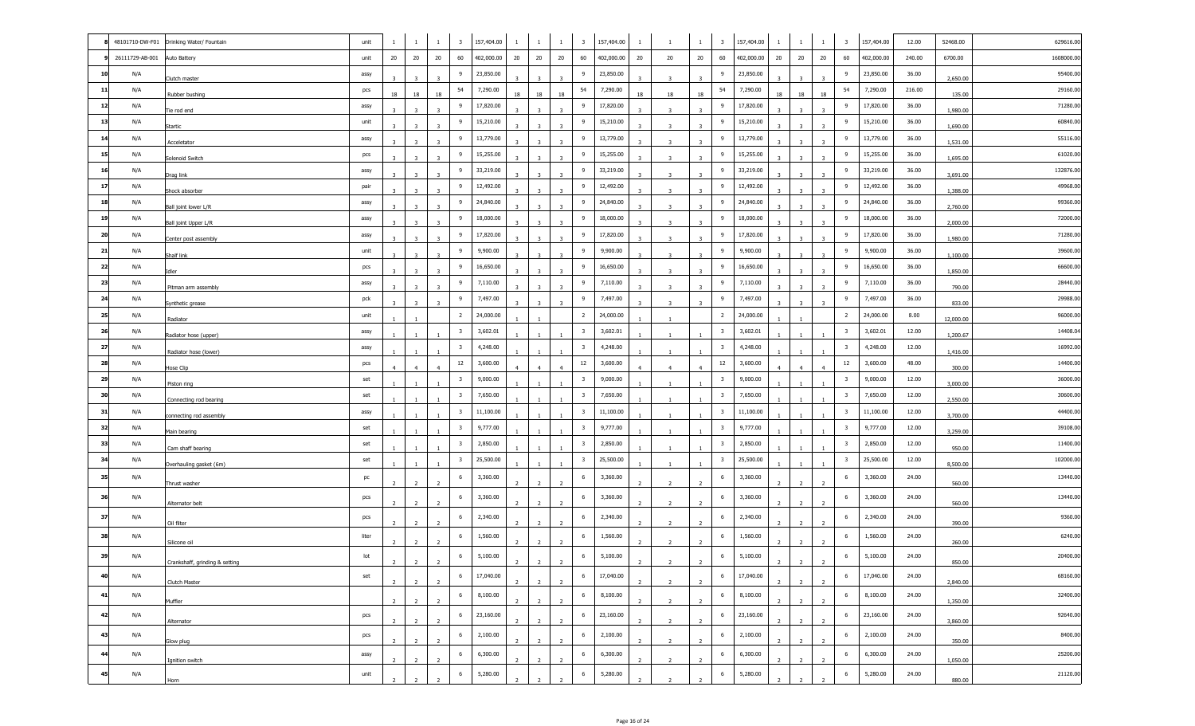| 8 | 48101710-DW-F01 | Drinking Water/ Fountain | unit | 1 | 1 | 1 | 3 | 157,404.00 | 1 | 1 | 1 | 3 | 157,404.00 | 1 | 1 | 1 | 3 | 157,404.00 | 1 | 1 | 1 | 3 | 157,404.00 | 12.00 | 52468.00 | 629616.00 |
|---|---|---|---|---|---|---|---|---|---|---|---|---|---|---|---|---|---|---|---|---|---|---|---|---|---|---|
| 9 | 26111729-AB-001 | Auto Battery | unit | 20 | 20 | 20 | 60 | 402,000.00 | 20 | 20 | 20 | 60 | 402,000.00 | 20 | 20 | 20 | 60 | 402,000.00 | 20 | 20 | 20 | 60 | 402,000.00 | 240.00 | 6700.00 | 1608000.00 |
| 10 | N/A | Clutch master | assy | 3 | 3 | 3 | 9 | 23,850.00 | 3 | 3 | 3 | 9 | 23,850.00 | 3 | 3 | 3 | 9 | 23,850.00 | 3 | 3 | 3 | 9 | 23,850.00 | 36.00 | 2,650.00 | 95400.00 |
| 11 | N/A | Rubber bushing | pcs | 18 | 18 | 18 | 54 | 7,290.00 | 18 | 18 | 18 | 54 | 7,290.00 | 18 | 18 | 18 | 54 | 7,290.00 | 18 | 18 | 18 | 54 | 7,290.00 | 216.00 | 135.00 | 29160.00 |
| 12 | N/A | Tie rod end | assy | 3 | 3 | 3 | 9 | 17,820.00 | 3 | 3 | 3 | 9 | 17,820.00 | 3 | 3 | 3 | 9 | 17,820.00 | 3 | 3 | 3 | 9 | 17,820.00 | 36.00 | 1,980.00 | 71280.00 |
| 13 | N/A | Startic | unit | 3 | 3 | 3 | 9 | 15,210.00 | 3 | 3 | 3 | 9 | 15,210.00 | 3 | 3 | 3 | 9 | 15,210.00 | 3 | 3 | 3 | 9 | 15,210.00 | 36.00 | 1,690.00 | 60840.00 |
| 14 | N/A | Acceletator | assy | 3 | 3 | 3 | 9 | 13,779.00 | 3 | 3 | 3 | 9 | 13,779.00 | 3 | 3 | 3 | 9 | 13,779.00 | 3 | 3 | 3 | 9 | 13,779.00 | 36.00 | 1,531.00 | 55116.00 |
| 15 | N/A | Solenoid Switch | pcs | 3 | 3 | 3 | 9 | 15,255.00 | 3 | 3 | 3 | 9 | 15,255.00 | 3 | 3 | 3 | 9 | 15,255.00 | 3 | 3 | 3 | 9 | 15,255.00 | 36.00 | 1,695.00 | 61020.00 |
| 16 | N/A | Drag link | assy | 3 | 3 | 3 | 9 | 33,219.00 | 3 | 3 | 3 | 9 | 33,219.00 | 3 | 3 | 3 | 9 | 33,219.00 | 3 | 3 | 3 | 9 | 33,219.00 | 36.00 | 3,691.00 | 132876.00 |
| 17 | N/A | Shock absorber | pair | 3 | 3 | 3 | 9 | 12,492.00 | 3 | 3 | 3 | 9 | 12,492.00 | 3 | 3 | 3 | 9 | 12,492.00 | 3 | 3 | 3 | 9 | 12,492.00 | 36.00 | 1,388.00 | 49968.00 |
| 18 | N/A | Ball joint lower L/R | assy | 3 | 3 | 3 | 9 | 24,840.00 | 3 | 3 | 3 | 9 | 24,840.00 | 3 | 3 | 3 | 9 | 24,840.00 | 3 | 3 | 3 | 9 | 24,840.00 | 36.00 | 2,760.00 | 99360.00 |
| 19 | N/A | Ball joint Upper L/R | assy | 3 | 3 | 3 | 9 | 18,000.00 | 3 | 3 | 3 | 9 | 18,000.00 | 3 | 3 | 3 | 9 | 18,000.00 | 3 | 3 | 3 | 9 | 18,000.00 | 36.00 | 2,000.00 | 72000.00 |
| 20 | N/A | Center post assembly | assy | 3 | 3 | 3 | 9 | 17,820.00 | 3 | 3 | 3 | 9 | 17,820.00 | 3 | 3 | 3 | 9 | 17,820.00 | 3 | 3 | 3 | 9 | 17,820.00 | 36.00 | 1,980.00 | 71280.00 |
| 21 | N/A | Shalf link | unit | 3 | 3 | 3 | 9 | 9,900.00 | 3 | 3 | 3 | 9 | 9,900.00 | 3 | 3 | 3 | 9 | 9,900.00 | 3 | 3 | 3 | 9 | 9,900.00 | 36.00 | 1,100.00 | 39600.00 |
| 22 | N/A | Idler | pcs | 3 | 3 | 3 | 9 | 16,650.00 | 3 | 3 | 3 | 9 | 16,650.00 | 3 | 3 | 3 | 9 | 16,650.00 | 3 | 3 | 3 | 9 | 16,650.00 | 36.00 | 1,850.00 | 66600.00 |
| 23 | N/A | Pitman arm assembly | assy | 3 | 3 | 3 | 9 | 7,110.00 | 3 | 3 | 3 | 9 | 7,110.00 | 3 | 3 | 3 | 9 | 7,110.00 | 3 | 3 | 3 | 9 | 7,110.00 | 36.00 | 790.00 | 28440.00 |
| 24 | N/A | Synthetic grease | pck | 3 | 3 | 3 | 9 | 7,497.00 | 3 | 3 | 3 | 9 | 7,497.00 | 3 | 3 | 3 | 9 | 7,497.00 | 3 | 3 | 3 | 9 | 7,497.00 | 36.00 | 833.00 | 29988.00 |
| 25 | N/A | Radiator | unit | 1 | 1 | | 2 | 24,000.00 | 1 | 1 | | 2 | 24,000.00 | 1 | 1 | | 2 | 24,000.00 | 1 | 1 | | 2 | 24,000.00 | 8.00 | 12,000.00 | 96000.00 |
| 26 | N/A | Radiator hose (upper) | assy | 1 | 1 | 1 | 3 | 3,602.01 | 1 | 1 | 1 | 3 | 3,602.01 | 1 | 1 | 1 | 3 | 3,602.01 | 1 | 1 | 1 | 3 | 3,602.01 | 12.00 | 1,200.67 | 14408.04 |
| 27 | N/A | Radiator hose (lower) | assy | 1 | 1 | 1 | 3 | 4,248.00 | 1 | 1 | 1 | 3 | 4,248.00 | 1 | 1 | 1 | 3 | 4,248.00 | 1 | 1 | 1 | 3 | 4,248.00 | 12.00 | 1,416.00 | 16992.00 |
| 28 | N/A | Hose Clip | pcs | 4 | 4 | 4 | 12 | 3,600.00 | 4 | 4 | 4 | 12 | 3,600.00 | 4 | 4 | 4 | 12 | 3,600.00 | 4 | 4 | 4 | 12 | 3,600.00 | 48.00 | 300.00 | 14400.00 |
| 29 | N/A | Piston ring | set | 1 | 1 | 1 | 3 | 9,000.00 | 1 | 1 | 1 | 3 | 9,000.00 | 1 | 1 | 1 | 3 | 9,000.00 | 1 | 1 | 1 | 3 | 9,000.00 | 12.00 | 3,000.00 | 36000.00 |
| 30 | N/A | Connecting rod bearing | set | 1 | 1 | 1 | 3 | 7,650.00 | 1 | 1 | 1 | 3 | 7,650.00 | 1 | 1 | 1 | 3 | 7,650.00 | 1 | 1 | 1 | 3 | 7,650.00 | 12.00 | 2,550.00 | 30600.00 |
| 31 | N/A | connecting rod assembly | assy | 1 | 1 | 1 | 3 | 11,100.00 | 1 | 1 | 1 | 3 | 11,100.00 | 1 | 1 | 1 | 3 | 11,100.00 | 1 | 1 | 1 | 3 | 11,100.00 | 12.00 | 3,700.00 | 44400.00 |
| 32 | N/A | Main bearing | set | 1 | 1 | 1 | 3 | 9,777.00 | 1 | 1 | 1 | 3 | 9,777.00 | 1 | 1 | 1 | 3 | 9,777.00 | 1 | 1 | 1 | 3 | 9,777.00 | 12.00 | 3,259.00 | 39108.00 |
| 33 | N/A | Cam shaff bearing | set | 1 | 1 | 1 | 3 | 2,850.00 | 1 | 1 | 1 | 3 | 2,850.00 | 1 | 1 | 1 | 3 | 2,850.00 | 1 | 1 | 1 | 3 | 2,850.00 | 12.00 | 950.00 | 11400.00 |
| 34 | N/A | Overhauling gasket (6m) | set | 1 | 1 | 1 | 3 | 25,500.00 | 1 | 1 | 1 | 3 | 25,500.00 | 1 | 1 | 1 | 3 | 25,500.00 | 1 | 1 | 1 | 3 | 25,500.00 | 12.00 | 8,500.00 | 102000.00 |
| 35 | N/A | Thrust washer | pc | 2 | 2 | 2 | 6 | 3,360.00 | 2 | 2 | 2 | 6 | 3,360.00 | 2 | 2 | 2 | 6 | 3,360.00 | 2 | 2 | 2 | 6 | 3,360.00 | 24.00 | 560.00 | 13440.00 |
| 36 | N/A | Alternator belt | pcs | 2 | 2 | 2 | 6 | 3,360.00 | 2 | 2 | 2 | 6 | 3,360.00 | 2 | 2 | 2 | 6 | 3,360.00 | 2 | 2 | 2 | 6 | 3,360.00 | 24.00 | 560.00 | 13440.00 |
| 37 | N/A | Oil filter | pcs | 2 | 2 | 2 | 6 | 2,340.00 | 2 | 2 | 2 | 6 | 2,340.00 | 2 | 2 | 2 | 6 | 2,340.00 | 2 | 2 | 2 | 6 | 2,340.00 | 24.00 | 390.00 | 9360.00 |
| 38 | N/A | Silicone oil | liter | 2 | 2 | 2 | 6 | 1,560.00 | 2 | 2 | 2 | 6 | 1,560.00 | 2 | 2 | 2 | 6 | 1,560.00 | 2 | 2 | 2 | 6 | 1,560.00 | 24.00 | 260.00 | 6240.00 |
| 39 | N/A | Crankshaff, grinding & setting | lot | 2 | 2 | 2 | 6 | 5,100.00 | 2 | 2 | 2 | 6 | 5,100.00 | 2 | 2 | 2 | 6 | 5,100.00 | 2 | 2 | 2 | 6 | 5,100.00 | 24.00 | 850.00 | 20400.00 |
| 40 | N/A | Clutch Master | set | 2 | 2 | 2 | 6 | 17,040.00 | 2 | 2 | 2 | 6 | 17,040.00 | 2 | 2 | 2 | 6 | 17,040.00 | 2 | 2 | 2 | 6 | 17,040.00 | 24.00 | 2,840.00 | 68160.00 |
| 41 | N/A | Muffler | | 2 | 2 | 2 | 6 | 8,100.00 | 2 | 2 | 2 | 6 | 8,100.00 | 2 | 2 | 2 | 6 | 8,100.00 | 2 | 2 | 2 | 6 | 8,100.00 | 24.00 | 1,350.00 | 32400.00 |
| 42 | N/A | Alternator | pcs | 2 | 2 | 2 | 6 | 23,160.00 | 2 | 2 | 2 | 6 | 23,160.00 | 2 | 2 | 2 | 6 | 23,160.00 | 2 | 2 | 2 | 6 | 23,160.00 | 24.00 | 3,860.00 | 92640.00 |
| 43 | N/A | Glow plug | pcs | 2 | 2 | 2 | 6 | 2,100.00 | 2 | 2 | 2 | 6 | 2,100.00 | 2 | 2 | 2 | 6 | 2,100.00 | 2 | 2 | 2 | 6 | 2,100.00 | 24.00 | 350.00 | 8400.00 |
| 44 | N/A | Ignition switch | assy | 2 | 2 | 2 | 6 | 6,300.00 | 2 | 2 | 2 | 6 | 6,300.00 | 2 | 2 | 2 | 6 | 6,300.00 | 2 | 2 | 2 | 6 | 6,300.00 | 24.00 | 1,050.00 | 25200.00 |
| 45 | N/A | Horn | unit | 2 | 2 | 2 | 6 | 5,280.00 | 2 | 2 | 2 | 6 | 5,280.00 | 2 | 2 | 2 | 6 | 5,280.00 | 2 | 2 | 2 | 6 | 5,280.00 | 24.00 | 880.00 | 21120.00 |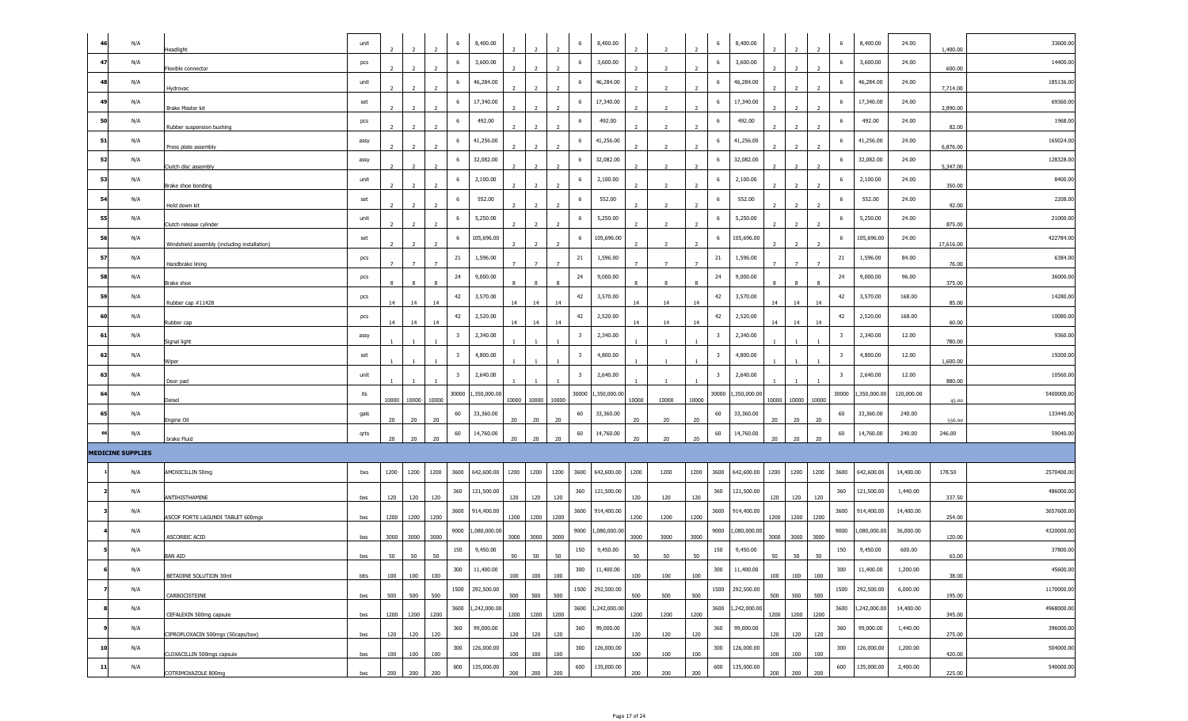| 46 | N/A | Headlight | unit | 2 | 2 | 2 | 6 | 8,400.00 | 2 | 2 | 2 | 6 | 8,400.00 | 2 | 2 | 2 | 6 | 8,400.00 | 2 | 2 | 2 | 6 | 8,400.00 | 24.00 | 1,400.00 | 33600.00 |
|---|---|---|---|---|---|---|---|---|---|---|---|---|---|---|---|---|---|---|---|---|---|---|---|---|---|---|
| 47 | N/A | Flexible connector | pcs | 2 | 2 | 2 | 6 | 3,600.00 | 2 | 2 | 2 | 6 | 3,600.00 | 2 | 2 | 2 | 6 | 3,600.00 | 2 | 2 | 2 | 6 | 3,600.00 | 24.00 | 600.00 | 14400.00 |
| 48 | N/A | Hydrovac | unit | 2 | 2 | 2 | 6 | 46,284.00 | 2 | 2 | 2 | 6 | 46,284.00 | 2 | 2 | 2 | 6 | 46,284.00 | 2 | 2 | 2 | 6 | 46,284.00 | 24.00 | 7,714.00 | 185136.00 |
| 49 | N/A | Brake Master kit | set | 2 | 2 | 2 | 6 | 17,340.00 | 2 | 2 | 2 | 6 | 17,340.00 | 2 | 2 | 2 | 6 | 17,340.00 | 2 | 2 | 2 | 6 | 17,340.00 | 24.00 | 2,890.00 | 69360.00 |
| 50 | N/A | Rubber suspension bushing | pcs | 2 | 2 | 2 | 6 | 492.00 | 2 | 2 | 2 | 6 | 492.00 | 2 | 2 | 2 | 6 | 492.00 | 2 | 2 | 2 | 6 | 492.00 | 24.00 | 82.00 | 1968.00 |
| 51 | N/A | Press plate assembly | assy | 2 | 2 | 2 | 6 | 41,256.00 | 2 | 2 | 2 | 6 | 41,256.00 | 2 | 2 | 2 | 6 | 41,256.00 | 2 | 2 | 2 | 6 | 41,256.00 | 24.00 | 6,876.00 | 165024.00 |
| 52 | N/A | Clutch disc assembly | assy | 2 | 2 | 2 | 6 | 32,082.00 | 2 | 2 | 2 | 6 | 32,082.00 | 2 | 2 | 2 | 6 | 32,082.00 | 2 | 2 | 2 | 6 | 32,082.00 | 24.00 | 5,347.00 | 128328.00 |
| 53 | N/A | Brake shoe bonding | unit | 2 | 2 | 2 | 6 | 2,100.00 | 2 | 2 | 2 | 6 | 2,100.00 | 2 | 2 | 2 | 6 | 2,100.00 | 2 | 2 | 2 | 6 | 2,100.00 | 24.00 | 350.00 | 8400.00 |
| 54 | N/A | Hold down kit | set | 2 | 2 | 2 | 6 | 552.00 | 2 | 2 | 2 | 6 | 552.00 | 2 | 2 | 2 | 6 | 552.00 | 2 | 2 | 2 | 6 | 552.00 | 24.00 | 92.00 | 2208.00 |
| 55 | N/A | Clutch release cylinder | unit | 2 | 2 | 2 | 6 | 5,250.00 | 2 | 2 | 2 | 6 | 5,250.00 | 2 | 2 | 2 | 6 | 5,250.00 | 2 | 2 | 2 | 6 | 5,250.00 | 24.00 | 875.00 | 21000.00 |
| 56 | N/A | Windshield assembly (including installation) | set | 2 | 2 | 2 | 6 | 105,696.00 | 2 | 2 | 2 | 6 | 105,696.00 | 2 | 2 | 2 | 6 | 105,696.00 | 2 | 2 | 2 | 6 | 105,696.00 | 24.00 | 17,616.00 | 422784.00 |
| 57 | N/A | Handbrake lining | pcs | 7 | 7 | 7 | 21 | 1,596.00 | 7 | 7 | 7 | 21 | 1,596.00 | 7 | 7 | 7 | 21 | 1,596.00 | 7 | 7 | 7 | 21 | 1,596.00 | 84.00 | 76.00 | 6384.00 |
| 58 | N/A | Brake shoe | pcs | 8 | 8 | 8 | 24 | 9,000.00 | 8 | 8 | 8 | 24 | 9,000.00 | 8 | 8 | 8 | 24 | 9,000.00 | 8 | 8 | 8 | 24 | 9,000.00 | 96.00 | 375.00 | 36000.00 |
| 59 | N/A | Rubber cap #11428 | pcs | 14 | 14 | 14 | 42 | 3,570.00 | 14 | 14 | 14 | 42 | 3,570.00 | 14 | 14 | 14 | 42 | 3,570.00 | 14 | 14 | 14 | 42 | 3,570.00 | 168.00 | 85.00 | 14280.00 |
| 60 | N/A | Rubber cap | pcs | 14 | 14 | 14 | 42 | 2,520.00 | 14 | 14 | 14 | 42 | 2,520.00 | 14 | 14 | 14 | 42 | 2,520.00 | 14 | 14 | 14 | 42 | 2,520.00 | 168.00 | 60.00 | 10080.00 |
| 61 | N/A | Signal light | assy | 1 | 1 | 1 | 3 | 2,340.00 | 1 | 1 | 1 | 3 | 2,340.00 | 1 | 1 | 1 | 3 | 2,340.00 | 1 | 1 | 1 | 3 | 2,340.00 | 12.00 | 780.00 | 9360.00 |
| 62 | N/A | Wiper | set | 1 | 1 | 1 | 3 | 4,800.00 | 1 | 1 | 1 | 3 | 4,800.00 | 1 | 1 | 1 | 3 | 4,800.00 | 1 | 1 | 1 | 3 | 4,800.00 | 12.00 | 1,600.00 | 19200.00 |
| 63 | N/A | Door pad | unit | 1 | 1 | 1 | 3 | 2,640.00 | 1 | 1 | 1 | 3 | 2,640.00 | 1 | 1 | 1 | 3 | 2,640.00 | 1 | 1 | 1 | 3 | 2,640.00 | 12.00 | 880.00 | 10560.00 |
| 64 | N/A | Deisel | lts | 10000 | 10000 | 10000 | 30000 | 1,350,000.00 | 10000 | 10000 | 10000 | 30000 | 1,350,000.00 | 10000 | 10000 | 10000 | 30000 | 1,350,000.00 | 10000 | 10000 | 10000 | 30000 | 1,350,000.00 | 120,000.00 | 45.00 | 5400000.00 |
| 65 | N/A | Engine Oil | gals | 20 | 20 | 20 | 60 | 33,360.00 | 20 | 20 | 20 | 60 | 33,360.00 | 20 | 20 | 20 | 60 | 33,360.00 | 20 | 20 | 20 | 60 | 33,360.00 | 240.00 | 556.00 | 133440.00 |
| 66 | N/A | brake Fluid | qrts | 20 | 20 | 20 | 60 | 14,760.00 | 20 | 20 | 20 | 60 | 14,760.00 | 20 | 20 | 20 | 60 | 14,760.00 | 20 | 20 | 20 | 60 | 14,760.00 | 240.00 | 246.00 | 59040.00 |
| **MEDICINE SUPPLIES** | | | | | | | | | | | | | | | | | | | | | | | | | | |
| 1 | N/A | AMOXICILLIN 50mg | bxs | 1200 | 1200 | 1200 | 3600 | 642,600.00 | 1200 | 1200 | 1200 | 3600 | 642,600.00 | 1200 | 1200 | 1200 | 3600 | 642,600.00 | 1200 | 1200 | 1200 | 3600 | 642,600.00 | 14,400.00 | 178.50 | 2570400.00 |
| 2 | N/A | ANTIHISTHAMINE | bxs | 120 | 120 | 120 | 360 | 121,500.00 | 120 | 120 | 120 | 360 | 121,500.00 | 120 | 120 | 120 | 360 | 121,500.00 | 120 | 120 | 120 | 360 | 121,500.00 | 1,440.00 | 337.50 | 486000.00 |
| 3 | N/A | ASCOF FORTE LAGUNDI TABLET 600mgs | bxs | 1200 | 1200 | 1200 | 3600 | 914,400.00 | 1200 | 1200 | 1200 | 3600 | 914,400.00 | 1200 | 1200 | 1200 | 3600 | 914,400.00 | 1200 | 1200 | 1200 | 3600 | 914,400.00 | 14,400.00 | 254.00 | 3657600.00 |
| 4 | N/A | ASCORBIC ACID | bxs | 3000 | 3000 | 3000 | 9000 | 1,080,000.00 | 3000 | 3000 | 3000 | 9000 | 1,080,000.00 | 3000 | 3000 | 3000 | 9000 | 1,080,000.00 | 3000 | 3000 | 3000 | 9000 | 1,080,000.00 | 36,000.00 | 120.00 | 4320000.00 |
| 5 | N/A | BAN AID | bxs | 50 | 50 | 50 | 150 | 9,450.00 | 50 | 50 | 50 | 150 | 9,450.00 | 50 | 50 | 50 | 150 | 9,450.00 | 50 | 50 | 50 | 150 | 9,450.00 | 600.00 | 63.00 | 37800.00 |
| 6 | N/A | BETADINE SOLUTION 30ml | btls | 100 | 100 | 100 | 300 | 11,400.00 | 100 | 100 | 100 | 300 | 11,400.00 | 100 | 100 | 100 | 300 | 11,400.00 | 100 | 100 | 100 | 300 | 11,400.00 | 1,200.00 | 38.00 | 45600.00 |
| 7 | N/A | CARBOCISTEINE | bxs | 500 | 500 | 500 | 1500 | 292,500.00 | 500 | 500 | 500 | 1500 | 292,500.00 | 500 | 500 | 500 | 1500 | 292,500.00 | 500 | 500 | 500 | 1500 | 292,500.00 | 6,000.00 | 195.00 | 1170000.00 |
| 8 | N/A | CEFALEXIN 500mg capsule | bxs | 1200 | 1200 | 1200 | 3600 | 1,242,000.00 | 1200 | 1200 | 1200 | 3600 | 1,242,000.00 | 1200 | 1200 | 1200 | 3600 | 1,242,000.00 | 1200 | 1200 | 1200 | 3600 | 1,242,000.00 | 14,400.00 | 345.00 | 4968000.00 |
| 9 | N/A | CIPROPLOXACIN 500mgs (50caps/box) | bxs | 120 | 120 | 120 | 360 | 99,000.00 | 120 | 120 | 120 | 360 | 99,000.00 | 120 | 120 | 120 | 360 | 99,000.00 | 120 | 120 | 120 | 360 | 99,000.00 | 1,440.00 | 275.00 | 396000.00 |
| 10 | N/A | CLOXACILLIN 500mgs capsule | bxs | 100 | 100 | 100 | 300 | 126,000.00 | 100 | 100 | 100 | 300 | 126,000.00 | 100 | 100 | 100 | 300 | 126,000.00 | 100 | 100 | 100 | 300 | 126,000.00 | 1,200.00 | 420.00 | 504000.00 |
| 11 | N/A | COTRIMOXAZOLE 800mg | bxs | 200 | 200 | 200 | 600 | 135,000.00 | 200 | 200 | 200 | 600 | 135,000.00 | 200 | 200 | 200 | 600 | 135,000.00 | 200 | 200 | 200 | 600 | 135,000.00 | 2,400.00 | 225.00 | 540000.00 |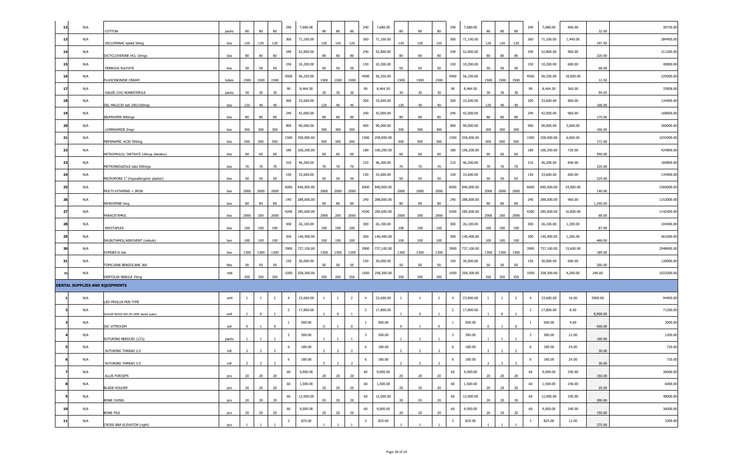| 12 | N/A | COTTON | packs | 80 | 80 | 80 | 240 | 7,680.00 | 80 | 80 | 80 | 240 | 7,680.00 | 80 | 80 | 80 | 240 | 7,680.00 | 80 | 80 | 80 | 240 | 7,680.00 | 960.00 | 32.00 | 30720.00 |
|---|---|---|---|---|---|---|---|---|---|---|---|---|---|---|---|---|---|---|---|---|---|---|---|---|---|---|
| 13 | N/A | DICLOFENAC tablet 50mg | bxs | 120 | 120 | 120 | 360 | 71,100.00 | 120 | 120 | 120 | 360 | 71,100.00 | 120 | 120 | 120 | 360 | 71,100.00 | 120 | 120 | 120 | 360 | 71,100.00 | 1,440.00 | 197.50 | 284400.00 |
| 14 | N/A | DICYCLOVERINE HCL 10mgs | bxs | 80 | 80 | 80 | 240 | 52,800.00 | 80 | 80 | 80 | 240 | 52,800.00 | 80 | 80 | 80 | 240 | 52,800.00 | 80 | 80 | 80 | 240 | 52,800.00 | 960.00 | 220.00 | 211200.00 |
| 15 | N/A | FERROUS SULFATE | bxs | 50 | 50 | 50 | 150 | 10,200.00 | 50 | 50 | 50 | 150 | 10,200.00 | 50 | 50 | 50 | 150 | 10,200.00 | 50 | 50 | 50 | 150 | 10,200.00 | 600.00 | 68.00 | 40800.00 |
| 16 | N/A | FLUOCINONIDE CREAM | tubes | 1500 | 1500 | 1500 | 4500 | 56,250.00 | 1500 | 1500 | 1500 | 4500 | 56,250.00 | 1500 | 1500 | 1500 | 4500 | 56,250.00 | 1500 | 1500 | 1500 | 4500 | 56,250.00 | 18,000.00 | 12.50 | 225000.00 |
| 17 | N/A | GAUZE (OS) NONESTERILE | packs | 30 | 30 | 30 | 90 | 8,464.50 | 30 | 30 | 30 | 90 | 8,464.50 | 30 | 30 | 30 | 90 | 8,464.50 | 30 | 30 | 30 | 90 | 8,464.50 | 360.00 | 94.05 | 33858.00 |
| 18 | N/A | GEL-MALICID tab 200/100mgs | bxs | 120 | 40 | 40 | 200 | 33,600.00 | 120 | 40 | 40 | 200 | 33,600.00 | 120 | 40 | 40 | 200 | 33,600.00 | 120 | 40 | 40 | 200 | 33,600.00 | 800.00 | 168.00 | 134400.00 |
| 19 | N/A | IBUFROFEN 400mgs | bxs | 80 | 80 | 80 | 240 | 42,000.00 | 80 | 80 | 80 | 240 | 42,000.00 | 80 | 80 | 80 | 240 | 42,000.00 | 80 | 80 | 80 | 240 | 42,000.00 | 960.00 | 175.00 | 168000.00 |
| 20 | N/A | LOPERAMIDE 2mgs | bxs | 300 | 300 | 300 | 900 | 90,000.00 | 300 | 300 | 300 | 900 | 90,000.00 | 300 | 300 | 300 | 900 | 90,000.00 | 300 | 300 | 300 | 900 | 90,000.00 | 3,600.00 | 100.00 | 360000.00 |
| 21 | N/A | MEFENAMIC ACID 500mg | bxs | 500 | 500 | 500 | 1500 | 258,000.00 | 500 | 500 | 500 | 1500 | 258,000.00 | 500 | 500 | 500 | 1500 | 258,000.00 | 500 | 500 | 500 | 1500 | 258,000.00 | 6,000.00 | 172.00 | 1032000.00 |
| 22 | N/A | METROPROLOL TARTRATE 100mgs (Neobloc) | bxs | 60 | 60 | 60 | 180 | 106,200.00 | 60 | 60 | 60 | 180 | 106,200.00 | 60 | 60 | 60 | 180 | 106,200.00 | 60 | 60 | 60 | 180 | 106,200.00 | 720.00 | 590.00 | 424800.00 |
| 23 | N/A | METRONIDAZOLE tabs 500mgs | bxs | 70 | 70 | 70 | 210 | 46,200.00 | 70 | 70 | 70 | 210 | 46,200.00 | 70 | 70 | 70 | 210 | 46,200.00 | 70 | 70 | 70 | 210 | 46,200.00 | 840.00 | 220.00 | 184800.00 |
| 24 | N/A | MICROPORE 1" (hypoallergenic plaster) | bxs | 50 | 50 | 50 | 150 | 33,600.00 | 50 | 50 | 50 | 150 | 33,600.00 | 50 | 50 | 50 | 150 | 33,600.00 | 50 | 50 | 50 | 150 | 33,600.00 | 600.00 | 224.00 | 134400.00 |
| 25 | N/A | MULTI-VITAMINS + IRON | bxs | 2000 | 2000 | 2000 | 6000 | 840,000.00 | 2000 | 2000 | 2000 | 6000 | 840,000.00 | 2000 | 2000 | 2000 | 6000 | 840,000.00 | 2000 | 2000 | 2000 | 6000 | 840,000.00 | 24,000.00 | 140.00 | 3360000.00 |
| 26 | N/A | NIFEDIPINE 5mg | bxs | 80 | 80 | 80 | 240 | 288,000.00 | 80 | 80 | 80 | 240 | 288,000.00 | 80 | 80 | 80 | 240 | 288,000.00 | 80 | 80 | 80 | 240 | 288,000.00 | 960.00 | 1,200.00 | 1152000.00 |
| 27 | N/A | PARACETAMOL | bxs | 2000 | 200 | 2000 | 4200 | 285,600.00 | 2000 | 200 | 2000 | 4200 | 285,600.00 | 2000 | 200 | 2000 | 4200 | 285,600.00 | 2000 | 200 | 2000 | 4200 | 285,600.00 | 16,800.00 | 68.00 | 1142400.00 |
| 28 | N/A | REVITAPLEX | bxs | 100 | 100 | 100 | 300 | 26,100.00 | 100 | 100 | 100 | 300 | 26,100.00 | 100 | 100 | 100 | 300 | 26,100.00 | 100 | 100 | 100 | 300 | 26,100.00 | 1,200.00 | 87.00 | 104400.00 |
| 29 | N/A | SALBUTAMOL/AEROVENT (nebule) | bxs | 100 | 100 | 100 | 300 | 140,400.00 | 100 | 100 | 100 | 300 | 140,400.00 | 100 | 100 | 100 | 300 | 140,400.00 | 100 | 100 | 100 | 300 | 140,400.00 | 1,200.00 | 468.00 | 561600.00 |
| 30 | N/A | SYMDEX-D tab | bxs | 1300 | 1300 | 1300 | 3900 | 737,100.00 | 1300 | 1300 | 1300 | 3900 | 737,100.00 | 1300 | 1300 | 1300 | 3900 | 737,100.00 | 1300 | 1300 | 1300 | 3900 | 737,100.00 | 15,600.00 | 189.00 | 2948400.00 |
| 31 | N/A | TOPICAINE BENZOCANE 360 | btls | 50 | 50 | 50 | 150 | 30,000.00 | 50 | 50 | 50 | 150 | 30,000.00 | 50 | 50 | 50 | 150 | 30,000.00 | 50 | 50 | 50 | 150 | 30,000.00 | 600.00 | 200.00 | 120000.00 |
| 32 | N/A | VENTOLIN NEBULE 25mg | neb | 350 | 350 | 350 | 1050 | 258,300.00 | 350 | 350 | 350 | 1050 | 258,300.00 | 350 | 350 | 350 | 1050 | 258,300.00 | 350 | 350 | 350 | 1050 | 258,300.00 | 4,200.00 | 246.00 | 1033200.00 |
| **DENTAL SUPPLIES AND EQUIPMENTS** | | | | | | | | | | | | | | | | | | | | | | | | | | |
| 1 | N/A | LED PROLUX-PEN TYPE | unit | 1 | 1 | 2 | 4 | 23,600.00 | 1 | 1 | 2 | 4 | 23,600.00 | 1 | 1 | 2 | 4 | 23,600.00 | 1 | 1 | 2 | 4 | 23,600.00 | 16.00 | 5900.00 | 94400.00 |
| 2 | N/A | SCALER NEXUS 009 (PL-009F dental scaler) | unit | 1 | 0 | 1 | 2 | 17,800.00 | 1 | 0 | 1 | 2 | 17,800.00 | 1 | 0 | 1 | 2 | 17,800.00 | 1 | 0 | 1 | 2 | 17,800.00 | 8.00 | 8,900.00 | 71200.00 |
| 3 | N/A | GIC VITROCEM | set | 0 | 1 | 0 | 1 | 500.00 | 0 | 1 | 0 | 1 | 500.00 | 0 | 1 | 0 | 1 | 500.00 | 0 | 1 | 0 | 1 | 500.00 | 4.00 | 500.00 | 2000.00 |
| 4 | N/A | SUTURING NEEDLES (12's) | packs | 1 | 1 | 1 | 3 | 300.00 | 1 | 1 | 1 | 3 | 300.00 | 1 | 1 | 1 | 3 | 300.00 | 1 | 1 | 1 | 3 | 300.00 | 12.00 | 100.00 | 1200.00 |
| 5 | N/A | SUTURING THREAD 2.0 | roll | 2 | 2 | 2 | 6 | 180.00 | 2 | 2 | 2 | 6 | 180.00 | 2 | 2 | 2 | 6 | 180.00 | 2 | 2 | 2 | 6 | 180.00 | 24.00 | 30.00 | 720.00 |
| 6 | N/A | SUTURING THREAD 3.0 | roll | 2 | 2 | 2 | 6 | 180.00 | 2 | 2 | 2 | 6 | 180.00 | 2 | 2 | 2 | 6 | 180.00 | 2 | 2 | 2 | 6 | 180.00 | 24.00 | 30.00 | 720.00 |
| 7 | N/A | ALLIS FORCEPS | pcs | 20 | 20 | 20 | 60 | 9,000.00 | 20 | 20 | 20 | 60 | 9,000.00 | 20 | 20 | 20 | 60 | 9,000.00 | 20 | 20 | 20 | 60 | 9,000.00 | 240.00 | 150.00 | 36000.00 |
| 8 | N/A | BLADE HOLDER | pcs | 20 | 20 | 20 | 60 | 1,500.00 | 20 | 20 | 20 | 60 | 1,500.00 | 20 | 20 | 20 | 60 | 1,500.00 | 20 | 20 | 20 | 60 | 1,500.00 | 240.00 | 25.00 | 6000.00 |
| 9 | N/A | BONE CHISEL | pcs | 20 | 20 | 20 | 60 | 12,000.00 | 20 | 20 | 20 | 60 | 12,000.00 | 20 | 20 | 20 | 60 | 12,000.00 | 20 | 20 | 20 | 60 | 12,000.00 | 240.00 | 200.00 | 48000.00 |
| 10 | N/A | BONE FILE | pcs | 20 | 20 | 20 | 60 | 9,000.00 | 20 | 20 | 20 | 60 | 9,000.00 | 20 | 20 | 20 | 60 | 9,000.00 | 20 | 20 | 20 | 60 | 9,000.00 | 240.00 | 150.00 | 36000.00 |
| 11 | N/A | CROSS BAR ELEVATOR (right) | pcs | 1 | 1 | 1 | 3 | 825.00 | 1 | 1 | 1 | 3 | 825.00 | 1 | 1 | 1 | 3 | 825.00 | 1 | 1 | 1 | 3 | 825.00 | 12.00 | 275.00 | 3300.00 |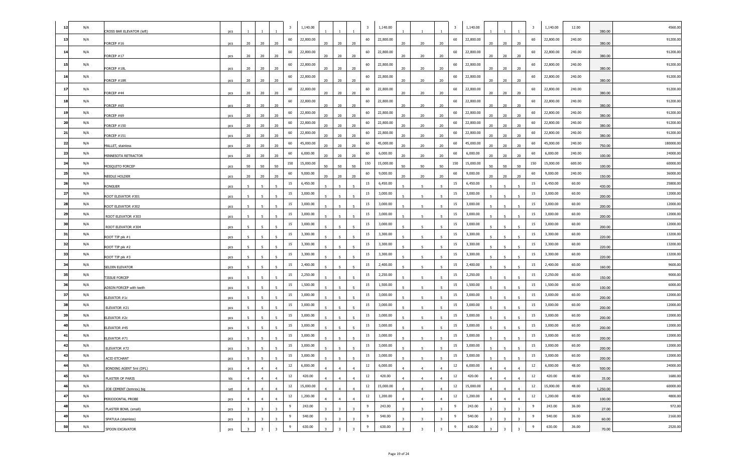| | | | | | | | | | | | | | | | | | | | | | | | | | | | | | |
|---|---|---|---|---|---|---|---|---|---|---|---|---|---|---|---|---|---|---|---|---|---|---|---|---|---|---|---|---|---|
| 12 | N/A | CROSS BAR ELEVATOR (left) | pcs | 1 | 1 | 1 | 3 | 1,140.00 | 1 | 1 | 1 | 3 | 1,140.00 | 1 | 1 | 1 | 3 | 1,140.00 | 1 | 1 | 1 | 3 | 1,140.00 | 12.00 | 380.00 | 4560.00 |
| 13 | N/A | FORCEP #16 | pcs | 20 | 20 | 20 | 60 | 22,800.00 | 20 | 20 | 20 | 60 | 22,800.00 | 20 | 20 | 20 | 60 | 22,800.00 | 20 | 20 | 20 | 60 | 22,800.00 | 240.00 | 380.00 | 91200.00 |
| 14 | N/A | FORCEP #17 | pcs | 20 | 20 | 20 | 60 | 22,800.00 | 20 | 20 | 20 | 60 | 22,800.00 | 20 | 20 | 20 | 60 | 22,800.00 | 20 | 20 | 20 | 60 | 22,800.00 | 240.00 | 380.00 | 91200.00 |
| 15 | N/A | FORCEP #18L | pcs | 20 | 20 | 20 | 60 | 22,800.00 | 20 | 20 | 20 | 60 | 22,800.00 | 20 | 20 | 20 | 60 | 22,800.00 | 20 | 20 | 20 | 60 | 22,800.00 | 240.00 | 380.00 | 91200.00 |
| 16 | N/A | FORCEP #18R | pcs | 20 | 20 | 20 | 60 | 22,800.00 | 20 | 20 | 20 | 60 | 22,800.00 | 20 | 20 | 20 | 60 | 22,800.00 | 20 | 20 | 20 | 60 | 22,800.00 | 240.00 | 380.00 | 91200.00 |
| 17 | N/A | FORCEP #44 | pcs | 20 | 20 | 20 | 60 | 22,800.00 | 20 | 20 | 20 | 60 | 22,800.00 | 20 | 20 | 20 | 60 | 22,800.00 | 20 | 20 | 20 | 60 | 22,800.00 | 240.00 | 380.00 | 91200.00 |
| 18 | N/A | FORCEP #65 | pcs | 20 | 20 | 20 | 60 | 22,800.00 | 20 | 20 | 20 | 60 | 22,800.00 | 20 | 20 | 20 | 60 | 22,800.00 | 20 | 20 | 20 | 60 | 22,800.00 | 240.00 | 380.00 | 91200.00 |
| 19 | N/A | FORCEP #69 | pcs | 20 | 20 | 20 | 60 | 22,800.00 | 20 | 20 | 20 | 60 | 22,800.00 | 20 | 20 | 20 | 60 | 22,800.00 | 20 | 20 | 20 | 60 | 22,800.00 | 240.00 | 380.00 | 91200.00 |
| 20 | N/A | FORCEP #150 | pcs | 20 | 20 | 20 | 60 | 22,800.00 | 20 | 20 | 20 | 60 | 22,800.00 | 20 | 20 | 20 | 60 | 22,800.00 | 20 | 20 | 20 | 60 | 22,800.00 | 240.00 | 380.00 | 91200.00 |
| 21 | N/A | FORCEP #151 | pcs | 20 | 20 | 20 | 60 | 22,800.00 | 20 | 20 | 20 | 60 | 22,800.00 | 20 | 20 | 20 | 60 | 22,800.00 | 20 | 20 | 20 | 60 | 22,800.00 | 240.00 | 380.00 | 91200.00 |
| 22 | N/A | MALLET, stainless | pcs | 20 | 20 | 20 | 60 | 45,000.00 | 20 | 20 | 20 | 60 | 45,000.00 | 20 | 20 | 20 | 60 | 45,000.00 | 20 | 20 | 20 | 60 | 45,000.00 | 240.00 | 750.00 | 180000.00 |
| 23 | N/A | MINNESOTA RETRACTOR | pcs | 20 | 20 | 20 | 60 | 6,000.00 | 20 | 20 | 20 | 60 | 6,000.00 | 20 | 20 | 20 | 60 | 6,000.00 | 20 | 20 | 20 | 60 | 6,000.00 | 240.00 | 100.00 | 24000.00 |
| 24 | N/A | MOSQUITO FORCEP | pcs | 50 | 50 | 50 | 150 | 15,000.00 | 50 | 50 | 50 | 150 | 15,000.00 | 50 | 50 | 50 | 150 | 15,000.00 | 50 | 50 | 50 | 150 | 15,000.00 | 600.00 | 100.00 | 60000.00 |
| 25 | N/A | NEEDLE HOLDER | pcs | 20 | 20 | 20 | 60 | 9,000.00 | 20 | 20 | 20 | 60 | 9,000.00 | 20 | 20 | 20 | 60 | 9,000.00 | 20 | 20 | 20 | 60 | 9,000.00 | 240.00 | 150.00 | 36000.00 |
| 26 | N/A | RONGUER | pcs | 5 | 5 | 5 | 15 | 6,450.00 | 5 | 5 | 5 | 15 | 6,450.00 | 5 | 5 | 5 | 15 | 6,450.00 | 5 | 5 | 5 | 15 | 6,450.00 | 60.00 | 430.00 | 25800.00 |
| 27 | N/A | ROOT ELEVATOR #301 | pcs | 5 | 5 | 5 | 15 | 3,000.00 | 5 | 5 | 5 | 15 | 3,000.00 | 5 | 5 | 5 | 15 | 3,000.00 | 5 | 5 | 5 | 15 | 3,000.00 | 60.00 | 200.00 | 12000.00 |
| 28 | N/A | ROOT ELEVATOR #302 | pcs | 5 | 5 | 5 | 15 | 3,000.00 | 5 | 5 | 5 | 15 | 3,000.00 | 5 | 5 | 5 | 15 | 3,000.00 | 5 | 5 | 5 | 15 | 3,000.00 | 60.00 | 200.00 | 12000.00 |
| 29 | N/A | ROOT ELEVATOR #303 | pcs | 5 | 5 | 5 | 15 | 3,000.00 | 5 | 5 | 5 | 15 | 3,000.00 | 5 | 5 | 5 | 15 | 3,000.00 | 5 | 5 | 5 | 15 | 3,000.00 | 60.00 | 200.00 | 12000.00 |
| 30 | N/A | ROOT ELEVATOR #304 | pcs | 5 | 5 | 5 | 15 | 3,000.00 | 5 | 5 | 5 | 15 | 3,000.00 | 5 | 5 | 5 | 15 | 3,000.00 | 5 | 5 | 5 | 15 | 3,000.00 | 60.00 | 200.00 | 12000.00 |
| 31 | N/A | ROOT TIP pik #1 | pcs | 5 | 5 | 5 | 15 | 3,300.00 | 5 | 5 | 5 | 15 | 3,300.00 | 5 | 5 | 5 | 15 | 3,300.00 | 5 | 5 | 5 | 15 | 3,300.00 | 60.00 | 220.00 | 13200.00 |
| 32 | N/A | ROOT TIP pik #2 | pcs | 5 | 5 | 5 | 15 | 3,300.00 | 5 | 5 | 5 | 15 | 3,300.00 | 5 | 5 | 5 | 15 | 3,300.00 | 5 | 5 | 5 | 15 | 3,300.00 | 60.00 | 220.00 | 13200.00 |
| 33 | N/A | ROOT TIP pik #3 | pcs | 5 | 5 | 5 | 15 | 3,300.00 | 5 | 5 | 5 | 15 | 3,300.00 | 5 | 5 | 5 | 15 | 3,300.00 | 5 | 5 | 5 | 15 | 3,300.00 | 60.00 | 220.00 | 13200.00 |
| 34 | N/A | SELDIN ELEVATOR | pcs | 5 | 5 | 5 | 15 | 2,400.00 | 5 | 5 | 5 | 15 | 2,400.00 | 5 | 5 | 5 | 15 | 2,400.00 | 5 | 5 | 5 | 15 | 2,400.00 | 60.00 | 160.00 | 9600.00 |
| 35 | N/A | TISSUE FORCEP | pcs | 5 | 5 | 5 | 15 | 2,250.00 | 5 | 5 | 5 | 15 | 2,250.00 | 5 | 5 | 5 | 15 | 2,250.00 | 5 | 5 | 5 | 15 | 2,250.00 | 60.00 | 150.00 | 9000.00 |
| 36 | N/A | ADSON FORCEP with teeth | pcs | 5 | 5 | 5 | 15 | 1,500.00 | 5 | 5 | 5 | 15 | 1,500.00 | 5 | 5 | 5 | 15 | 1,500.00 | 5 | 5 | 5 | 15 | 1,500.00 | 60.00 | 100.00 | 6000.00 |
| 37 | N/A | ELEVATOR #1c | pcs | 5 | 5 | 5 | 15 | 3,000.00 | 5 | 5 | 5 | 15 | 3,000.00 | 5 | 5 | 5 | 15 | 3,000.00 | 5 | 5 | 5 | 15 | 3,000.00 | 60.00 | 200.00 | 12000.00 |
| 38 | N/A | ELEVATOR #21 | pcs | 5 | 5 | 5 | 15 | 3,000.00 | 5 | 5 | 5 | 15 | 3,000.00 | 5 | 5 | 5 | 15 | 3,000.00 | 5 | 5 | 5 | 15 | 3,000.00 | 60.00 | 200.00 | 12000.00 |
| 39 | N/A | ELEVATOR #2c | pcs | 5 | 5 | 5 | 15 | 3,000.00 | 5 | 5 | 5 | 15 | 3,000.00 | 5 | 5 | 5 | 15 | 3,000.00 | 5 | 5 | 5 | 15 | 3,000.00 | 60.00 | 200.00 | 12000.00 |
| 40 | N/A | ELEVATOR #45 | pcs | 5 | 5 | 5 | 15 | 3,000.00 | 5 | 5 | 5 | 15 | 3,000.00 | 5 | 5 | 5 | 15 | 3,000.00 | 5 | 5 | 5 | 15 | 3,000.00 | 60.00 | 200.00 | 12000.00 |
| 41 | N/A | ELEVATOR #71 | pcs | 5 | 5 | 5 | 15 | 3,000.00 | 5 | 5 | 5 | 15 | 3,000.00 | 5 | 5 | 5 | 15 | 3,000.00 | 5 | 5 | 5 | 15 | 3,000.00 | 60.00 | 200.00 | 12000.00 |
| 42 | N/A | ELEVATOR #72 | pcs | 5 | 5 | 5 | 15 | 3,000.00 | 5 | 5 | 5 | 15 | 3,000.00 | 5 | 5 | 5 | 15 | 3,000.00 | 5 | 5 | 5 | 15 | 3,000.00 | 60.00 | 200.00 | 12000.00 |
| 43 | N/A | ACID ETCHANT | pcs | 5 | 5 | 5 | 15 | 3,000.00 | 5 | 5 | 5 | 15 | 3,000.00 | 5 | 5 | 5 | 15 | 3,000.00 | 5 | 5 | 5 | 15 | 3,000.00 | 60.00 | 200.00 | 12000.00 |
| 44 | N/A | BONDING AGENT 5ml (DFL) | pcs | 4 | 4 | 4 | 12 | 6,000.00 | 4 | 4 | 4 | 12 | 6,000.00 | 4 | 4 | 4 | 12 | 6,000.00 | 4 | 4 | 4 | 12 | 6,000.00 | 48.00 | 500.00 | 24000.00 |
| 45 | N/A | PLASTER OF PARIS | kls | 4 | 4 | 4 | 12 | 420.00 | 4 | 4 | 4 | 12 | 420.00 | 4 | 4 | 4 | 12 | 420.00 | 4 | 4 | 4 | 12 | 420.00 | 48.00 | 35.00 | 1680.00 |
| 46 | N/A | ZOE CEMENT (temrex) big | set | 4 | 4 | 4 | 12 | 15,000.00 | 4 | 4 | 4 | 12 | 15,000.00 | 4 | 4 | 4 | 12 | 15,000.00 | 4 | 4 | 4 | 12 | 15,000.00 | 48.00 | 1,250.00 | 60000.00 |
| 47 | N/A | PERIODONTAL PROBE | pcs | 4 | 4 | 4 | 12 | 1,200.00 | 4 | 4 | 4 | 12 | 1,200.00 | 4 | 4 | 4 | 12 | 1,200.00 | 4 | 4 | 4 | 12 | 1,200.00 | 48.00 | 100.00 | 4800.00 |
| 48 | N/A | PLASTER BOWL (small) | pcs | 3 | 3 | 3 | 9 | 243.00 | 3 | 3 | 3 | 9 | 243.00 | 3 | 3 | 3 | 9 | 243.00 | 3 | 3 | 3 | 9 | 243.00 | 36.00 | 27.00 | 972.00 |
| 49 | N/A | SPATULA (stainless) | pcs | 3 | 3 | 3 | 9 | 540.00 | 3 | 3 | 3 | 9 | 540.00 | 3 | 3 | 3 | 9 | 540.00 | 3 | 3 | 3 | 9 | 540.00 | 36.00 | 60.00 | 2160.00 |
| 50 | N/A | SPOON EXCAVATOR | pcs | 3 | 3 | 3 | 9 | 630.00 | 3 | 3 | 3 | 9 | 630.00 | 3 | 3 | 3 | 9 | 630.00 | 3 | 3 | 3 | 9 | 630.00 | 36.00 | 70.00 | 2520.00 |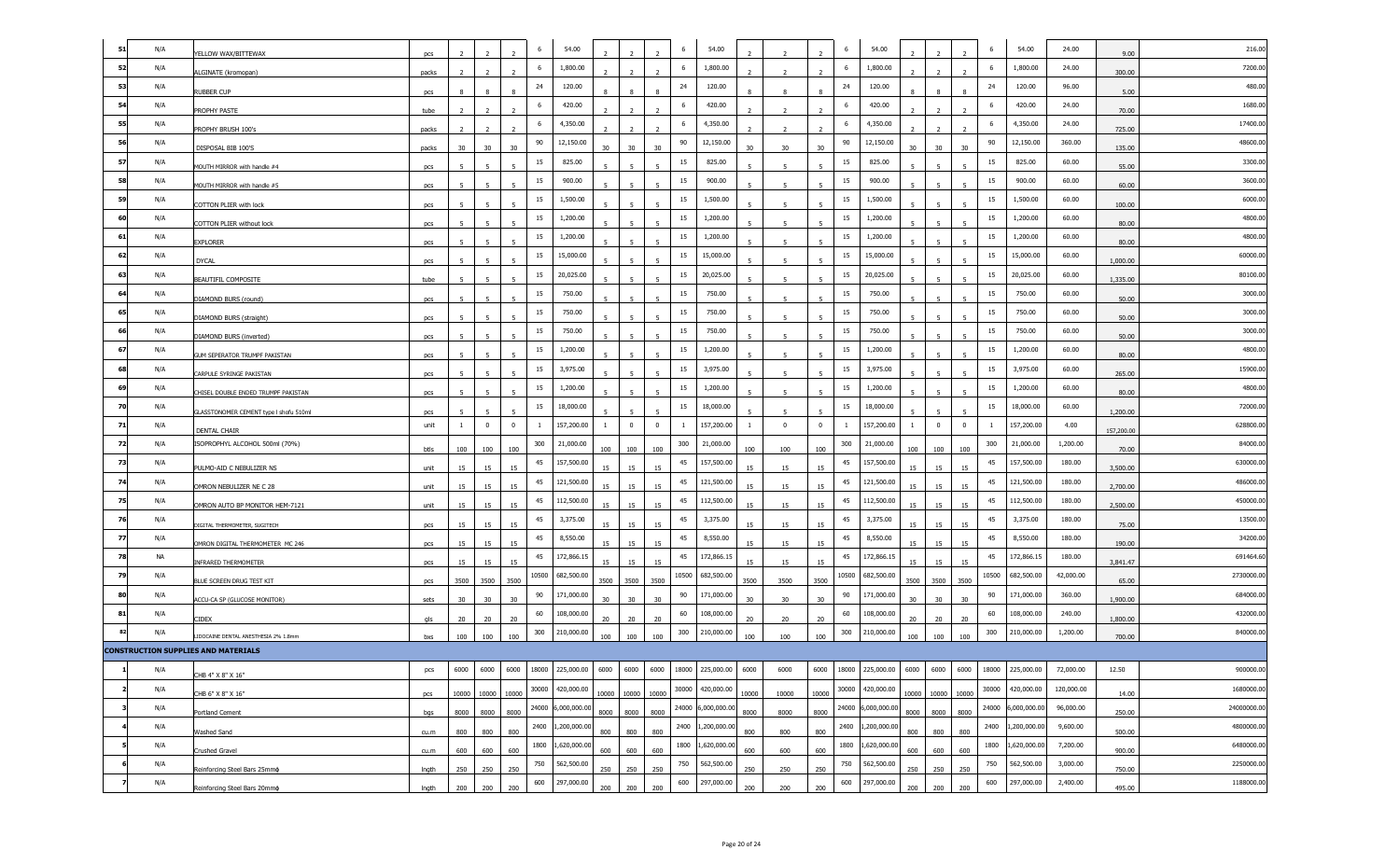| 51 | N/A | YELLOW WAX/BITTEWAX | pcs | 2 | 2 | 2 | 6 | 54.00 | 2 | 2 | 2 | 6 | 54.00 | 2 | 2 | 2 | 6 | 54.00 | 2 | 2 | 2 | 6 | 54.00 | 24.00 | 9.00 | 216.00 |
|---|---|---|---|---|---|---|---|---|---|---|---|---|---|---|---|---|---|---|---|---|---|---|---|---|---|---|
| 52 | N/A | ALGINATE (kromopan) | packs | 2 | 2 | 2 | 6 | 1,800.00 | 2 | 2 | 2 | 6 | 1,800.00 | 2 | 2 | 2 | 6 | 1,800.00 | 2 | 2 | 2 | 6 | 1,800.00 | 24.00 | 300.00 | 7200.00 |
| 53 | N/A | RUBBER CUP | pcs | 8 | 8 | 8 | 24 | 120.00 | 8 | 8 | 8 | 24 | 120.00 | 8 | 8 | 8 | 24 | 120.00 | 8 | 8 | 8 | 24 | 120.00 | 96.00 | 5.00 | 480.00 |
| 54 | N/A | PROPHY PASTE | tube | 2 | 2 | 2 | 6 | 420.00 | 2 | 2 | 2 | 6 | 420.00 | 2 | 2 | 2 | 6 | 420.00 | 2 | 2 | 2 | 6 | 420.00 | 24.00 | 70.00 | 1680.00 |
| 55 | N/A | PROPHY BRUSH 100's | packs | 2 | 2 | 2 | 6 | 4,350.00 | 2 | 2 | 2 | 6 | 4,350.00 | 2 | 2 | 2 | 6 | 4,350.00 | 2 | 2 | 2 | 6 | 4,350.00 | 24.00 | 725.00 | 17400.00 |
| 56 | N/A | DISPOSAL BIB 100'S | packs | 30 | 30 | 30 | 90 | 12,150.00 | 30 | 30 | 30 | 90 | 12,150.00 | 30 | 30 | 30 | 90 | 12,150.00 | 30 | 30 | 30 | 90 | 12,150.00 | 360.00 | 135.00 | 48600.00 |
| 57 | N/A | MOUTH MIRROR with handle #4 | pcs | 5 | 5 | 5 | 15 | 825.00 | 5 | 5 | 5 | 15 | 825.00 | 5 | 5 | 5 | 15 | 825.00 | 5 | 5 | 5 | 15 | 825.00 | 60.00 | 55.00 | 3300.00 |
| 58 | N/A | MOUTH MIRROR with handle #5 | pcs | 5 | 5 | 5 | 15 | 900.00 | 5 | 5 | 5 | 15 | 900.00 | 5 | 5 | 5 | 15 | 900.00 | 5 | 5 | 5 | 15 | 900.00 | 60.00 | 60.00 | 3600.00 |
| 59 | N/A | COTTON PLIER with lock | pcs | 5 | 5 | 5 | 15 | 1,500.00 | 5 | 5 | 5 | 15 | 1,500.00 | 5 | 5 | 5 | 15 | 1,500.00 | 5 | 5 | 5 | 15 | 1,500.00 | 60.00 | 100.00 | 6000.00 |
| 60 | N/A | COTTON PLIER without lock | pcs | 5 | 5 | 5 | 15 | 1,200.00 | 5 | 5 | 5 | 15 | 1,200.00 | 5 | 5 | 5 | 15 | 1,200.00 | 5 | 5 | 5 | 15 | 1,200.00 | 60.00 | 80.00 | 4800.00 |
| 61 | N/A | EXPLORER | pcs | 5 | 5 | 5 | 15 | 1,200.00 | 5 | 5 | 5 | 15 | 1,200.00 | 5 | 5 | 5 | 15 | 1,200.00 | 5 | 5 | 5 | 15 | 1,200.00 | 60.00 | 80.00 | 4800.00 |
| 62 | N/A | DYCAL | pcs | 5 | 5 | 5 | 15 | 15,000.00 | 5 | 5 | 5 | 15 | 15,000.00 | 5 | 5 | 5 | 15 | 15,000.00 | 5 | 5 | 5 | 15 | 15,000.00 | 60.00 | 1,000.00 | 60000.00 |
| 63 | N/A | BEAUTIFIL COMPOSITE | tube | 5 | 5 | 5 | 15 | 20,025.00 | 5 | 5 | 5 | 15 | 20,025.00 | 5 | 5 | 5 | 15 | 20,025.00 | 5 | 5 | 5 | 15 | 20,025.00 | 60.00 | 1,335.00 | 80100.00 |
| 64 | N/A | DIAMOND BURS (round) | pcs | 5 | 5 | 5 | 15 | 750.00 | 5 | 5 | 5 | 15 | 750.00 | 5 | 5 | 5 | 15 | 750.00 | 5 | 5 | 5 | 15 | 750.00 | 60.00 | 50.00 | 3000.00 |
| 65 | N/A | DIAMOND BURS (straight) | pcs | 5 | 5 | 5 | 15 | 750.00 | 5 | 5 | 5 | 15 | 750.00 | 5 | 5 | 5 | 15 | 750.00 | 5 | 5 | 5 | 15 | 750.00 | 60.00 | 50.00 | 3000.00 |
| 66 | N/A | DIAMOND BURS (inverted) | pcs | 5 | 5 | 5 | 15 | 750.00 | 5 | 5 | 5 | 15 | 750.00 | 5 | 5 | 5 | 15 | 750.00 | 5 | 5 | 5 | 15 | 750.00 | 60.00 | 50.00 | 3000.00 |
| 67 | N/A | GUM SEPERATOR TRUMPF PAKISTAN | pcs | 5 | 5 | 5 | 15 | 1,200.00 | 5 | 5 | 5 | 15 | 1,200.00 | 5 | 5 | 5 | 15 | 1,200.00 | 5 | 5 | 5 | 15 | 1,200.00 | 60.00 | 80.00 | 4800.00 |
| 68 | N/A | CARPULE SYRINGE PAKISTAN | pcs | 5 | 5 | 5 | 15 | 3,975.00 | 5 | 5 | 5 | 15 | 3,975.00 | 5 | 5 | 5 | 15 | 3,975.00 | 5 | 5 | 5 | 15 | 3,975.00 | 60.00 | 265.00 | 15900.00 |
| 69 | N/A | CHISEL DOUBLE ENDED TRUMPF PAKISTAN | pcs | 5 | 5 | 5 | 15 | 1,200.00 | 5 | 5 | 5 | 15 | 1,200.00 | 5 | 5 | 5 | 15 | 1,200.00 | 5 | 5 | 5 | 15 | 1,200.00 | 60.00 | 80.00 | 4800.00 |
| 70 | N/A | GLASSTONOMER CEMENT type l shofu 510ml | pcs | 5 | 5 | 5 | 15 | 18,000.00 | 5 | 5 | 5 | 15 | 18,000.00 | 5 | 5 | 5 | 15 | 18,000.00 | 5 | 5 | 5 | 15 | 18,000.00 | 60.00 | 1,200.00 | 72000.00 |
| 71 | N/A | DENTAL CHAIR | unit | 1 | 0 | 0 | 1 | 157,200.00 | 1 | 0 | 0 | 1 | 157,200.00 | 1 | 0 | 0 | 1 | 157,200.00 | 1 | 0 | 0 | 1 | 157,200.00 | 4.00 | 157,200.00 | 628800.00 |
| 72 | N/A | ISOPROPHYL ALCOHOL 500ml (70%) | btls | 100 | 100 | 100 | 300 | 21,000.00 | 100 | 100 | 100 | 300 | 21,000.00 | 100 | 100 | 100 | 300 | 21,000.00 | 100 | 100 | 100 | 300 | 21,000.00 | 1,200.00 | 70.00 | 84000.00 |
| 73 | N/A | PULMO-AID C NEBULIZER NS | unit | 15 | 15 | 15 | 45 | 157,500.00 | 15 | 15 | 15 | 45 | 157,500.00 | 15 | 15 | 15 | 45 | 157,500.00 | 15 | 15 | 15 | 45 | 157,500.00 | 180.00 | 3,500.00 | 630000.00 |
| 74 | N/A | OMRON NEBULIZER NE C 28 | unit | 15 | 15 | 15 | 45 | 121,500.00 | 15 | 15 | 15 | 45 | 121,500.00 | 15 | 15 | 15 | 45 | 121,500.00 | 15 | 15 | 15 | 45 | 121,500.00 | 180.00 | 2,700.00 | 486000.00 |
| 75 | N/A | OMRON AUTO BP MONITOR HEM-7121 | unit | 15 | 15 | 15 | 45 | 112,500.00 | 15 | 15 | 15 | 45 | 112,500.00 | 15 | 15 | 15 | 45 | 112,500.00 | 15 | 15 | 15 | 45 | 112,500.00 | 180.00 | 2,500.00 | 450000.00 |
| 76 | N/A | DIGITAL THERMOMETER, SUGITECH | pcs | 15 | 15 | 15 | 45 | 3,375.00 | 15 | 15 | 15 | 45 | 3,375.00 | 15 | 15 | 15 | 45 | 3,375.00 | 15 | 15 | 15 | 45 | 3,375.00 | 180.00 | 75.00 | 13500.00 |
| 77 | N/A | OMRON DIGITAL THERMOMETER MC 246 | pcs | 15 | 15 | 15 | 45 | 8,550.00 | 15 | 15 | 15 | 45 | 8,550.00 | 15 | 15 | 15 | 45 | 8,550.00 | 15 | 15 | 15 | 45 | 8,550.00 | 180.00 | 190.00 | 34200.00 |
| 78 | NA | INFRARED THERMOMETER | pcs | 15 | 15 | 15 | 45 | 172,866.15 | 15 | 15 | 15 | 45 | 172,866.15 | 15 | 15 | 15 | 45 | 172,866.15 | 15 | 15 | 15 | 45 | 172,866.15 | 180.00 | 3,841.47 | 691464.60 |
| 79 | N/A | BLUE SCREEN DRUG TEST KIT | pcs | 3500 | 3500 | 3500 | 10500 | 682,500.00 | 3500 | 3500 | 3500 | 10500 | 682,500.00 | 3500 | 3500 | 3500 | 10500 | 682,500.00 | 3500 | 3500 | 3500 | 10500 | 682,500.00 | 42,000.00 | 65.00 | 2730000.00 |
| 80 | N/A | ACCU-CA SP (GLUCOSE MONITOR) | sets | 30 | 30 | 30 | 90 | 171,000.00 | 30 | 30 | 30 | 90 | 171,000.00 | 30 | 30 | 30 | 90 | 171,000.00 | 30 | 30 | 30 | 90 | 171,000.00 | 360.00 | 1,900.00 | 684000.00 |
| 81 | N/A | CIDEX | gls | 20 | 20 | 20 | 60 | 108,000.00 | 20 | 20 | 20 | 60 | 108,000.00 | 20 | 20 | 20 | 60 | 108,000.00 | 20 | 20 | 20 | 60 | 108,000.00 | 240.00 | 1,800.00 | 432000.00 |
| 82 | N/A | LIDOCAINE DENTAL ANESTHESIA 2% 1.8mm | bxs | 100 | 100 | 100 | 300 | 210,000.00 | 100 | 100 | 100 | 300 | 210,000.00 | 100 | 100 | 100 | 300 | 210,000.00 | 100 | 100 | 100 | 300 | 210,000.00 | 1,200.00 | 700.00 | 840000.00 |
| **CONSTRUCTION SUPPLIES AND MATERIALS** | | | | | | | | | | | | | | | | | | | | | | | | | | |
| 1 | N/A | CHB 4" X 8" X 16" | pcs | 6000 | 6000 | 6000 | 18000 | 225,000.00 | 6000 | 6000 | 6000 | 18000 | 225,000.00 | 6000 | 6000 | 6000 | 18000 | 225,000.00 | 6000 | 6000 | 6000 | 18000 | 225,000.00 | 72,000.00 | 12.50 | 900000.00 |
| 2 | N/A | CHB 6" X 8" X 16" | pcs | 10000 | 10000 | 10000 | 30000 | 420,000.00 | 10000 | 10000 | 10000 | 30000 | 420,000.00 | 10000 | 10000 | 10000 | 30000 | 420,000.00 | 10000 | 10000 | 10000 | 30000 | 420,000.00 | 120,000.00 | 14.00 | 1680000.00 |
| 3 | N/A | Portland Cement | bgs | 8000 | 8000 | 8000 | 24000 | 6,000,000.00 | 8000 | 8000 | 8000 | 24000 | 6,000,000.00 | 8000 | 8000 | 8000 | 24000 | 6,000,000.00 | 8000 | 8000 | 8000 | 24000 | 6,000,000.00 | 96,000.00 | 250.00 | 24000000.00 |
| 4 | N/A | Washed Sand | cu.m | 800 | 800 | 800 | 2400 | 1,200,000.00 | 800 | 800 | 800 | 2400 | 1,200,000.00 | 800 | 800 | 800 | 2400 | 1,200,000.00 | 800 | 800 | 800 | 2400 | 1,200,000.00 | 9,600.00 | 500.00 | 4800000.00 |
| 5 | N/A | Crushed Gravel | cu.m | 600 | 600 | 600 | 1800 | 1,620,000.00 | 600 | 600 | 600 | 1800 | 1,620,000.00 | 600 | 600 | 600 | 1800 | 1,620,000.00 | 600 | 600 | 600 | 1800 | 1,620,000.00 | 7,200.00 | 900.00 | 6480000.00 |
| 6 | N/A | Reinforcing Steel Bars 25mmφ | lngth | 250 | 250 | 250 | 750 | 562,500.00 | 250 | 250 | 250 | 750 | 562,500.00 | 250 | 250 | 250 | 750 | 562,500.00 | 250 | 250 | 250 | 750 | 562,500.00 | 3,000.00 | 750.00 | 2250000.00 |
| 7 | N/A | Reinforcing Steel Bars 20mmφ | lngth | 200 | 200 | 200 | 600 | 297,000.00 | 200 | 200 | 200 | 600 | 297,000.00 | 200 | 200 | 200 | 600 | 297,000.00 | 200 | 200 | 200 | 600 | 297,000.00 | 2,400.00 | 495.00 | 1188000.00 |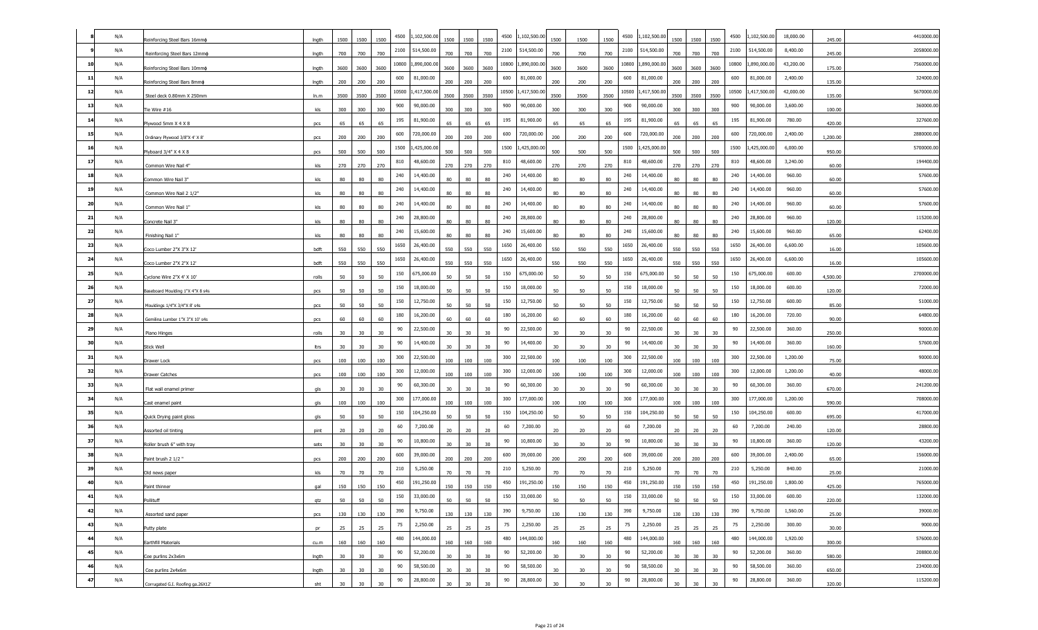| 8 | N/A | Reinforcing Steel Bars 16mmф | lngth | 1500 | 1500 | 1500 | 4500 | 1,102,500.00 | 1500 | 1500 | 1500 | 4500 | 1,102,500.00 | 1500 | 1500 | 1500 | 4500 | 1,102,500.00 | 1500 | 1500 | 1500 | 4500 | 1,102,500.00 | 18,000.00 | 245.00 | 4410000.00 |
|---|---|---|---|---|---|---|---|---|---|---|---|---|---|---|---|---|---|---|---|---|---|---|---|---|---|---|
| 9 | N/A | Reinforcing Steel Bars 12mmф | lngth | 700 | 700 | 700 | 2100 | 514,500.00 | 700 | 700 | 700 | 2100 | 514,500.00 | 700 | 700 | 700 | 2100 | 514,500.00 | 700 | 700 | 700 | 2100 | 514,500.00 | 8,400.00 | 245.00 | 2058000.00 |
| 10 | N/A | Reinforcing Steel Bars 10mmф | lngth | 3600 | 3600 | 3600 | 10800 | 1,890,000.00 | 3600 | 3600 | 3600 | 10800 | 1,890,000.00 | 3600 | 3600 | 3600 | 10800 | 1,890,000.00 | 3600 | 3600 | 3600 | 10800 | 1,890,000.00 | 43,200.00 | 175.00 | 7560000.00 |
| 11 | N/A | Reinforcing Steel Bars 8mmф | lngth | 200 | 200 | 200 | 600 | 81,000.00 | 200 | 200 | 200 | 600 | 81,000.00 | 200 | 200 | 200 | 600 | 81,000.00 | 200 | 200 | 200 | 600 | 81,000.00 | 2,400.00 | 135.00 | 324000.00 |
| 12 | N/A | Steel deck 0.80mm X 250mm | ln.m | 3500 | 3500 | 3500 | 10500 | 1,417,500.00 | 3500 | 3500 | 3500 | 10500 | 1,417,500.00 | 3500 | 3500 | 3500 | 10500 | 1,417,500.00 | 3500 | 3500 | 3500 | 10500 | 1,417,500.00 | 42,000.00 | 135.00 | 5670000.00 |
| 13 | N/A | Tie Wire #16 | kls | 300 | 300 | 300 | 900 | 90,000.00 | 300 | 300 | 300 | 900 | 90,000.00 | 300 | 300 | 300 | 900 | 90,000.00 | 300 | 300 | 300 | 900 | 90,000.00 | 3,600.00 | 100.00 | 360000.00 |
| 14 | N/A | Plywood 5mm X 4 X 8 | pcs | 65 | 65 | 65 | 195 | 81,900.00 | 65 | 65 | 65 | 195 | 81,900.00 | 65 | 65 | 65 | 195 | 81,900.00 | 65 | 65 | 65 | 195 | 81,900.00 | 780.00 | 420.00 | 327600.00 |
| 15 | N/A | Ordinary Plywood 3/8"X 4' X 8' | pcs | 200 | 200 | 200 | 600 | 720,000.00 | 200 | 200 | 200 | 600 | 720,000.00 | 200 | 200 | 200 | 600 | 720,000.00 | 200 | 200 | 200 | 600 | 720,000.00 | 2,400.00 | 1,200.00 | 2880000.00 |
| 16 | N/A | Plyboard 3/4" X 4 X 8 | pcs | 500 | 500 | 500 | 1500 | 1,425,000.00 | 500 | 500 | 500 | 1500 | 1,425,000.00 | 500 | 500 | 500 | 1500 | 1,425,000.00 | 500 | 500 | 500 | 1500 | 1,425,000.00 | 6,000.00 | 950.00 | 5700000.00 |
| 17 | N/A | Common Wire Nail 4" | kls | 270 | 270 | 270 | 810 | 48,600.00 | 270 | 270 | 270 | 810 | 48,600.00 | 270 | 270 | 270 | 810 | 48,600.00 | 270 | 270 | 270 | 810 | 48,600.00 | 3,240.00 | 60.00 | 194400.00 |
| 18 | N/A | Common Wire Nail 3" | kls | 80 | 80 | 80 | 240 | 14,400.00 | 80 | 80 | 80 | 240 | 14,400.00 | 80 | 80 | 80 | 240 | 14,400.00 | 80 | 80 | 80 | 240 | 14,400.00 | 960.00 | 60.00 | 57600.00 |
| 19 | N/A | Common Wire Nail 2 1/2" | kls | 80 | 80 | 80 | 240 | 14,400.00 | 80 | 80 | 80 | 240 | 14,400.00 | 80 | 80 | 80 | 240 | 14,400.00 | 80 | 80 | 80 | 240 | 14,400.00 | 960.00 | 60.00 | 57600.00 |
| 20 | N/A | Common Wire Nail 1" | kls | 80 | 80 | 80 | 240 | 14,400.00 | 80 | 80 | 80 | 240 | 14,400.00 | 80 | 80 | 80 | 240 | 14,400.00 | 80 | 80 | 80 | 240 | 14,400.00 | 960.00 | 60.00 | 57600.00 |
| 21 | N/A | Concrete Nail 3" | kls | 80 | 80 | 80 | 240 | 28,800.00 | 80 | 80 | 80 | 240 | 28,800.00 | 80 | 80 | 80 | 240 | 28,800.00 | 80 | 80 | 80 | 240 | 28,800.00 | 960.00 | 120.00 | 115200.00 |
| 22 | N/A | Finishing Nail 1" | kls | 80 | 80 | 80 | 240 | 15,600.00 | 80 | 80 | 80 | 240 | 15,600.00 | 80 | 80 | 80 | 240 | 15,600.00 | 80 | 80 | 80 | 240 | 15,600.00 | 960.00 | 65.00 | 62400.00 |
| 23 | N/A | Coco Lumber 2"X 3"X 12' | bdft | 550 | 550 | 550 | 1650 | 26,400.00 | 550 | 550 | 550 | 1650 | 26,400.00 | 550 | 550 | 550 | 1650 | 26,400.00 | 550 | 550 | 550 | 1650 | 26,400.00 | 6,600.00 | 16.00 | 105600.00 |
| 24 | N/A | Coco Lumber 2"X 2"X 12' | bdft | 550 | 550 | 550 | 1650 | 26,400.00 | 550 | 550 | 550 | 1650 | 26,400.00 | 550 | 550 | 550 | 1650 | 26,400.00 | 550 | 550 | 550 | 1650 | 26,400.00 | 6,600.00 | 16.00 | 105600.00 |
| 25 | N/A | Cyclone Wire 2"X 4' X 10' | rolls | 50 | 50 | 50 | 150 | 675,000.00 | 50 | 50 | 50 | 150 | 675,000.00 | 50 | 50 | 50 | 150 | 675,000.00 | 50 | 50 | 50 | 150 | 675,000.00 | 600.00 | 4,500.00 | 2700000.00 |
| 26 | N/A | Baseboard Moulding 1"X 4"X 8 s4s | pcs | 50 | 50 | 50 | 150 | 18,000.00 | 50 | 50 | 50 | 150 | 18,000.00 | 50 | 50 | 50 | 150 | 18,000.00 | 50 | 50 | 50 | 150 | 18,000.00 | 600.00 | 120.00 | 72000.00 |
| 27 | N/A | Mouldings 1/4"X 3/4"X 8' s4s | pcs | 50 | 50 | 50 | 150 | 12,750.00 | 50 | 50 | 50 | 150 | 12,750.00 | 50 | 50 | 50 | 150 | 12,750.00 | 50 | 50 | 50 | 150 | 12,750.00 | 600.00 | 85.00 | 51000.00 |
| 28 | N/A | Gemlina Lumber 1"X 3"X 10' s4s | pcs | 60 | 60 | 60 | 180 | 16,200.00 | 60 | 60 | 60 | 180 | 16,200.00 | 60 | 60 | 60 | 180 | 16,200.00 | 60 | 60 | 60 | 180 | 16,200.00 | 720.00 | 90.00 | 64800.00 |
| 29 | N/A | Piano Hinges | rolls | 30 | 30 | 30 | 90 | 22,500.00 | 30 | 30 | 30 | 90 | 22,500.00 | 30 | 30 | 30 | 90 | 22,500.00 | 30 | 30 | 30 | 90 | 22,500.00 | 360.00 | 250.00 | 90000.00 |
| 30 | N/A | Stick Well | ltrs | 30 | 30 | 30 | 90 | 14,400.00 | 30 | 30 | 30 | 90 | 14,400.00 | 30 | 30 | 30 | 90 | 14,400.00 | 30 | 30 | 30 | 90 | 14,400.00 | 360.00 | 160.00 | 57600.00 |
| 31 | N/A | Drawer Lock | pcs | 100 | 100 | 100 | 300 | 22,500.00 | 100 | 100 | 100 | 300 | 22,500.00 | 100 | 100 | 100 | 300 | 22,500.00 | 100 | 100 | 100 | 300 | 22,500.00 | 1,200.00 | 75.00 | 90000.00 |
| 32 | N/A | Drawer Catches | pcs | 100 | 100 | 100 | 300 | 12,000.00 | 100 | 100 | 100 | 300 | 12,000.00 | 100 | 100 | 100 | 300 | 12,000.00 | 100 | 100 | 100 | 300 | 12,000.00 | 1,200.00 | 40.00 | 48000.00 |
| 33 | N/A | Flat wall enamel primer | gls | 30 | 30 | 30 | 90 | 60,300.00 | 30 | 30 | 30 | 90 | 60,300.00 | 30 | 30 | 30 | 90 | 60,300.00 | 30 | 30 | 30 | 90 | 60,300.00 | 360.00 | 670.00 | 241200.00 |
| 34 | N/A | Cast enamel paint | gls | 100 | 100 | 100 | 300 | 177,000.00 | 100 | 100 | 100 | 300 | 177,000.00 | 100 | 100 | 100 | 300 | 177,000.00 | 100 | 100 | 100 | 300 | 177,000.00 | 1,200.00 | 590.00 | 708000.00 |
| 35 | N/A | Quick Drying paint gloss | gls | 50 | 50 | 50 | 150 | 104,250.00 | 50 | 50 | 50 | 150 | 104,250.00 | 50 | 50 | 50 | 150 | 104,250.00 | 50 | 50 | 50 | 150 | 104,250.00 | 600.00 | 695.00 | 417000.00 |
| 36 | N/A | Assorted oil tinting | pint | 20 | 20 | 20 | 60 | 7,200.00 | 20 | 20 | 20 | 60 | 7,200.00 | 20 | 20 | 20 | 60 | 7,200.00 | 20 | 20 | 20 | 60 | 7,200.00 | 240.00 | 120.00 | 28800.00 |
| 37 | N/A | Roller brush 6" with tray | sets | 30 | 30 | 30 | 90 | 10,800.00 | 30 | 30 | 30 | 90 | 10,800.00 | 30 | 30 | 30 | 90 | 10,800.00 | 30 | 30 | 30 | 90 | 10,800.00 | 360.00 | 120.00 | 43200.00 |
| 38 | N/A | Paint brush 2 1/2 " | pcs | 200 | 200 | 200 | 600 | 39,000.00 | 200 | 200 | 200 | 600 | 39,000.00 | 200 | 200 | 200 | 600 | 39,000.00 | 200 | 200 | 200 | 600 | 39,000.00 | 2,400.00 | 65.00 | 156000.00 |
| 39 | N/A | Old news paper | kls | 70 | 70 | 70 | 210 | 5,250.00 | 70 | 70 | 70 | 210 | 5,250.00 | 70 | 70 | 70 | 210 | 5,250.00 | 70 | 70 | 70 | 210 | 5,250.00 | 840.00 | 25.00 | 21000.00 |
| 40 | N/A | Paint thinner | gal | 150 | 150 | 150 | 450 | 191,250.00 | 150 | 150 | 150 | 450 | 191,250.00 | 150 | 150 | 150 | 450 | 191,250.00 | 150 | 150 | 150 | 450 | 191,250.00 | 1,800.00 | 425.00 | 765000.00 |
| 41 | N/A | Pollituff | qtz | 50 | 50 | 50 | 150 | 33,000.00 | 50 | 50 | 50 | 150 | 33,000.00 | 50 | 50 | 50 | 150 | 33,000.00 | 50 | 50 | 50 | 150 | 33,000.00 | 600.00 | 220.00 | 132000.00 |
| 42 | N/A | Assorted sand paper | pcs | 130 | 130 | 130 | 390 | 9,750.00 | 130 | 130 | 130 | 390 | 9,750.00 | 130 | 130 | 130 | 390 | 9,750.00 | 130 | 130 | 130 | 390 | 9,750.00 | 1,560.00 | 25.00 | 39000.00 |
| 43 | N/A | Putty plate | pr | 25 | 25 | 25 | 75 | 2,250.00 | 25 | 25 | 25 | 75 | 2,250.00 | 25 | 25 | 25 | 75 | 2,250.00 | 25 | 25 | 25 | 75 | 2,250.00 | 300.00 | 30.00 | 9000.00 |
| 44 | N/A | Earthfill Materials | cu.m | 160 | 160 | 160 | 480 | 144,000.00 | 160 | 160 | 160 | 480 | 144,000.00 | 160 | 160 | 160 | 480 | 144,000.00 | 160 | 160 | 160 | 480 | 144,000.00 | 1,920.00 | 300.00 | 576000.00 |
| 45 | N/A | Cee purlins 2x3x6m | lngth | 30 | 30 | 30 | 90 | 52,200.00 | 30 | 30 | 30 | 90 | 52,200.00 | 30 | 30 | 30 | 90 | 52,200.00 | 30 | 30 | 30 | 90 | 52,200.00 | 360.00 | 580.00 | 208800.00 |
| 46 | N/A | Cee purlins 2x4x6m | lngth | 30 | 30 | 30 | 90 | 58,500.00 | 30 | 30 | 30 | 90 | 58,500.00 | 30 | 30 | 30 | 90 | 58,500.00 | 30 | 30 | 30 | 90 | 58,500.00 | 360.00 | 650.00 | 234000.00 |
| 47 | N/A | Corrugated G.I. Roofing ga.26X12' | sht | 30 | 30 | 30 | 90 | 28,800.00 | 30 | 30 | 30 | 90 | 28,800.00 | 30 | 30 | 30 | 90 | 28,800.00 | 30 | 30 | 30 | 90 | 28,800.00 | 360.00 | 320.00 | 115200.00 |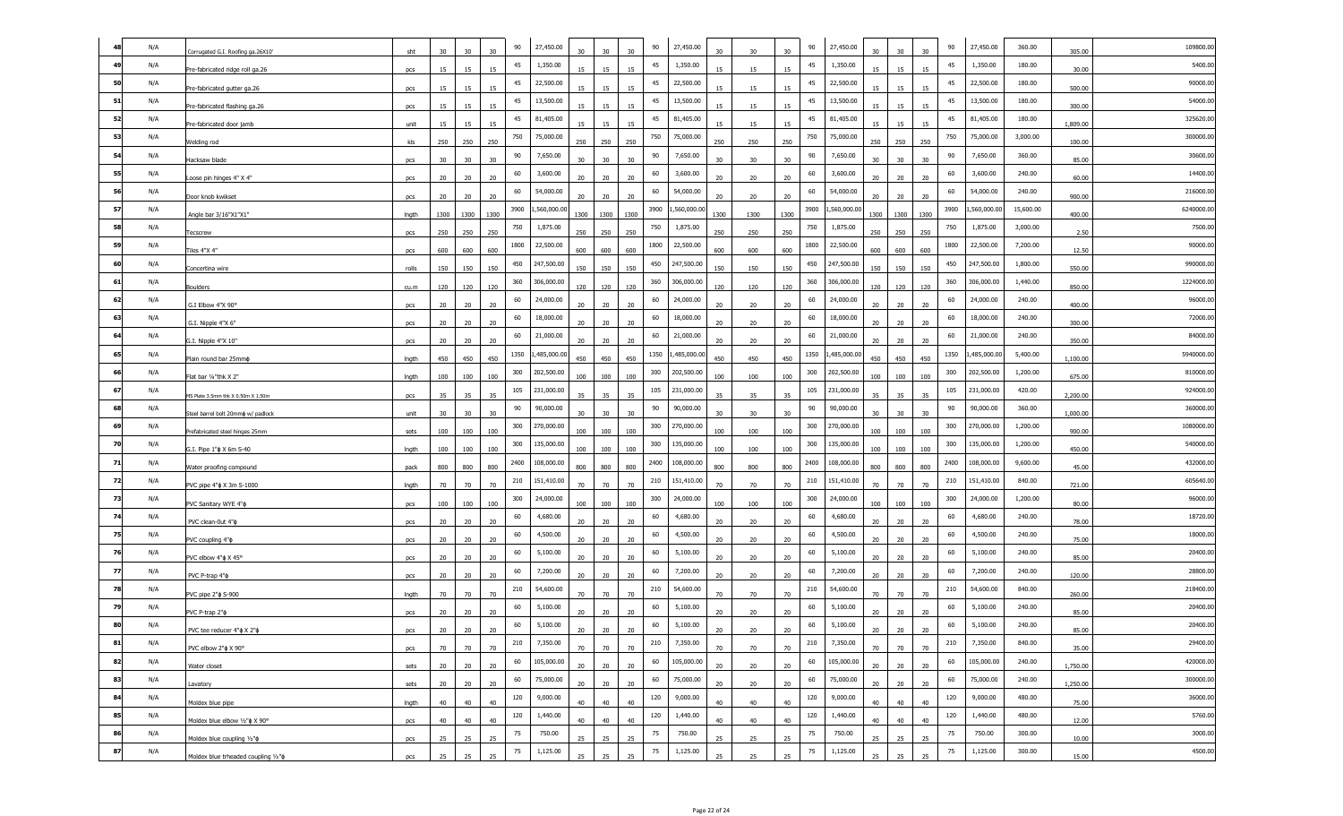| 48 | N/A | Corrugated G.I. Roofing ga.26X10' | sht | 30 | 30 | 30 | 90 | 27,450.00 | 30 | 30 | 30 | 90 | 27,450.00 | 30 | 30 | 30 | 90 | 27,450.00 | 30 | 30 | 30 | 90 | 27,450.00 | 360.00 | 305.00 | 109800.00 |
|---|---|---|---|---|---|---|---|---|---|---|---|---|---|---|---|---|---|---|---|---|---|---|---|---|---|---|
| 49 | N/A | Pre-fabricated ridge roll ga.26 | pcs | 15 | 15 | 15 | 45 | 1,350.00 | 15 | 15 | 15 | 45 | 1,350.00 | 15 | 15 | 15 | 45 | 1,350.00 | 15 | 15 | 15 | 45 | 1,350.00 | 180.00 | 30.00 | 5400.00 |
| 50 | N/A | Pre-fabricated gutter ga.26 | pcs | 15 | 15 | 15 | 45 | 22,500.00 | 15 | 15 | 15 | 45 | 22,500.00 | 15 | 15 | 15 | 45 | 22,500.00 | 15 | 15 | 15 | 45 | 22,500.00 | 180.00 | 500.00 | 90000.00 |
| 51 | N/A | Pre-fabricated flashing ga.26 | pcs | 15 | 15 | 15 | 45 | 13,500.00 | 15 | 15 | 15 | 45 | 13,500.00 | 15 | 15 | 15 | 45 | 13,500.00 | 15 | 15 | 15 | 45 | 13,500.00 | 180.00 | 300.00 | 54000.00 |
| 52 | N/A | Pre-fabricated door jamb | unit | 15 | 15 | 15 | 45 | 81,405.00 | 15 | 15 | 15 | 45 | 81,405.00 | 15 | 15 | 15 | 45 | 81,405.00 | 15 | 15 | 15 | 45 | 81,405.00 | 180.00 | 1,809.00 | 325620.00 |
| 53 | N/A | Welding rod | kls | 250 | 250 | 250 | 750 | 75,000.00 | 250 | 250 | 250 | 750 | 75,000.00 | 250 | 250 | 250 | 750 | 75,000.00 | 250 | 250 | 250 | 750 | 75,000.00 | 3,000.00 | 100.00 | 300000.00 |
| 54 | N/A | Hacksaw blade | pcs | 30 | 30 | 30 | 90 | 7,650.00 | 30 | 30 | 30 | 90 | 7,650.00 | 30 | 30 | 30 | 90 | 7,650.00 | 30 | 30 | 30 | 90 | 7,650.00 | 360.00 | 85.00 | 30600.00 |
| 55 | N/A | Loose pin hinges 4" X 4" | pcs | 20 | 20 | 20 | 60 | 3,600.00 | 20 | 20 | 20 | 60 | 3,600.00 | 20 | 20 | 20 | 60 | 3,600.00 | 20 | 20 | 20 | 60 | 3,600.00 | 240.00 | 60.00 | 14400.00 |
| 56 | N/A | Door knob kwikset | pcs | 20 | 20 | 20 | 60 | 54,000.00 | 20 | 20 | 20 | 60 | 54,000.00 | 20 | 20 | 20 | 60 | 54,000.00 | 20 | 20 | 20 | 60 | 54,000.00 | 240.00 | 900.00 | 216000.00 |
| 57 | N/A | Angle bar 3/16"X1"X1" | lngth | 1300 | 1300 | 1300 | 3900 | 1,560,000.00 | 1300 | 1300 | 1300 | 3900 | 1,560,000.00 | 1300 | 1300 | 1300 | 3900 | 1,560,000.00 | 1300 | 1300 | 1300 | 3900 | 1,560,000.00 | 15,600.00 | 400.00 | 6240000.00 |
| 58 | N/A | Tecscrew | pcs | 250 | 250 | 250 | 750 | 1,875.00 | 250 | 250 | 250 | 750 | 1,875.00 | 250 | 250 | 250 | 750 | 1,875.00 | 250 | 250 | 250 | 750 | 1,875.00 | 3,000.00 | 2.50 | 7500.00 |
| 59 | N/A | Tiles 4"X 4" | pcs | 600 | 600 | 600 | 1800 | 22,500.00 | 600 | 600 | 600 | 1800 | 22,500.00 | 600 | 600 | 600 | 1800 | 22,500.00 | 600 | 600 | 600 | 1800 | 22,500.00 | 7,200.00 | 12.50 | 90000.00 |
| 60 | N/A | Concertina wire | rolls | 150 | 150 | 150 | 450 | 247,500.00 | 150 | 150 | 150 | 450 | 247,500.00 | 150 | 150 | 150 | 450 | 247,500.00 | 150 | 150 | 150 | 450 | 247,500.00 | 1,800.00 | 550.00 | 990000.00 |
| 61 | N/A | Boulders | cu.m | 120 | 120 | 120 | 360 | 306,000.00 | 120 | 120 | 120 | 360 | 306,000.00 | 120 | 120 | 120 | 360 | 306,000.00 | 120 | 120 | 120 | 360 | 306,000.00 | 1,440.00 | 850.00 | 1224000.00 |
| 62 | N/A | G.I Elbow 4"X 90° | pcs | 20 | 20 | 20 | 60 | 24,000.00 | 20 | 20 | 20 | 60 | 24,000.00 | 20 | 20 | 20 | 60 | 24,000.00 | 20 | 20 | 20 | 60 | 24,000.00 | 240.00 | 400.00 | 96000.00 |
| 63 | N/A | G.I. Nipple 4"X 6" | pcs | 20 | 20 | 20 | 60 | 18,000.00 | 20 | 20 | 20 | 60 | 18,000.00 | 20 | 20 | 20 | 60 | 18,000.00 | 20 | 20 | 20 | 60 | 18,000.00 | 240.00 | 300.00 | 72000.00 |
| 64 | N/A | G.I. Nipple 4"X 10" | pcs | 20 | 20 | 20 | 60 | 21,000.00 | 20 | 20 | 20 | 60 | 21,000.00 | 20 | 20 | 20 | 60 | 21,000.00 | 20 | 20 | 20 | 60 | 21,000.00 | 240.00 | 350.00 | 84000.00 |
| 65 | N/A | Plain round bar 25mmϕ | lngth | 450 | 450 | 450 | 1350 | 1,485,000.00 | 450 | 450 | 450 | 1350 | 1,485,000.00 | 450 | 450 | 450 | 1350 | 1,485,000.00 | 450 | 450 | 450 | 1350 | 1,485,000.00 | 5,400.00 | 1,100.00 | 5940000.00 |
| 66 | N/A | Flat bar ¼"thk X 2" | lngth | 100 | 100 | 100 | 300 | 202,500.00 | 100 | 100 | 100 | 300 | 202,500.00 | 100 | 100 | 100 | 300 | 202,500.00 | 100 | 100 | 100 | 300 | 202,500.00 | 1,200.00 | 675.00 | 810000.00 |
| 67 | N/A | MS Plate 3.5mm thk X 0.50m X 1.50m | pcs | 35 | 35 | 35 | 105 | 231,000.00 | 35 | 35 | 35 | 105 | 231,000.00 | 35 | 35 | 35 | 105 | 231,000.00 | 35 | 35 | 35 | 105 | 231,000.00 | 420.00 | 2,200.00 | 924000.00 |
| 68 | N/A | Steel barrel bolt 20mmϕ w/ padlock | unit | 30 | 30 | 30 | 90 | 90,000.00 | 30 | 30 | 30 | 90 | 90,000.00 | 30 | 30 | 30 | 90 | 90,000.00 | 30 | 30 | 30 | 90 | 90,000.00 | 360.00 | 1,000.00 | 360000.00 |
| 69 | N/A | Prefabricated steel hinges 25mm | sets | 100 | 100 | 100 | 300 | 270,000.00 | 100 | 100 | 100 | 300 | 270,000.00 | 100 | 100 | 100 | 300 | 270,000.00 | 100 | 100 | 100 | 300 | 270,000.00 | 1,200.00 | 900.00 | 1080000.00 |
| 70 | N/A | G.I. Pipe 1"ϕ X 6m S-40 | lngth | 100 | 100 | 100 | 300 | 135,000.00 | 100 | 100 | 100 | 300 | 135,000.00 | 100 | 100 | 100 | 300 | 135,000.00 | 100 | 100 | 100 | 300 | 135,000.00 | 1,200.00 | 450.00 | 540000.00 |
| 71 | N/A | Water proofing compound | pack | 800 | 800 | 800 | 2400 | 108,000.00 | 800 | 800 | 800 | 2400 | 108,000.00 | 800 | 800 | 800 | 2400 | 108,000.00 | 800 | 800 | 800 | 2400 | 108,000.00 | 9,600.00 | 45.00 | 432000.00 |
| 72 | N/A | PVC pipe 4"ϕ X 3m S-1000 | lngth | 70 | 70 | 70 | 210 | 151,410.00 | 70 | 70 | 70 | 210 | 151,410.00 | 70 | 70 | 70 | 210 | 151,410.00 | 70 | 70 | 70 | 210 | 151,410.00 | 840.00 | 721.00 | 605640.00 |
| 73 | N/A | PVC Sanitary WYE 4"ϕ | pcs | 100 | 100 | 100 | 300 | 24,000.00 | 100 | 100 | 100 | 300 | 24,000.00 | 100 | 100 | 100 | 300 | 24,000.00 | 100 | 100 | 100 | 300 | 24,000.00 | 1,200.00 | 80.00 | 96000.00 |
| 74 | N/A | PVC clean-0ut 4"ϕ | pcs | 20 | 20 | 20 | 60 | 4,680.00 | 20 | 20 | 20 | 60 | 4,680.00 | 20 | 20 | 20 | 60 | 4,680.00 | 20 | 20 | 20 | 60 | 4,680.00 | 240.00 | 78.00 | 18720.00 |
| 75 | N/A | PVC coupling 4"ϕ | pcs | 20 | 20 | 20 | 60 | 4,500.00 | 20 | 20 | 20 | 60 | 4,500.00 | 20 | 20 | 20 | 60 | 4,500.00 | 20 | 20 | 20 | 60 | 4,500.00 | 240.00 | 75.00 | 18000.00 |
| 76 | N/A | PVC elbow 4"ϕ X 45° | pcs | 20 | 20 | 20 | 60 | 5,100.00 | 20 | 20 | 20 | 60 | 5,100.00 | 20 | 20 | 20 | 60 | 5,100.00 | 20 | 20 | 20 | 60 | 5,100.00 | 240.00 | 85.00 | 20400.00 |
| 77 | N/A | PVC P-trap 4"ϕ | pcs | 20 | 20 | 20 | 60 | 7,200.00 | 20 | 20 | 20 | 60 | 7,200.00 | 20 | 20 | 20 | 60 | 7,200.00 | 20 | 20 | 20 | 60 | 7,200.00 | 240.00 | 120.00 | 28800.00 |
| 78 | N/A | PVC pipe 2"ϕ S-900 | lngth | 70 | 70 | 70 | 210 | 54,600.00 | 70 | 70 | 70 | 210 | 54,600.00 | 70 | 70 | 70 | 210 | 54,600.00 | 70 | 70 | 70 | 210 | 54,600.00 | 840.00 | 260.00 | 218400.00 |
| 79 | N/A | PVC P-trap 2"ϕ | pcs | 20 | 20 | 20 | 60 | 5,100.00 | 20 | 20 | 20 | 60 | 5,100.00 | 20 | 20 | 20 | 60 | 5,100.00 | 20 | 20 | 20 | 60 | 5,100.00 | 240.00 | 85.00 | 20400.00 |
| 80 | N/A | PVC tee reducer 4"ϕ X 2"ϕ | pcs | 20 | 20 | 20 | 60 | 5,100.00 | 20 | 20 | 20 | 60 | 5,100.00 | 20 | 20 | 20 | 60 | 5,100.00 | 20 | 20 | 20 | 60 | 5,100.00 | 240.00 | 85.00 | 20400.00 |
| 81 | N/A | PVC elbow 2"ϕ X 90° | pcs | 70 | 70 | 70 | 210 | 7,350.00 | 70 | 70 | 70 | 210 | 7,350.00 | 70 | 70 | 70 | 210 | 7,350.00 | 70 | 70 | 70 | 210 | 7,350.00 | 840.00 | 35.00 | 29400.00 |
| 82 | N/A | Water closet | sets | 20 | 20 | 20 | 60 | 105,000.00 | 20 | 20 | 20 | 60 | 105,000.00 | 20 | 20 | 20 | 60 | 105,000.00 | 20 | 20 | 20 | 60 | 105,000.00 | 240.00 | 1,750.00 | 420000.00 |
| 83 | N/A | Lavatory | sets | 20 | 20 | 20 | 60 | 75,000.00 | 20 | 20 | 20 | 60 | 75,000.00 | 20 | 20 | 20 | 60 | 75,000.00 | 20 | 20 | 20 | 60 | 75,000.00 | 240.00 | 1,250.00 | 300000.00 |
| 84 | N/A | Moldex blue pipe | lngth | 40 | 40 | 40 | 120 | 9,000.00 | 40 | 40 | 40 | 120 | 9,000.00 | 40 | 40 | 40 | 120 | 9,000.00 | 40 | 40 | 40 | 120 | 9,000.00 | 480.00 | 75.00 | 36000.00 |
| 85 | N/A | Moldex blue elbow ½"ϕ X 90° | pcs | 40 | 40 | 40 | 120 | 1,440.00 | 40 | 40 | 40 | 120 | 1,440.00 | 40 | 40 | 40 | 120 | 1,440.00 | 40 | 40 | 40 | 120 | 1,440.00 | 480.00 | 12.00 | 5760.00 |
| 86 | N/A | Moldex blue coupling ½"ϕ | pcs | 25 | 25 | 25 | 75 | 750.00 | 25 | 25 | 25 | 75 | 750.00 | 25 | 25 | 25 | 75 | 750.00 | 25 | 25 | 25 | 75 | 750.00 | 300.00 | 10.00 | 3000.00 |
| 87 | N/A | Moldex blue trheaded coupling ½"ϕ | pcs | 25 | 25 | 25 | 75 | 1,125.00 | 25 | 25 | 25 | 75 | 1,125.00 | 25 | 25 | 25 | 75 | 1,125.00 | 25 | 25 | 25 | 75 | 1,125.00 | 300.00 | 15.00 | 4500.00 |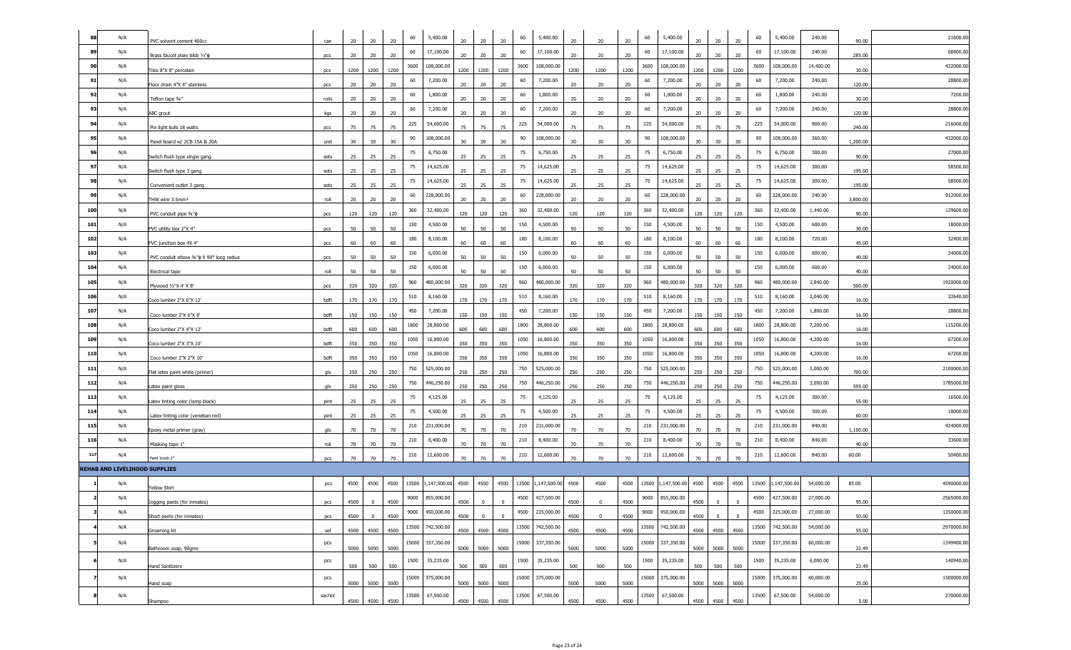| 88 | N/A | PVC solvent cement 400cc | can | 20 | 20 | 20 | 60 | 5,400.00 | 20 | 20 | 20 | 60 | 5,400.00 | 20 | 20 | 20 | 60 | 5,400.00 | 20 | 20 | 20 | 60 | 5,400.00 | 240.00 | 90.00 | 21600.00 |
|---|---|---|---|---|---|---|---|---|---|---|---|---|---|---|---|---|---|---|---|---|---|---|---|---|---|---|
| 89 | N/A | Brass faucet plain bibb ½"ϕ | pcs | 20 | 20 | 20 | 60 | 17,100.00 | 20 | 20 | 20 | 60 | 17,100.00 | 20 | 20 | 20 | 60 | 17,100.00 | 20 | 20 | 20 | 60 | 17,100.00 | 240.00 | 285.00 | 68400.00 |
| 90 | N/A | Tiles 8"X 8" porcelain | pcs | 1200 | 1200 | 1200 | 3600 | 108,000.00 | 1200 | 1200 | 1200 | 3600 | 108,000.00 | 1200 | 1200 | 1200 | 3600 | 108,000.00 | 1200 | 1200 | 1200 | 3600 | 108,000.00 | 14,400.00 | 30.00 | 432000.00 |
| 91 | N/A | Floor drain 4"X 4" stainless | pcs | 20 | 20 | 20 | 60 | 7,200.00 | 20 | 20 | 20 | 60 | 7,200.00 | 20 | 20 | 20 | 60 | 7,200.00 | 20 | 20 | 20 | 60 | 7,200.00 | 240.00 | 120.00 | 28800.00 |
| 92 | N/A | Teflon tape ¾" | rolls | 20 | 20 | 20 | 60 | 1,800.00 | 20 | 20 | 20 | 60 | 1,800.00 | 20 | 20 | 20 | 60 | 1,800.00 | 20 | 20 | 20 | 60 | 1,800.00 | 240.00 | 30.00 | 7200.00 |
| 93 | N/A | ABC grout | kgs | 20 | 20 | 20 | 60 | 7,200.00 | 20 | 20 | 20 | 60 | 7,200.00 | 20 | 20 | 20 | 60 | 7,200.00 | 20 | 20 | 20 | 60 | 7,200.00 | 240.00 | 120.00 | 28800.00 |
| 94 | N/A | Pin light bulb 18 watts | pcs | 75 | 75 | 75 | 225 | 54,000.00 | 75 | 75 | 75 | 225 | 54,000.00 | 75 | 75 | 75 | 225 | 54,000.00 | 75 | 75 | 75 | 225 | 54,000.00 | 900.00 | 240.00 | 216000.00 |
| 95 | N/A | Panel board w/ 2CB 15A & 20A | unit | 30 | 30 | 30 | 90 | 108,000.00 | 30 | 30 | 30 | 90 | 108,000.00 | 30 | 30 | 30 | 90 | 108,000.00 | 30 | 30 | 30 | 90 | 108,000.00 | 360.00 | 1,200.00 | 432000.00 |
| 96 | N/A | Switch flush type single gang | sets | 25 | 25 | 25 | 75 | 6,750.00 | 25 | 25 | 25 | 75 | 6,750.00 | 25 | 25 | 25 | 75 | 6,750.00 | 25 | 25 | 25 | 75 | 6,750.00 | 300.00 | 90.00 | 27000.00 |
| 97 | N/A | Switch flush type 3 gang | sets | 25 | 25 | 25 | 75 | 14,625.00 | 25 | 25 | 25 | 75 | 14,625.00 | 25 | 25 | 25 | 75 | 14,625.00 | 25 | 25 | 25 | 75 | 14,625.00 | 300.00 | 195.00 | 58500.00 |
| 98 | N/A | Convenient outlet 3 gang | sets | 25 | 25 | 25 | 75 | 14,625.00 | 25 | 25 | 25 | 75 | 14,625.00 | 25 | 25 | 25 | 75 | 14,625.00 | 25 | 25 | 25 | 75 | 14,625.00 | 300.00 | 195.00 | 58500.00 |
| 99 | N/A | THW wire 3.5mm² | roll | 20 | 20 | 20 | 60 | 228,000.00 | 20 | 20 | 20 | 60 | 228,000.00 | 20 | 20 | 20 | 60 | 228,000.00 | 20 | 20 | 20 | 60 | 228,000.00 | 240.00 | 3,800.00 | 912000.00 |
| 100 | N/A | PVC conduit pipe ¾"ϕ | pcs | 120 | 120 | 120 | 360 | 32,400.00 | 120 | 120 | 120 | 360 | 32,400.00 | 120 | 120 | 120 | 360 | 32,400.00 | 120 | 120 | 120 | 360 | 32,400.00 | 1,440.00 | 90.00 | 129600.00 |
| 101 | N/A | PVC utility box 2"X 4" | pcs | 50 | 50 | 50 | 150 | 4,500.00 | 50 | 50 | 50 | 150 | 4,500.00 | 50 | 50 | 50 | 150 | 4,500.00 | 50 | 50 | 50 | 150 | 4,500.00 | 600.00 | 30.00 | 18000.00 |
| 102 | N/A | PVC junction box 4X 4" | pcs | 60 | 60 | 60 | 180 | 8,100.00 | 60 | 60 | 60 | 180 | 8,100.00 | 60 | 60 | 60 | 180 | 8,100.00 | 60 | 60 | 60 | 180 | 8,100.00 | 720.00 | 45.00 | 32400.00 |
| 103 | N/A | PVC conduit elbow ¾"ϕ X 90° long radius | pcs | 50 | 50 | 50 | 150 | 6,000.00 | 50 | 50 | 50 | 150 | 6,000.00 | 50 | 50 | 50 | 150 | 6,000.00 | 50 | 50 | 50 | 150 | 6,000.00 | 600.00 | 40.00 | 24000.00 |
| 104 | N/A | Electrical tape | roll | 50 | 50 | 50 | 150 | 6,000.00 | 50 | 50 | 50 | 150 | 6,000.00 | 50 | 50 | 50 | 150 | 6,000.00 | 50 | 50 | 50 | 150 | 6,000.00 | 600.00 | 40.00 | 24000.00 |
| 105 | N/A | Plywood ½"X 4' X 8' | pcs | 320 | 320 | 320 | 960 | 480,000.00 | 320 | 320 | 320 | 960 | 480,000.00 | 320 | 320 | 320 | 960 | 480,000.00 | 320 | 320 | 320 | 960 | 480,000.00 | 3,840.00 | 500.00 | 1920000.00 |
| 106 | N/A | Coco lumber 2"X 6"X 12' | bdft | 170 | 170 | 170 | 510 | 8,160.00 | 170 | 170 | 170 | 510 | 8,160.00 | 170 | 170 | 170 | 510 | 8,160.00 | 170 | 170 | 170 | 510 | 8,160.00 | 2,040.00 | 16.00 | 32640.00 |
| 107 | N/A | Coco lumber 2"X 6"X 8' | bdft | 150 | 150 | 150 | 450 | 7,200.00 | 150 | 150 | 150 | 450 | 7,200.00 | 150 | 150 | 150 | 450 | 7,200.00 | 150 | 150 | 150 | 450 | 7,200.00 | 1,800.00 | 16.00 | 28800.00 |
| 108 | N/A | Coco lumber 2"X 4"X 12' | bdft | 600 | 600 | 600 | 1800 | 28,800.00 | 600 | 600 | 600 | 1800 | 28,800.00 | 600 | 600 | 600 | 1800 | 28,800.00 | 600 | 600 | 600 | 1800 | 28,800.00 | 7,200.00 | 16.00 | 115200.00 |
| 109 | N/A | Coco lumber 2"X 3"X 10' | bdft | 350 | 350 | 350 | 1050 | 16,800.00 | 350 | 350 | 350 | 1050 | 16,800.00 | 350 | 350 | 350 | 1050 | 16,800.00 | 350 | 350 | 350 | 1050 | 16,800.00 | 4,200.00 | 16.00 | 67200.00 |
| 110 | N/A | Coco lumber 2"X 2"X 10' | bdft | 350 | 350 | 350 | 1050 | 16,800.00 | 350 | 350 | 350 | 1050 | 16,800.00 | 350 | 350 | 350 | 1050 | 16,800.00 | 350 | 350 | 350 | 1050 | 16,800.00 | 4,200.00 | 16.00 | 67200.00 |
| 111 | N/A | Flat latex paint white (primer) | gls | 250 | 250 | 250 | 750 | 525,000.00 | 250 | 250 | 250 | 750 | 525,000.00 | 250 | 250 | 250 | 750 | 525,000.00 | 250 | 250 | 250 | 750 | 525,000.00 | 3,000.00 | 700.00 | 2100000.00 |
| 112 | N/A | Latex paint gloss | gls | 250 | 250 | 250 | 750 | 446,250.00 | 250 | 250 | 250 | 750 | 446,250.00 | 250 | 250 | 250 | 750 | 446,250.00 | 250 | 250 | 250 | 750 | 446,250.00 | 3,000.00 | 595.00 | 1785000.00 |
| 113 | N/A | Latex tinting color (lamp black) | pint | 25 | 25 | 25 | 75 | 4,125.00 | 25 | 25 | 25 | 75 | 4,125.00 | 25 | 25 | 25 | 75 | 4,125.00 | 25 | 25 | 25 | 75 | 4,125.00 | 300.00 | 55.00 | 16500.00 |
| 114 | N/A | Latex tinting color (venetian red) | pint | 25 | 25 | 25 | 75 | 4,500.00 | 25 | 25 | 25 | 75 | 4,500.00 | 25 | 25 | 25 | 75 | 4,500.00 | 25 | 25 | 25 | 75 | 4,500.00 | 300.00 | 60.00 | 18000.00 |
| 115 | N/A | Epoxy metal primer (gray) | gls | 70 | 70 | 70 | 210 | 231,000.00 | 70 | 70 | 70 | 210 | 231,000.00 | 70 | 70 | 70 | 210 | 231,000.00 | 70 | 70 | 70 | 210 | 231,000.00 | 840.00 | 1,100.00 | 924000.00 |
| 116 | N/A | Masking tape 1" | roll | 70 | 70 | 70 | 210 | 8,400.00 | 70 | 70 | 70 | 210 | 8,400.00 | 70 | 70 | 70 | 210 | 8,400.00 | 70 | 70 | 70 | 210 | 8,400.00 | 840.00 | 40.00 | 33600.00 |
| 117 | N/A | Paint brush 2" | pcs | 70 | 70 | 70 | 210 | 12,600.00 | 70 | 70 | 70 | 210 | 12,600.00 | 70 | 70 | 70 | 210 | 12,600.00 | 70 | 70 | 70 | 210 | 12,600.00 | 840.00 | 60.00 | 50400.00 |
| **REHAB AND LIVELIHOOD SUPPLIES** | | | | | | | | | | | | | | | | | | | | | | | | | | |
| 1 | N/A | Yellow Shirt | pcs | 4500 | 4500 | 4500 | 13500 | 1,147,500.00 | 4500 | 4500 | 4500 | 13500 | 1,147,500.00 | 4500 | 4500 | 4500 | 13500 | 1,147,500.00 | 4500 | 4500 | 4500 | 13500 | 1,147,500.00 | 54,000.00 | 85.00 | 4590000.00 |
| 2 | N/A | Jogging pants (for inmates) | pcs | 4500 | 0 | 4500 | 9000 | 855,000.00 | 4500 | 0 | 0 | 4500 | 427,500.00 | 4500 | 0 | 4500 | 9000 | 855,000.00 | 4500 | 0 | 0 | 4500 | 427,500.00 | 27,000.00 | 95.00 | 2565000.00 |
| 3 | N/A | Short pants (for inmates) | pcs | 4500 | 0 | 4500 | 9000 | 450,000.00 | 4500 | 0 | 0 | 4500 | 225,000.00 | 4500 | 0 | 4500 | 9000 | 450,000.00 | 4500 | 0 | 0 | 4500 | 225,000.00 | 27,000.00 | 50.00 | 1350000.00 |
| 4 | N/A | Groaming kit | set | 4500 | 4500 | 4500 | 13500 | 742,500.00 | 4500 | 4500 | 4500 | 13500 | 742,500.00 | 4500 | 4500 | 4500 | 13500 | 742,500.00 | 4500 | 4500 | 4500 | 13500 | 742,500.00 | 54,000.00 | 55.00 | 2970000.00 |
| 5 | N/A | Bathroom soap, 90gms | pcs | 5000 | 5000 | 5000 | 15000 | 337,350.00 | 5000 | 5000 | 5000 | 15000 | 337,350.00 | 5000 | 5000 | 5000 | 15000 | 337,350.00 | 5000 | 5000 | 5000 | 15000 | 337,350.00 | 60,000.00 | 22.49 | 1349400.00 |
| 6 | N/A | Hand Sanitizers | pcs | 500 | 500 | 500 | 1500 | 35,235.00 | 500 | 500 | 500 | 1500 | 35,235.00 | 500 | 500 | 500 | 1500 | 35,235.00 | 500 | 500 | 500 | 1500 | 35,235.00 | 6,000.00 | 23.49 | 140940.00 |
| 7 | N/A | Hand soap | pcs | 5000 | 5000 | 5000 | 15000 | 375,000.00 | 5000 | 5000 | 5000 | 15000 | 375,000.00 | 5000 | 5000 | 5000 | 15000 | 375,000.00 | 5000 | 5000 | 5000 | 15000 | 375,000.00 | 60,000.00 | 25.00 | 1500000.00 |
| 8 | N/A | Shampoo | sachet | 4500 | 4500 | 4500 | 13500 | 67,500.00 | 4500 | 4500 | 4500 | 13500 | 67,500.00 | 4500 | 4500 | 4500 | 13500 | 67,500.00 | 4500 | 4500 | 4500 | 13500 | 67,500.00 | 54,000.00 | 5.00 | 270000.00 |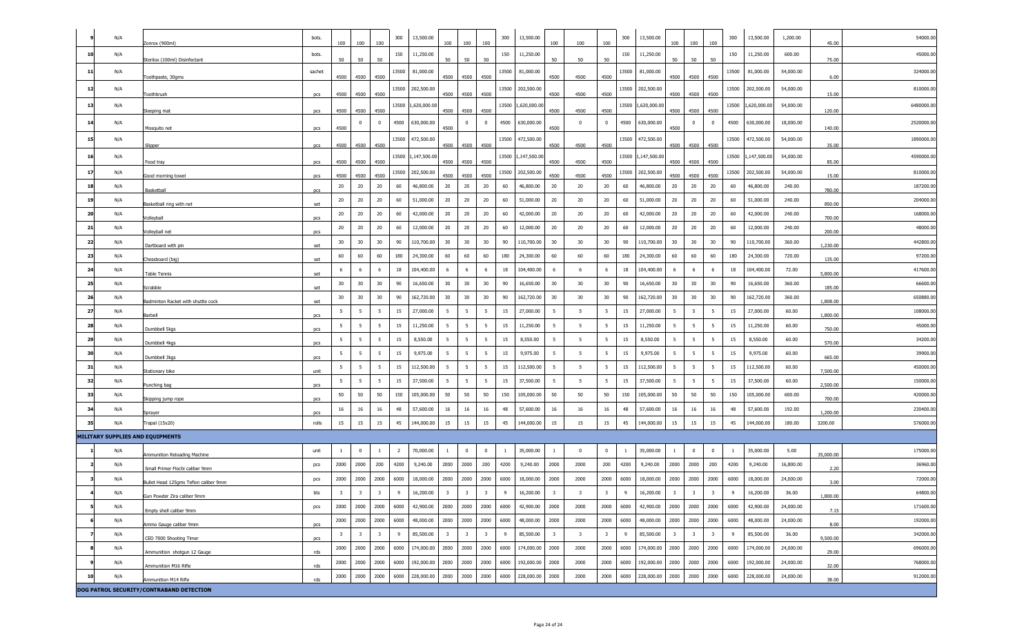| 9 | N/A | Zonrox (900ml) | bots. | 100 | 100 | 100 | 300 | 13,500.00 | 100 | 100 | 100 | 300 | 13,500.00 | 100 | 100 | 100 | 300 | 13,500.00 | 100 | 100 | 100 | 300 | 13,500.00 | 1,200.00 | 45.00 | 54000.00 |
|---|---|---|---|---|---|---|---|---|---|---|---|---|---|---|---|---|---|---|---|---|---|---|---|---|---|---|
| 10 | N/A | Sterilox (100ml) Disinfectant | bots. | 50 | 50 | 50 | 150 | 11,250.00 | 50 | 50 | 50 | 150 | 11,250.00 | 50 | 50 | 50 | 150 | 11,250.00 | 50 | 50 | 50 | 150 | 11,250.00 | 600.00 | 75.00 | 45000.00 |
| 11 | N/A | Toothpaste, 30gms | sachet | 4500 | 4500 | 4500 | 13500 | 81,000.00 | 4500 | 4500 | 4500 | 13500 | 81,000.00 | 4500 | 4500 | 4500 | 13500 | 81,000.00 | 4500 | 4500 | 4500 | 13500 | 81,000.00 | 54,000.00 | 6.00 | 324000.00 |
| 12 | N/A | Toothbrush | pcs | 4500 | 4500 | 4500 | 13500 | 202,500.00 | 4500 | 4500 | 4500 | 13500 | 202,500.00 | 4500 | 4500 | 4500 | 13500 | 202,500.00 | 4500 | 4500 | 4500 | 13500 | 202,500.00 | 54,000.00 | 15.00 | 810000.00 |
| 13 | N/A | Sleeping mat | pcs | 4500 | 4500 | 4500 | 13500 | 1,620,000.00 | 4500 | 4500 | 4500 | 13500 | 1,620,000.00 | 4500 | 4500 | 4500 | 13500 | 1,620,000.00 | 4500 | 4500 | 4500 | 13500 | 1,620,000.00 | 54,000.00 | 120.00 | 6480000.00 |
| 14 | N/A | Mosquito net | pcs | 4500 | 0 | 0 | 4500 | 630,000.00 | 4500 | 0 | 0 | 4500 | 630,000.00 | 4500 | 0 | 0 | 4500 | 630,000.00 | 4500 | 0 | 0 | 4500 | 630,000.00 | 18,000.00 | 140.00 | 2520000.00 |
| 15 | N/A | Slipper | pcs | 4500 | 4500 | 4500 | 13500 | 472,500.00 | 4500 | 4500 | 4500 | 13500 | 472,500.00 | 4500 | 4500 | 4500 | 13500 | 472,500.00 | 4500 | 4500 | 4500 | 13500 | 472,500.00 | 54,000.00 | 35.00 | 1890000.00 |
| 16 | N/A | Food tray | pcs | 4500 | 4500 | 4500 | 13500 | 1,147,500.00 | 4500 | 4500 | 4500 | 13500 | 1,147,500.00 | 4500 | 4500 | 4500 | 13500 | 1,147,500.00 | 4500 | 4500 | 4500 | 13500 | 1,147,500.00 | 54,000.00 | 85.00 | 4590000.00 |
| 17 | N/A | Good morning towel | pcs | 4500 | 4500 | 4500 | 13500 | 202,500.00 | 4500 | 4500 | 4500 | 13500 | 202,500.00 | 4500 | 4500 | 4500 | 13500 | 202,500.00 | 4500 | 4500 | 4500 | 13500 | 202,500.00 | 54,000.00 | 15.00 | 810000.00 |
| 18 | N/A | Basketball | pcs | 20 | 20 | 20 | 60 | 46,800.00 | 20 | 20 | 20 | 60 | 46,800.00 | 20 | 20 | 20 | 60 | 46,800.00 | 20 | 20 | 20 | 60 | 46,800.00 | 240.00 | 780.00 | 187200.00 |
| 19 | N/A | Basketball ring with net | set | 20 | 20 | 20 | 60 | 51,000.00 | 20 | 20 | 20 | 60 | 51,000.00 | 20 | 20 | 20 | 60 | 51,000.00 | 20 | 20 | 20 | 60 | 51,000.00 | 240.00 | 850.00 | 204000.00 |
| 20 | N/A | Volleyball | pcs | 20 | 20 | 20 | 60 | 42,000.00 | 20 | 20 | 20 | 60 | 42,000.00 | 20 | 20 | 20 | 60 | 42,000.00 | 20 | 20 | 20 | 60 | 42,000.00 | 240.00 | 700.00 | 168000.00 |
| 21 | N/A | Volleyball net | pcs | 20 | 20 | 20 | 60 | 12,000.00 | 20 | 20 | 20 | 60 | 12,000.00 | 20 | 20 | 20 | 60 | 12,000.00 | 20 | 20 | 20 | 60 | 12,000.00 | 240.00 | 200.00 | 48000.00 |
| 22 | N/A | Dartboard with pin | set | 30 | 30 | 30 | 90 | 110,700.00 | 30 | 30 | 30 | 90 | 110,700.00 | 30 | 30 | 30 | 90 | 110,700.00 | 30 | 30 | 30 | 90 | 110,700.00 | 360.00 | 1,230.00 | 442800.00 |
| 23 | N/A | Chessboard (big) | set | 60 | 60 | 60 | 180 | 24,300.00 | 60 | 60 | 60 | 180 | 24,300.00 | 60 | 60 | 60 | 180 | 24,300.00 | 60 | 60 | 60 | 180 | 24,300.00 | 720.00 | 135.00 | 97200.00 |
| 24 | N/A | Table Tennis | set | 6 | 6 | 6 | 18 | 104,400.00 | 6 | 6 | 6 | 18 | 104,400.00 | 6 | 6 | 6 | 18 | 104,400.00 | 6 | 6 | 6 | 18 | 104,400.00 | 72.00 | 5,800.00 | 417600.00 |
| 25 | N/A | Scrabble | set | 30 | 30 | 30 | 90 | 16,650.00 | 30 | 30 | 30 | 90 | 16,650.00 | 30 | 30 | 30 | 90 | 16,650.00 | 30 | 30 | 30 | 90 | 16,650.00 | 360.00 | 185.00 | 66600.00 |
| 26 | N/A | Badminton Racket with shuttle cock | set | 30 | 30 | 30 | 90 | 162,720.00 | 30 | 30 | 30 | 90 | 162,720.00 | 30 | 30 | 30 | 90 | 162,720.00 | 30 | 30 | 30 | 90 | 162,720.00 | 360.00 | 1,808.00 | 650880.00 |
| 27 | N/A | Barbell | pcs | 5 | 5 | 5 | 15 | 27,000.00 | 5 | 5 | 5 | 15 | 27,000.00 | 5 | 5 | 5 | 15 | 27,000.00 | 5 | 5 | 5 | 15 | 27,000.00 | 60.00 | 1,800.00 | 108000.00 |
| 28 | N/A | Dumbbell 5kgs | pcs | 5 | 5 | 5 | 15 | 11,250.00 | 5 | 5 | 5 | 15 | 11,250.00 | 5 | 5 | 5 | 15 | 11,250.00 | 5 | 5 | 5 | 15 | 11,250.00 | 60.00 | 750.00 | 45000.00 |
| 29 | N/A | Dumbbell 4kgs | pcs | 5 | 5 | 5 | 15 | 8,550.00 | 5 | 5 | 5 | 15 | 8,550.00 | 5 | 5 | 5 | 15 | 8,550.00 | 5 | 5 | 5 | 15 | 8,550.00 | 60.00 | 570.00 | 34200.00 |
| 30 | N/A | Dumbbell 3kgs | pcs | 5 | 5 | 5 | 15 | 9,975.00 | 5 | 5 | 5 | 15 | 9,975.00 | 5 | 5 | 5 | 15 | 9,975.00 | 5 | 5 | 5 | 15 | 9,975.00 | 60.00 | 665.00 | 39900.00 |
| 31 | N/A | Stationary bike | unit | 5 | 5 | 5 | 15 | 112,500.00 | 5 | 5 | 5 | 15 | 112,500.00 | 5 | 5 | 5 | 15 | 112,500.00 | 5 | 5 | 5 | 15 | 112,500.00 | 60.00 | 7,500.00 | 450000.00 |
| 32 | N/A | Punching bag | pcs | 5 | 5 | 5 | 15 | 37,500.00 | 5 | 5 | 5 | 15 | 37,500.00 | 5 | 5 | 5 | 15 | 37,500.00 | 5 | 5 | 5 | 15 | 37,500.00 | 60.00 | 2,500.00 | 150000.00 |
| 33 | N/A | Skipping jump rope | pcs | 50 | 50 | 50 | 150 | 105,000.00 | 50 | 50 | 50 | 150 | 105,000.00 | 50 | 50 | 50 | 150 | 105,000.00 | 50 | 50 | 50 | 150 | 105,000.00 | 600.00 | 700.00 | 420000.00 |
| 34 | N/A | Sprayer | pcs | 16 | 16 | 16 | 48 | 57,600.00 | 16 | 16 | 16 | 48 | 57,600.00 | 16 | 16 | 16 | 48 | 57,600.00 | 16 | 16 | 16 | 48 | 57,600.00 | 192.00 | 1,200.00 | 230400.00 |
| 35 | N/A | Trapal (15x20) | rolls | 15 | 15 | 15 | 45 | 144,000.00 | 15 | 15 | 15 | 45 | 144,000.00 | 15 | 15 | 15 | 45 | 144,000.00 | 15 | 15 | 15 | 45 | 144,000.00 | 180.00 | 3200.00 | 576000.00 |
| **MILITARY SUPPLIES AND EQUIPMENTS** | | | | | | | | | | | | | | | | | | | | | | | | | | |
| 1 | N/A | Ammunition Reloading Machine | unit | 1 | 0 | 1 | 2 | 70,000.00 | 1 | 0 | 0 | 1 | 35,000.00 | 1 | 0 | 0 | 1 | 35,000.00 | 1 | 0 | 0 | 1 | 35,000.00 | 5.00 | 35,000.00 | 175000.00 |
| 2 | N/A | Small Primer Flochi caliber 9mm | pcs | 2000 | 2000 | 200 | 4200 | 9,240.00 | 2000 | 2000 | 200 | 4200 | 9,240.00 | 2000 | 2000 | 200 | 4200 | 9,240.00 | 2000 | 2000 | 200 | 4200 | 9,240.00 | 16,800.00 | 2.20 | 36960.00 |
| 3 | N/A | Bullet Head 125gms Teflon caliber 9mm | pcs | 2000 | 2000 | 2000 | 6000 | 18,000.00 | 2000 | 2000 | 2000 | 6000 | 18,000.00 | 2000 | 2000 | 2000 | 6000 | 18,000.00 | 2000 | 2000 | 2000 | 6000 | 18,000.00 | 24,000.00 | 3.00 | 72000.00 |
| 4 | N/A | Gun Powder Zira caliber 9mm | bts | 3 | 3 | 3 | 9 | 16,200.00 | 3 | 3 | 3 | 9 | 16,200.00 | 3 | 3 | 3 | 9 | 16,200.00 | 3 | 3 | 3 | 9 | 16,200.00 | 36.00 | 1,800.00 | 64800.00 |
| 5 | N/A | Empty shell caliber 9mm | pcs | 2000 | 2000 | 2000 | 6000 | 42,900.00 | 2000 | 2000 | 2000 | 6000 | 42,900.00 | 2000 | 2000 | 2000 | 6000 | 42,900.00 | 2000 | 2000 | 2000 | 6000 | 42,900.00 | 24,000.00 | 7.15 | 171600.00 |
| 6 | N/A | Ammo Gauge caliber 9mm | pcs | 2000 | 2000 | 2000 | 6000 | 48,000.00 | 2000 | 2000 | 2000 | 6000 | 48,000.00 | 2000 | 2000 | 2000 | 6000 | 48,000.00 | 2000 | 2000 | 2000 | 6000 | 48,000.00 | 24,000.00 | 8.00 | 192000.00 |
| 7 | N/A | CED 7000 Shooting Timer | pcs | 3 | 3 | 3 | 9 | 85,500.00 | 3 | 3 | 3 | 9 | 85,500.00 | 3 | 3 | 3 | 9 | 85,500.00 | 3 | 3 | 3 | 9 | 85,500.00 | 36.00 | 9,500.00 | 342000.00 |
| 8 | N/A | Ammunition shotgun 12 Gauge | rds | 2000 | 2000 | 2000 | 6000 | 174,000.00 | 2000 | 2000 | 2000 | 6000 | 174,000.00 | 2000 | 2000 | 2000 | 6000 | 174,000.00 | 2000 | 2000 | 2000 | 6000 | 174,000.00 | 24,000.00 | 29.00 | 696000.00 |
| 9 | N/A | Ammunition M16 Rifle | rds | 2000 | 2000 | 2000 | 6000 | 192,000.00 | 2000 | 2000 | 2000 | 6000 | 192,000.00 | 2000 | 2000 | 2000 | 6000 | 192,000.00 | 2000 | 2000 | 2000 | 6000 | 192,000.00 | 24,000.00 | 32.00 | 768000.00 |
| 10 | N/A | Ammunition M14 Rifle | rds | 2000 | 2000 | 2000 | 6000 | 228,000.00 | 2000 | 2000 | 2000 | 6000 | 228,000.00 | 2000 | 2000 | 2000 | 6000 | 228,000.00 | 2000 | 2000 | 2000 | 6000 | 228,000.00 | 24,000.00 | 38.00 | 912000.00 |
| **DOG PATROL SECURITY/CONTRABAND DETECTION** | | | | | | | | | | | | | | | | | | | | | | | | | | |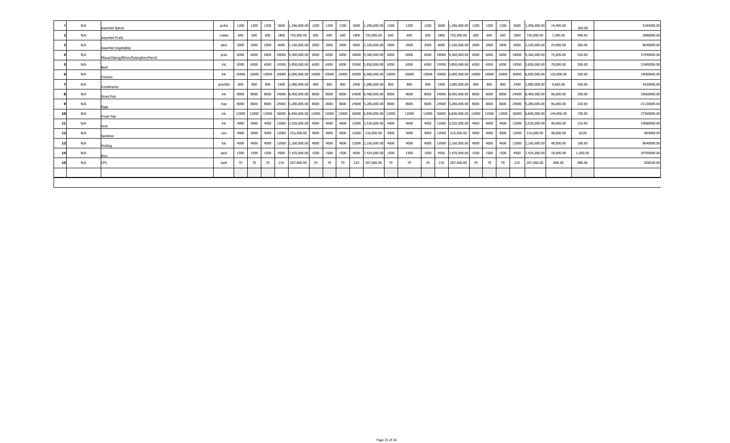| | | | | | | | | | | | | | | | | | | | | | | | | | | |
|---|---|---|---|---|---|---|---|---|---|---|---|---|---|---|---|---|---|---|---|---|---|---|---|---|---|---|
| 1 | N/A | Assorted Spices | pcks | 1200 | 1200 | 1200 | 3600 | 1,296,000.00 | 1200 | 1200 | 1200 | 3600 | 1,296,000.00 | 1200 | 1200 | 1200 | 3600 | 1,296,000.00 | 1200 | 1200 | 1200 | 3600 | 1,296,000.00 | 14,400.00 | 360.00 | 5184000.00 |
| 2 | N/A | Assorted Fruits | crates | 600 | 600 | 600 | 1800 | 720,000.00 | 600 | 600 | 600 | 1800 | 720,000.00 | 600 | 600 | 600 | 1800 | 720,000.00 | 600 | 600 | 600 | 1800 | 720,000.00 | 7,200.00 | 400.00 | 2880000.00 |
| 3 | N/A | Assorted Vegetables | sack | 2000 | 2000 | 2000 | 6000 | 2,160,000.00 | 2000 | 2000 | 2000 | 6000 | 2,160,000.00 | 2000 | 2000 | 2000 | 6000 | 2,160,000.00 | 2000 | 2000 | 2000 | 6000 | 2,160,000.00 | 24,000.00 | 360.00 | 8640000.00 |
| 4 | N/A | Misua/Odong/Bihon/Sotanghon/Pancit | pcks | 6000 | 6000 | 6000 | 18000 | 9,360,000.00 | 6000 | 6000 | 6000 | 18000 | 9,360,000.00 | 6000 | 6000 | 6000 | 18000 | 9,360,000.00 | 6000 | 6000 | 6000 | 18000 | 9,360,000.00 | 72,000.00 | 520.00 | 37440000.00 |
| 5 | N/A | Beef | kls | 6500 | 6500 | 6500 | 19500 | 5,850,000.00 | 6500 | 6500 | 6500 | 19500 | 5,850,000.00 | 6500 | 6500 | 6500 | 19500 | 5,850,000.00 | 6500 | 6500 | 6500 | 19500 | 5,850,000.00 | 78,000.00 | 300.00 | 23400000.00 |
| 6 | N/A | Chicken | kls | 10000 | 10000 | 10000 | 30000 | 6,000,000.00 | 10000 | 10000 | 10000 | 30000 | 6,000,000.00 | 10000 | 10000 | 10000 | 30000 | 6,000,000.00 | 10000 | 10000 | 10000 | 30000 | 6,000,000.00 | 120,000.00 | 200.00 | 24000000.00 |
| 7 | N/A | Condiments | pck/btls | 800 | 800 | 800 | 2400 | 1,080,000.00 | 800 | 800 | 800 | 2400 | 1,080,000.00 | 800 | 800 | 800 | 2400 | 1,080,000.00 | 800 | 800 | 800 | 2400 | 1,080,000.00 | 9,600.00 | 450.00 | 4320000.00 |
| 8 | N/A | Dried Fish | kls | 8000 | 8000 | 8000 | 24000 | 8,400,000.00 | 8000 | 8000 | 8000 | 24000 | 8,400,000.00 | 8000 | 8000 | 8000 | 24000 | 8,400,000.00 | 8000 | 8000 | 8000 | 24000 | 8,400,000.00 | 96,000.00 | 350.00 | 33600000.00 |
| 9 | N/A | Eggs | tray | 8000 | 8000 | 8000 | 24000 | 5,280,000.00 | 8000 | 8000 | 8000 | 24000 | 5,280,000.00 | 8000 | 8000 | 8000 | 24000 | 5,280,000.00 | 8000 | 8000 | 8000 | 24000 | 5,280,000.00 | 96,000.00 | 220.00 | 21120000.00 |
| 10 | N/A | Fresh Fish | kls | 12000 | 12000 | 12000 | 36000 | 6,840,000.00 | 12000 | 12000 | 12000 | 36000 | 6,840,000.00 | 12000 | 12000 | 12000 | 36000 | 6,840,000.00 | 12000 | 12000 | 12000 | 36000 | 6,840,000.00 | 144,000.00 | 190.00 | 27360000.00 |
| 11 | N/A | Pork | kls | 4000 | 4000 | 4000 | 12000 | 2,520,000.00 | 4000 | 4000 | 4000 | 12000 | 2,520,000.00 | 4000 | 4000 | 4000 | 12000 | 2,520,000.00 | 4000 | 4000 | 4000 | 12000 | 2,520,000.00 | 48,000.00 | 210.00 | 10080000.00 |
| 12 | N/A | Sardines | can | 4000 | 4000 | 4000 | 12000 | 216,000.00 | 4000 | 4000 | 4000 | 12000 | 216,000.00 | 4000 | 4000 | 4000 | 12000 | 216,000.00 | 4000 | 4000 | 4000 | 12000 | 216,000.00 | 48,000.00 | 18.00 | 864000.00 |
| 13 | N/A | Hotdog | kls | 4000 | 4000 | 4000 | 12000 | 2,160,000.00 | 4000 | 4000 | 4000 | 12000 | 2,160,000.00 | 4000 | 4000 | 4000 | 12000 | 2,160,000.00 | 4000 | 4000 | 4000 | 12000 | 2,160,000.00 | 48,000.00 | 180.00 | 8640000.00 |
| 14 | N/A | Rice | sack | 1500 | 1500 | 1500 | 4500 | 7,425,000.00 | 1500 | 1500 | 1500 | 4500 | 7,425,000.00 | 1500 | 1500 | 1500 | 4500 | 7,425,000.00 | 1500 | 1500 | 1500 | 4500 | 7,425,000.00 | 18,000.00 | 1,650.00 | 29700000.00 |
| 15 | N/A | LPG | tank | 70 | 70 | 70 | 210 | 207,060.00 | 70 | 70 | 70 | 210 | 207,060.00 | 70 | 70 | 70 | 210 | 207,060.00 | 70 | 70 | 70 | 210 | 207,060.00 | 840.00 | 986.00 | 828240.00 |
| | | | | | | | | | | | | | | | | | | | | | | | | | | |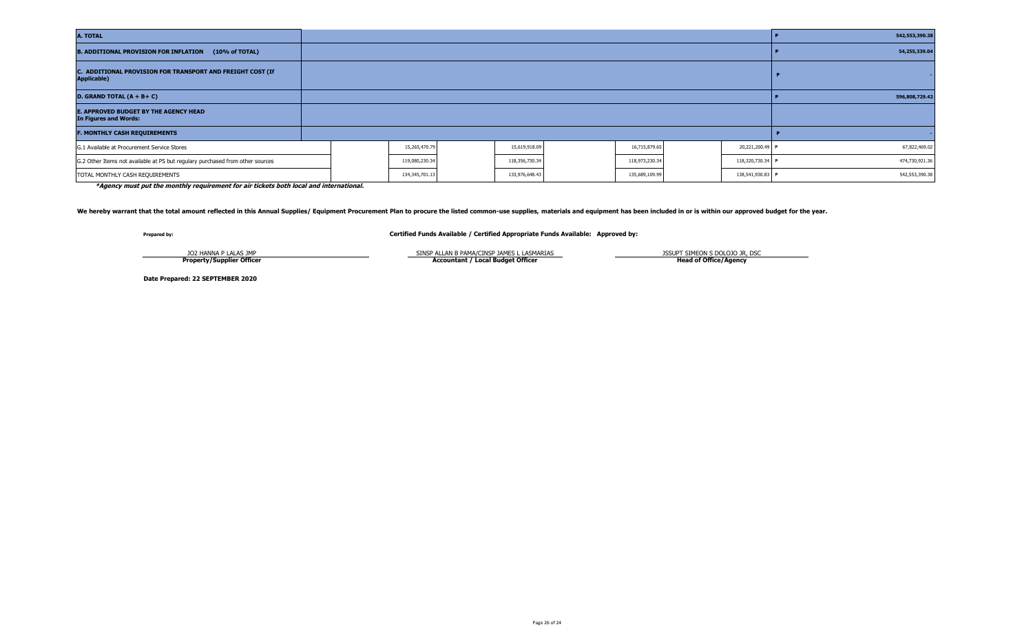| | | | | | | |
|---|---|---|---|---|---|---|
| **A. TOTAL** | | | | | P | 542,553,390.38 |
| **B. ADDITIONAL PROVISION FOR INFLATION (10% of TOTAL)** | | | | | P | 54,255,339.04 |
| **C. ADDITIONAL PROVISION FOR TRANSPORT AND FREIGHT COST (If Applicable)** | | | | | P | - |
| **D. GRAND TOTAL (A + B+ C)** | | | | | P | 596,808,729.42 |
| **E. APPROVED BUDGET BY THE AGENCY HEAD In Figures and Words:** | | | | | | |
| **F. MONTHLY CASH REQUIREMENTS** | | | | | P | - |
| G.1 Available at Procurement Service Stores | 15,265,470.79 | 15,619,918.09 | 16,715,879.65 | 20,221,200.49 | P | 67,822,469.02 |
| G.2 Other Items not available at PS but regulary purchased from other sources | 119,080,230.34 | 118,356,730.34 | 118,973,230.34 | 118,320,730.34 | P | 474,730,921.36 |
| TOTAL MONTHLY CASH REQUIREMENTS | 134,345,701.13 | 133,976,648.43 | 135,689,109.99 | 138,541,930.83 | P | 542,553,390.38 |

***Agency must put the monthly requirement for air tickets both local and international.***

**We hereby warrant that the total amount reflected in this Annual Supplies/ Equipment Procurement Plan to procure the listed common-use supplies, materials and equipment has been included in or is within our approved budget for the year.**

**Prepared by:**

**Certified Funds Available / Certified Appropriate Funds Available: Approved by:**

| Prepared by | Certified Funds Available | Approved by |
|---|---|---|
| JO2 HANNA P LALAS JMP | SINSP ALLAN B PAMA/CINSP JAMES L LASMARIAS | JSSUPT SIMEON S DOLOJO JR, DSC |
| **Property/Supplier Officer** | **Accountant / Local Budget Officer** | **Head of Office/Agency** |

**Date Prepared: 22 SEPTEMBER 2020**